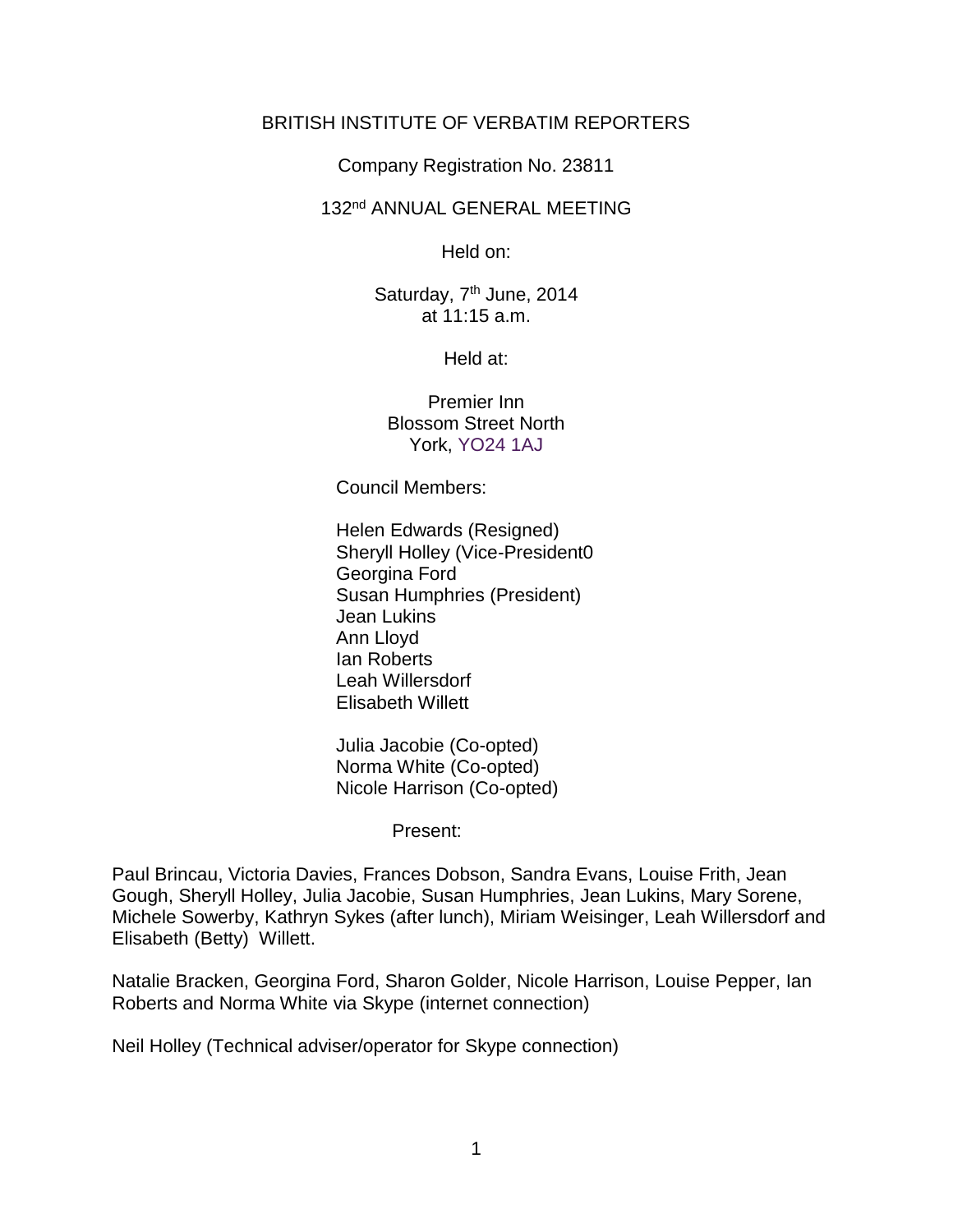BRITISH INSTITUTE OF VERBATIM REPORTERS

Company Registration No. 23811

132nd ANNUAL GENERAL MEETING

Held on:

Saturday, 7th June, 2014
at 11:15 a.m.

Held at:

Premier Inn
Blossom Street North
York, YO24 1AJ

Council Members:

Helen Edwards (Resigned)
Sheryll Holley (Vice-President0
Georgina Ford
Susan Humphries (President)
Jean Lukins
Ann Lloyd
Ian Roberts
Leah Willersdorf
Elisabeth Willett

Julia Jacobie (Co-opted)
Norma White (Co-opted)
Nicole Harrison (Co-opted)

Present:

Paul Brincau, Victoria Davies, Frances Dobson, Sandra Evans, Louise Frith, Jean Gough, Sheryll Holley, Julia Jacobie, Susan Humphries, Jean Lukins, Mary Sorene, Michele Sowerby, Kathryn Sykes (after lunch), Miriam Weisinger, Leah Willersdorf and Elisabeth (Betty) Willett.

Natalie Bracken, Georgina Ford, Sharon Golder, Nicole Harrison, Louise Pepper, Ian Roberts and Norma White via Skype (internet connection)

Neil Holley (Technical adviser/operator for Skype connection)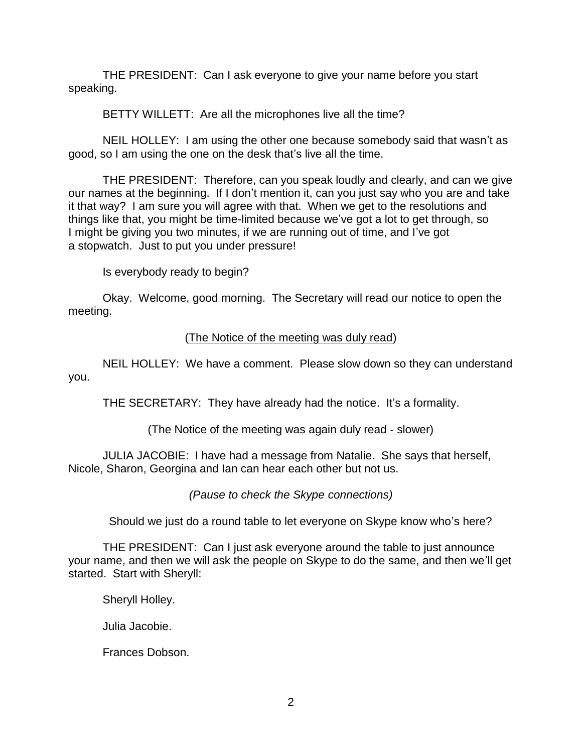THE PRESIDENT: Can I ask everyone to give your name before you start speaking.

BETTY WILLETT: Are all the microphones live all the time?

NEIL HOLLEY: I am using the other one because somebody said that wasn't as good, so I am using the one on the desk that's live all the time.

THE PRESIDENT: Therefore, can you speak loudly and clearly, and can we give our names at the beginning. If I don't mention it, can you just say who you are and take it that way? I am sure you will agree with that. When we get to the resolutions and things like that, you might be time-limited because we've got a lot to get through, so I might be giving you two minutes, if we are running out of time, and I've got a stopwatch. Just to put you under pressure!

Is everybody ready to begin?

Okay. Welcome, good morning. The Secretary will read our notice to open the meeting.

(The Notice of the meeting was duly read)

NEIL HOLLEY: We have a comment. Please slow down so they can understand you.

THE SECRETARY: They have already had the notice. It's a formality.

(The Notice of the meeting was again duly read - slower)

JULIA JACOBIE: I have had a message from Natalie. She says that herself, Nicole, Sharon, Georgina and Ian can hear each other but not us.

*(Pause to check the Skype connections)*

Should we just do a round table to let everyone on Skype know who's here?

THE PRESIDENT: Can I just ask everyone around the table to just announce your name, and then we will ask the people on Skype to do the same, and then we'll get started. Start with Sheryll:

Sheryll Holley.

Julia Jacobie.

Frances Dobson.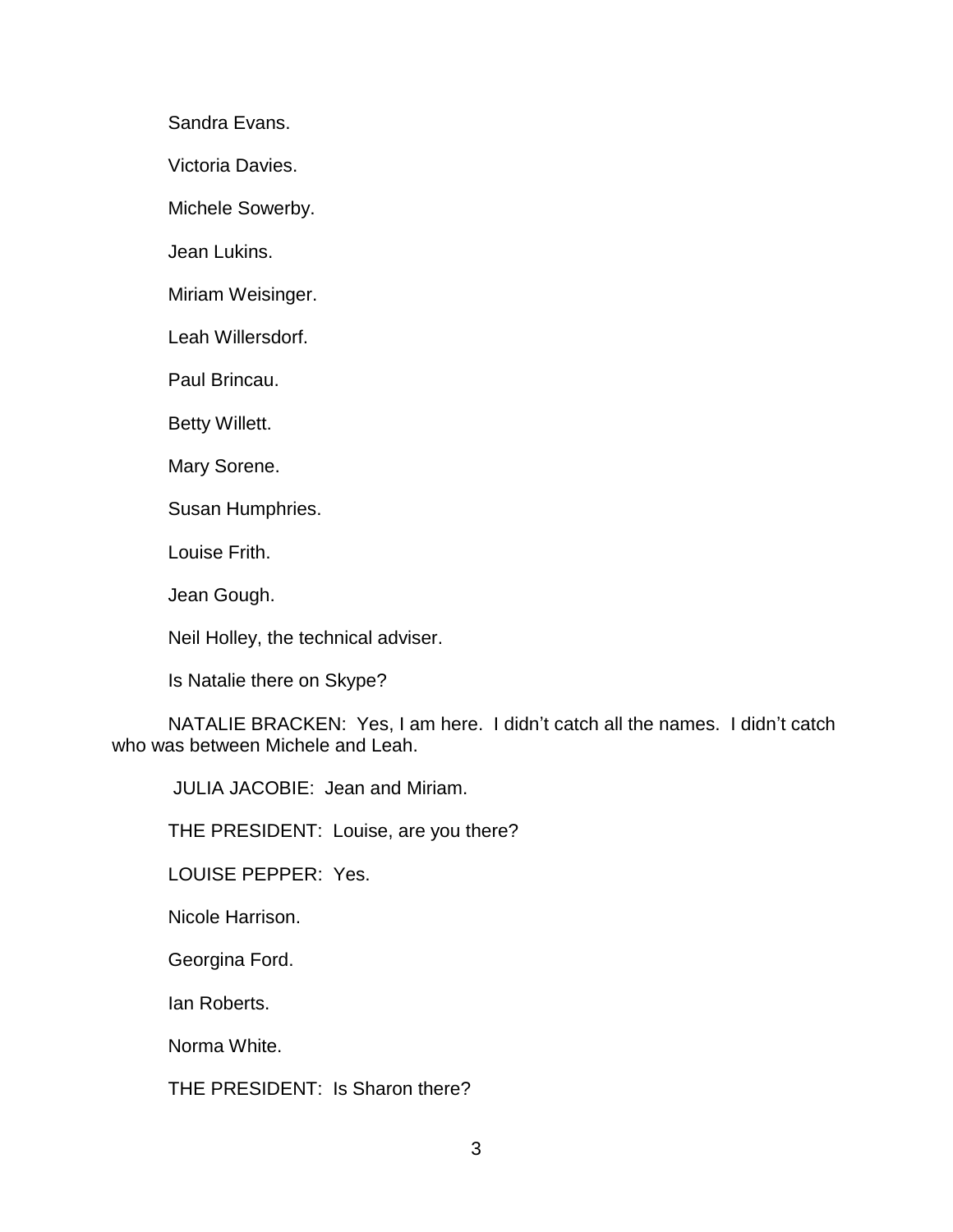Sandra Evans.

Victoria Davies.

Michele Sowerby.

Jean Lukins.

Miriam Weisinger.

Leah Willersdorf.

Paul Brincau.

Betty Willett.

Mary Sorene.

Susan Humphries.

Louise Frith.

Jean Gough.

Neil Holley, the technical adviser.

Is Natalie there on Skype?

NATALIE BRACKEN: Yes, I am here. I didn't catch all the names. I didn't catch who was between Michele and Leah.

JULIA JACOBIE: Jean and Miriam.

THE PRESIDENT: Louise, are you there?

LOUISE PEPPER: Yes.

Nicole Harrison.

Georgina Ford.

Ian Roberts.

Norma White.

THE PRESIDENT: Is Sharon there?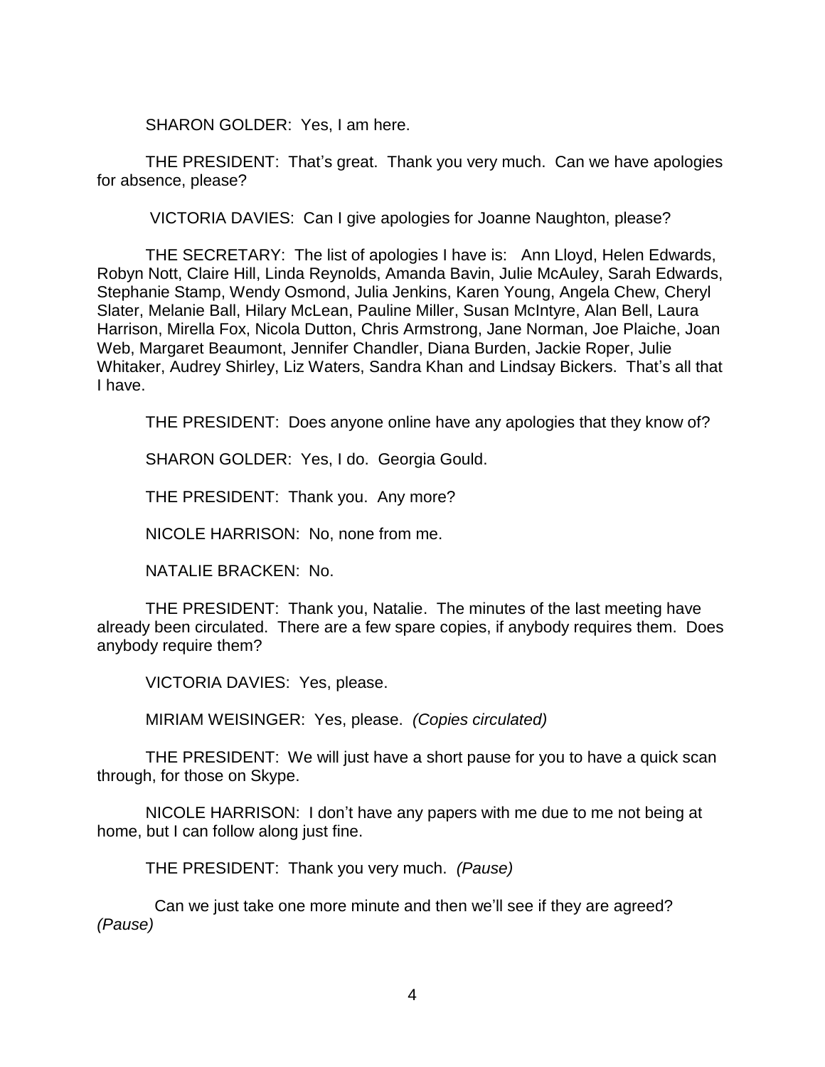SHARON GOLDER: Yes, I am here.

THE PRESIDENT: That's great. Thank you very much. Can we have apologies for absence, please?

VICTORIA DAVIES: Can I give apologies for Joanne Naughton, please?

THE SECRETARY: The list of apologies I have is: Ann Lloyd, Helen Edwards, Robyn Nott, Claire Hill, Linda Reynolds, Amanda Bavin, Julie McAuley, Sarah Edwards, Stephanie Stamp, Wendy Osmond, Julia Jenkins, Karen Young, Angela Chew, Cheryl Slater, Melanie Ball, Hilary McLean, Pauline Miller, Susan McIntyre, Alan Bell, Laura Harrison, Mirella Fox, Nicola Dutton, Chris Armstrong, Jane Norman, Joe Plaiche, Joan Web, Margaret Beaumont, Jennifer Chandler, Diana Burden, Jackie Roper, Julie Whitaker, Audrey Shirley, Liz Waters, Sandra Khan and Lindsay Bickers. That's all that I have.

THE PRESIDENT: Does anyone online have any apologies that they know of?

SHARON GOLDER: Yes, I do. Georgia Gould.

THE PRESIDENT: Thank you. Any more?

NICOLE HARRISON: No, none from me.

NATALIE BRACKEN: No.

THE PRESIDENT: Thank you, Natalie. The minutes of the last meeting have already been circulated. There are a few spare copies, if anybody requires them. Does anybody require them?

VICTORIA DAVIES: Yes, please.

MIRIAM WEISINGER: Yes, please. *(Copies circulated)*

THE PRESIDENT: We will just have a short pause for you to have a quick scan through, for those on Skype.

NICOLE HARRISON: I don't have any papers with me due to me not being at home, but I can follow along just fine.

THE PRESIDENT: Thank you very much. *(Pause)*

Can we just take one more minute and then we'll see if they are agreed? *(Pause)*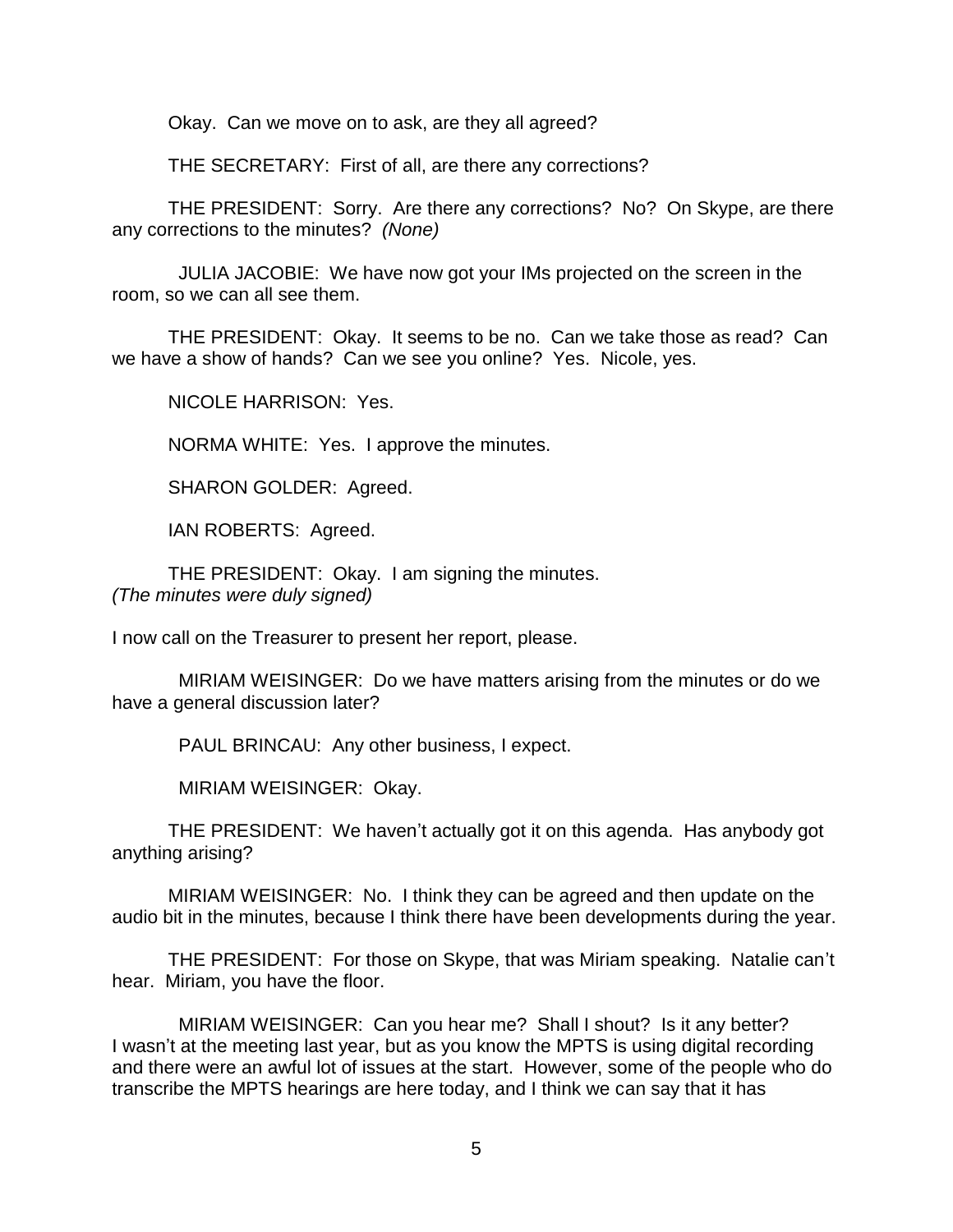Okay. Can we move on to ask, are they all agreed?

THE SECRETARY: First of all, are there any corrections?

THE PRESIDENT: Sorry. Are there any corrections? No? On Skype, are there any corrections to the minutes? *(None)*

JULIA JACOBIE: We have now got your IMs projected on the screen in the room, so we can all see them.

THE PRESIDENT: Okay. It seems to be no. Can we take those as read? Can we have a show of hands? Can we see you online? Yes. Nicole, yes.

NICOLE HARRISON: Yes.

NORMA WHITE: Yes. I approve the minutes.

SHARON GOLDER: Agreed.

IAN ROBERTS: Agreed.

THE PRESIDENT: Okay. I am signing the minutes.
*(The minutes were duly signed)*

I now call on the Treasurer to present her report, please.

MIRIAM WEISINGER: Do we have matters arising from the minutes or do we have a general discussion later?

PAUL BRINCAU: Any other business, I expect.

MIRIAM WEISINGER: Okay.

THE PRESIDENT: We haven't actually got it on this agenda. Has anybody got anything arising?

MIRIAM WEISINGER: No. I think they can be agreed and then update on the audio bit in the minutes, because I think there have been developments during the year.

THE PRESIDENT: For those on Skype, that was Miriam speaking. Natalie can't hear. Miriam, you have the floor.

MIRIAM WEISINGER: Can you hear me? Shall I shout? Is it any better? I wasn't at the meeting last year, but as you know the MPTS is using digital recording and there were an awful lot of issues at the start. However, some of the people who do transcribe the MPTS hearings are here today, and I think we can say that it has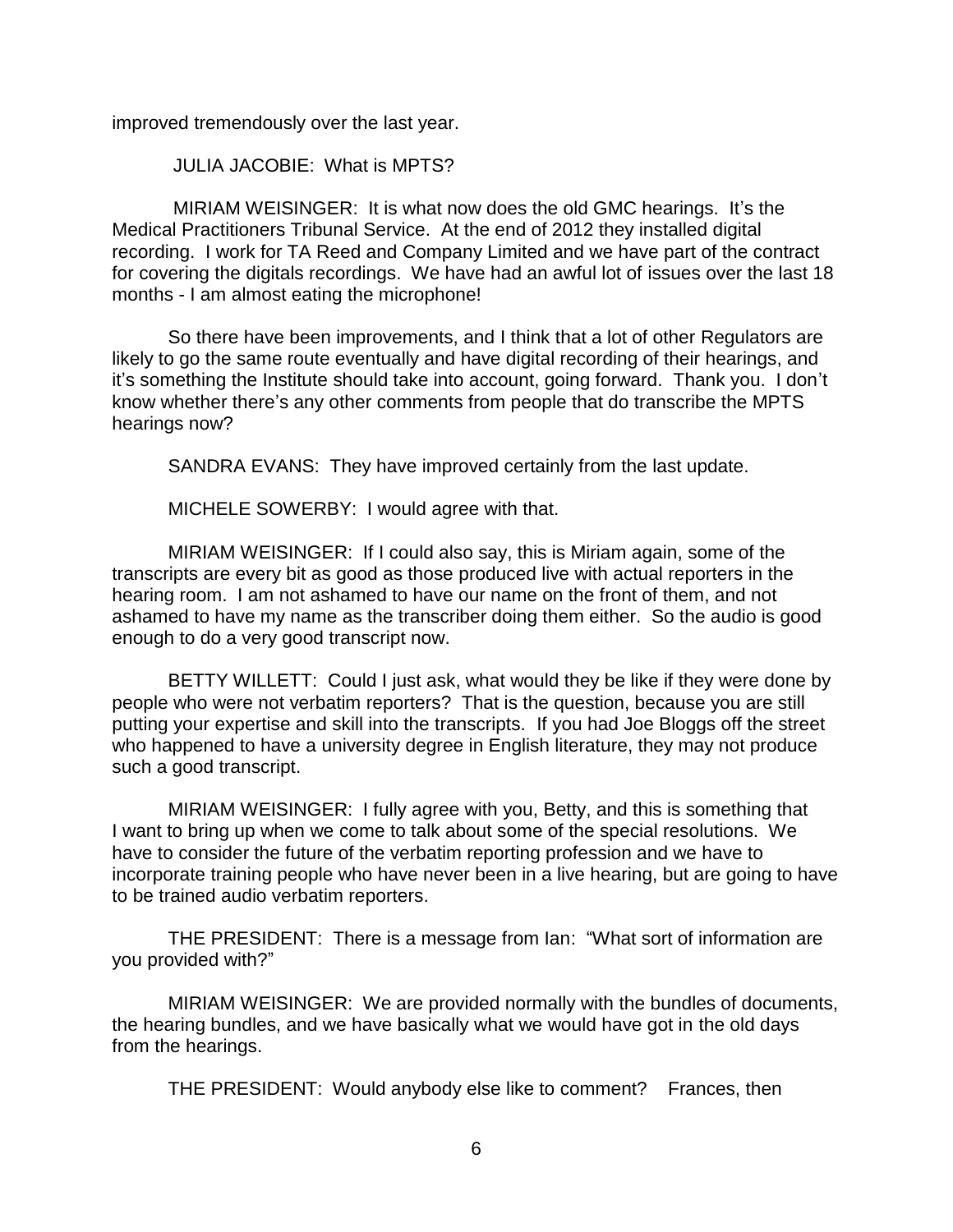improved tremendously over the last year.

JULIA JACOBIE: What is MPTS?

MIRIAM WEISINGER: It is what now does the old GMC hearings. It's the Medical Practitioners Tribunal Service. At the end of 2012 they installed digital recording. I work for TA Reed and Company Limited and we have part of the contract for covering the digitals recordings. We have had an awful lot of issues over the last 18 months - I am almost eating the microphone!

So there have been improvements, and I think that a lot of other Regulators are likely to go the same route eventually and have digital recording of their hearings, and it's something the Institute should take into account, going forward. Thank you. I don't know whether there's any other comments from people that do transcribe the MPTS hearings now?

SANDRA EVANS: They have improved certainly from the last update.

MICHELE SOWERBY: I would agree with that.

MIRIAM WEISINGER: If I could also say, this is Miriam again, some of the transcripts are every bit as good as those produced live with actual reporters in the hearing room. I am not ashamed to have our name on the front of them, and not ashamed to have my name as the transcriber doing them either. So the audio is good enough to do a very good transcript now.

BETTY WILLETT: Could I just ask, what would they be like if they were done by people who were not verbatim reporters? That is the question, because you are still putting your expertise and skill into the transcripts. If you had Joe Bloggs off the street who happened to have a university degree in English literature, they may not produce such a good transcript.

MIRIAM WEISINGER: I fully agree with you, Betty, and this is something that I want to bring up when we come to talk about some of the special resolutions. We have to consider the future of the verbatim reporting profession and we have to incorporate training people who have never been in a live hearing, but are going to have to be trained audio verbatim reporters.

THE PRESIDENT: There is a message from Ian: "What sort of information are you provided with?"

MIRIAM WEISINGER: We are provided normally with the bundles of documents, the hearing bundles, and we have basically what we would have got in the old days from the hearings.

THE PRESIDENT: Would anybody else like to comment? Frances, then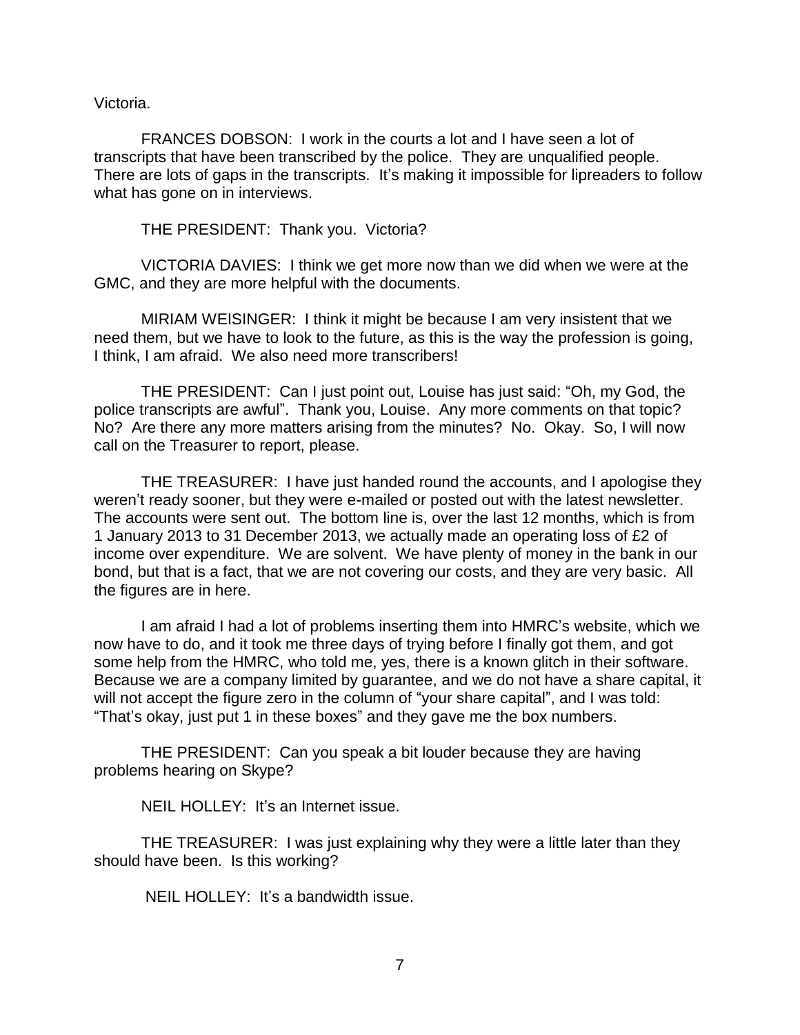Victoria.

FRANCES DOBSON: I work in the courts a lot and I have seen a lot of transcripts that have been transcribed by the police. They are unqualified people. There are lots of gaps in the transcripts. It's making it impossible for lipreaders to follow what has gone on in interviews.

THE PRESIDENT: Thank you. Victoria?

VICTORIA DAVIES: I think we get more now than we did when we were at the GMC, and they are more helpful with the documents.

MIRIAM WEISINGER: I think it might be because I am very insistent that we need them, but we have to look to the future, as this is the way the profession is going, I think, I am afraid. We also need more transcribers!

THE PRESIDENT: Can I just point out, Louise has just said: "Oh, my God, the police transcripts are awful". Thank you, Louise. Any more comments on that topic? No? Are there any more matters arising from the minutes? No. Okay. So, I will now call on the Treasurer to report, please.

THE TREASURER: I have just handed round the accounts, and I apologise they weren't ready sooner, but they were e-mailed or posted out with the latest newsletter. The accounts were sent out. The bottom line is, over the last 12 months, which is from 1 January 2013 to 31 December 2013, we actually made an operating loss of £2 of income over expenditure. We are solvent. We have plenty of money in the bank in our bond, but that is a fact, that we are not covering our costs, and they are very basic. All the figures are in here.

I am afraid I had a lot of problems inserting them into HMRC's website, which we now have to do, and it took me three days of trying before I finally got them, and got some help from the HMRC, who told me, yes, there is a known glitch in their software. Because we are a company limited by guarantee, and we do not have a share capital, it will not accept the figure zero in the column of "your share capital", and I was told: "That's okay, just put 1 in these boxes" and they gave me the box numbers.

THE PRESIDENT: Can you speak a bit louder because they are having problems hearing on Skype?

NEIL HOLLEY: It's an Internet issue.

THE TREASURER: I was just explaining why they were a little later than they should have been. Is this working?

NEIL HOLLEY: It's a bandwidth issue.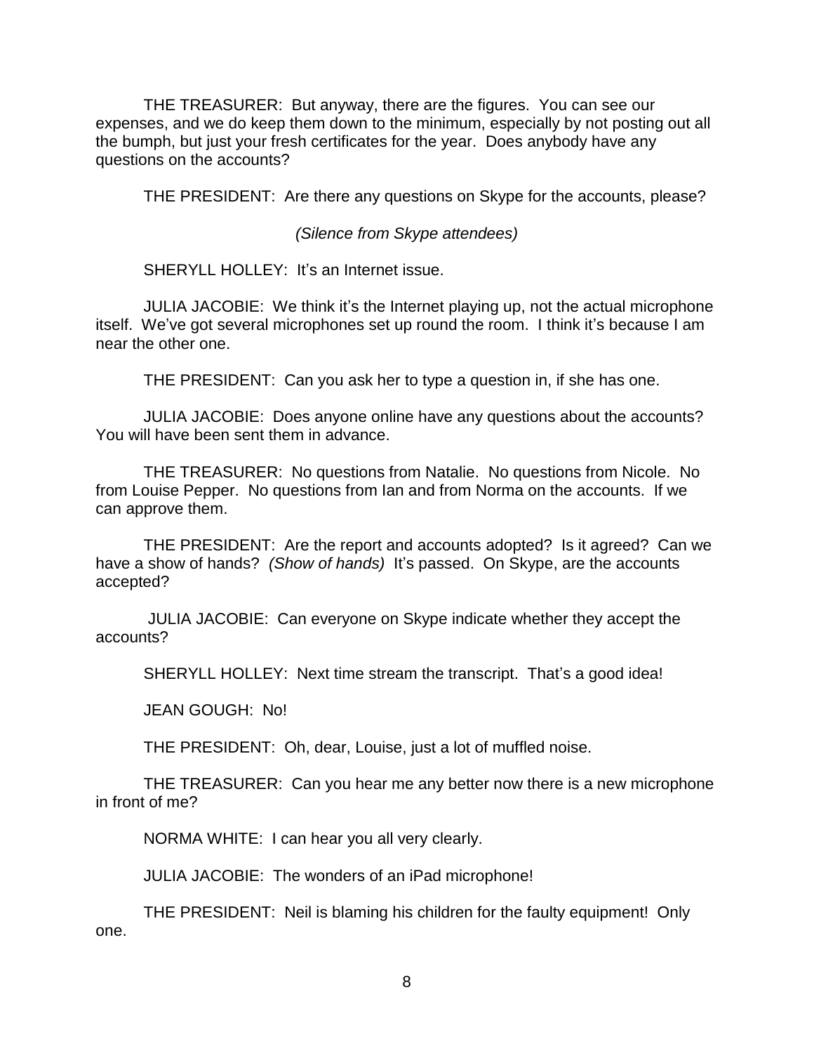THE TREASURER: But anyway, there are the figures. You can see our expenses, and we do keep them down to the minimum, especially by not posting out all the bumph, but just your fresh certificates for the year. Does anybody have any questions on the accounts?

THE PRESIDENT: Are there any questions on Skype for the accounts, please?

*(Silence from Skype attendees)*

SHERYLL HOLLEY: It's an Internet issue.

JULIA JACOBIE: We think it's the Internet playing up, not the actual microphone itself. We've got several microphones set up round the room. I think it's because I am near the other one.

THE PRESIDENT: Can you ask her to type a question in, if she has one.

JULIA JACOBIE: Does anyone online have any questions about the accounts? You will have been sent them in advance.

THE TREASURER: No questions from Natalie. No questions from Nicole. No from Louise Pepper. No questions from Ian and from Norma on the accounts. If we can approve them.

THE PRESIDENT: Are the report and accounts adopted? Is it agreed? Can we have a show of hands? *(Show of hands)* It's passed. On Skype, are the accounts accepted?

JULIA JACOBIE: Can everyone on Skype indicate whether they accept the accounts?

SHERYLL HOLLEY: Next time stream the transcript. That's a good idea!

JEAN GOUGH: No!

THE PRESIDENT: Oh, dear, Louise, just a lot of muffled noise.

THE TREASURER: Can you hear me any better now there is a new microphone in front of me?

NORMA WHITE: I can hear you all very clearly.

JULIA JACOBIE: The wonders of an iPad microphone!

THE PRESIDENT: Neil is blaming his children for the faulty equipment! Only one.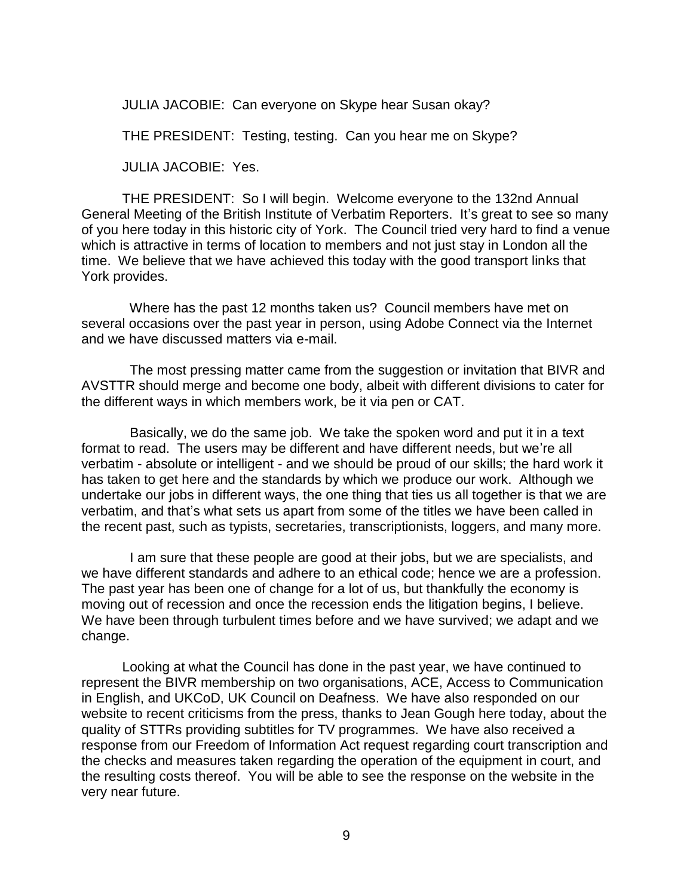JULIA JACOBIE: Can everyone on Skype hear Susan okay?

THE PRESIDENT: Testing, testing. Can you hear me on Skype?

JULIA JACOBIE: Yes.

THE PRESIDENT: So I will begin. Welcome everyone to the 132nd Annual General Meeting of the British Institute of Verbatim Reporters. It's great to see so many of you here today in this historic city of York. The Council tried very hard to find a venue which is attractive in terms of location to members and not just stay in London all the time. We believe that we have achieved this today with the good transport links that York provides.

Where has the past 12 months taken us? Council members have met on several occasions over the past year in person, using Adobe Connect via the Internet and we have discussed matters via e-mail.

The most pressing matter came from the suggestion or invitation that BIVR and AVSTTR should merge and become one body, albeit with different divisions to cater for the different ways in which members work, be it via pen or CAT.

Basically, we do the same job. We take the spoken word and put it in a text format to read. The users may be different and have different needs, but we're all verbatim - absolute or intelligent - and we should be proud of our skills; the hard work it has taken to get here and the standards by which we produce our work. Although we undertake our jobs in different ways, the one thing that ties us all together is that we are verbatim, and that's what sets us apart from some of the titles we have been called in the recent past, such as typists, secretaries, transcriptionists, loggers, and many more.

I am sure that these people are good at their jobs, but we are specialists, and we have different standards and adhere to an ethical code; hence we are a profession. The past year has been one of change for a lot of us, but thankfully the economy is moving out of recession and once the recession ends the litigation begins, I believe. We have been through turbulent times before and we have survived; we adapt and we change.

Looking at what the Council has done in the past year, we have continued to represent the BIVR membership on two organisations, ACE, Access to Communication in English, and UKCoD, UK Council on Deafness. We have also responded on our website to recent criticisms from the press, thanks to Jean Gough here today, about the quality of STTRs providing subtitles for TV programmes. We have also received a response from our Freedom of Information Act request regarding court transcription and the checks and measures taken regarding the operation of the equipment in court, and the resulting costs thereof. You will be able to see the response on the website in the very near future.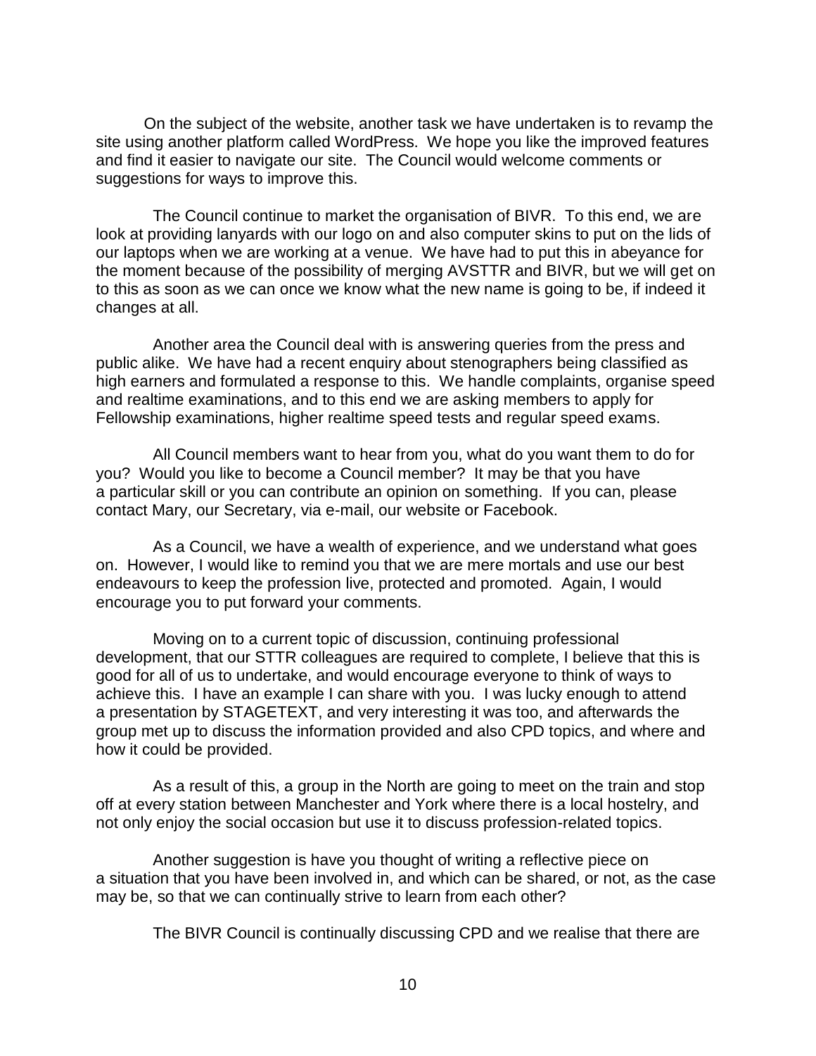On the subject of the website, another task we have undertaken is to revamp the site using another platform called WordPress. We hope you like the improved features and find it easier to navigate our site. The Council would welcome comments or suggestions for ways to improve this.

The Council continue to market the organisation of BIVR. To this end, we are look at providing lanyards with our logo on and also computer skins to put on the lids of our laptops when we are working at a venue. We have had to put this in abeyance for the moment because of the possibility of merging AVSTTR and BIVR, but we will get on to this as soon as we can once we know what the new name is going to be, if indeed it changes at all.

Another area the Council deal with is answering queries from the press and public alike. We have had a recent enquiry about stenographers being classified as high earners and formulated a response to this. We handle complaints, organise speed and realtime examinations, and to this end we are asking members to apply for Fellowship examinations, higher realtime speed tests and regular speed exams.

All Council members want to hear from you, what do you want them to do for you? Would you like to become a Council member? It may be that you have a particular skill or you can contribute an opinion on something. If you can, please contact Mary, our Secretary, via e-mail, our website or Facebook.

As a Council, we have a wealth of experience, and we understand what goes on. However, I would like to remind you that we are mere mortals and use our best endeavours to keep the profession live, protected and promoted. Again, I would encourage you to put forward your comments.

Moving on to a current topic of discussion, continuing professional development, that our STTR colleagues are required to complete, I believe that this is good for all of us to undertake, and would encourage everyone to think of ways to achieve this. I have an example I can share with you. I was lucky enough to attend a presentation by STAGETEXT, and very interesting it was too, and afterwards the group met up to discuss the information provided and also CPD topics, and where and how it could be provided.

As a result of this, a group in the North are going to meet on the train and stop off at every station between Manchester and York where there is a local hostelry, and not only enjoy the social occasion but use it to discuss profession-related topics.

Another suggestion is have you thought of writing a reflective piece on a situation that you have been involved in, and which can be shared, or not, as the case may be, so that we can continually strive to learn from each other?

The BIVR Council is continually discussing CPD and we realise that there are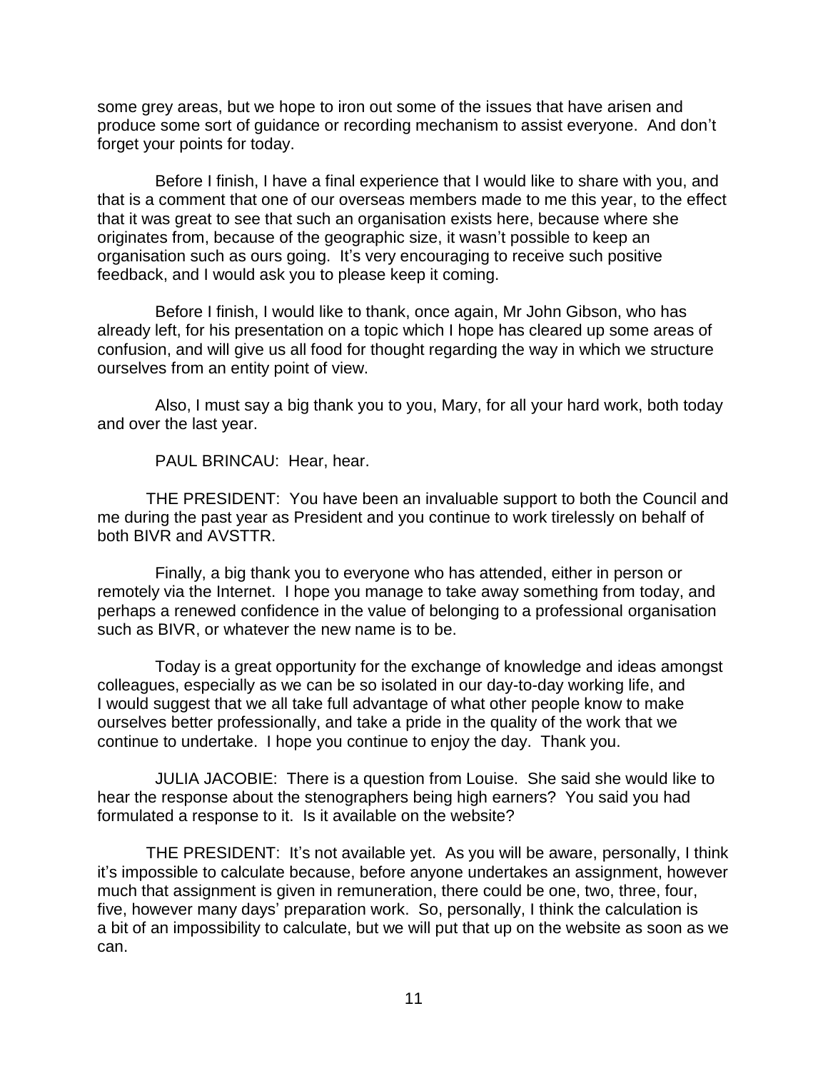some grey areas, but we hope to iron out some of the issues that have arisen and produce some sort of guidance or recording mechanism to assist everyone. And don't forget your points for today.

Before I finish, I have a final experience that I would like to share with you, and that is a comment that one of our overseas members made to me this year, to the effect that it was great to see that such an organisation exists here, because where she originates from, because of the geographic size, it wasn't possible to keep an organisation such as ours going. It's very encouraging to receive such positive feedback, and I would ask you to please keep it coming.

Before I finish, I would like to thank, once again, Mr John Gibson, who has already left, for his presentation on a topic which I hope has cleared up some areas of confusion, and will give us all food for thought regarding the way in which we structure ourselves from an entity point of view.

Also, I must say a big thank you to you, Mary, for all your hard work, both today and over the last year.

PAUL BRINCAU: Hear, hear.

THE PRESIDENT: You have been an invaluable support to both the Council and me during the past year as President and you continue to work tirelessly on behalf of both BIVR and AVSTTR.

Finally, a big thank you to everyone who has attended, either in person or remotely via the Internet. I hope you manage to take away something from today, and perhaps a renewed confidence in the value of belonging to a professional organisation such as BIVR, or whatever the new name is to be.

Today is a great opportunity for the exchange of knowledge and ideas amongst colleagues, especially as we can be so isolated in our day-to-day working life, and I would suggest that we all take full advantage of what other people know to make ourselves better professionally, and take a pride in the quality of the work that we continue to undertake. I hope you continue to enjoy the day. Thank you.

JULIA JACOBIE: There is a question from Louise. She said she would like to hear the response about the stenographers being high earners? You said you had formulated a response to it. Is it available on the website?

THE PRESIDENT: It's not available yet. As you will be aware, personally, I think it's impossible to calculate because, before anyone undertakes an assignment, however much that assignment is given in remuneration, there could be one, two, three, four, five, however many days' preparation work. So, personally, I think the calculation is a bit of an impossibility to calculate, but we will put that up on the website as soon as we can.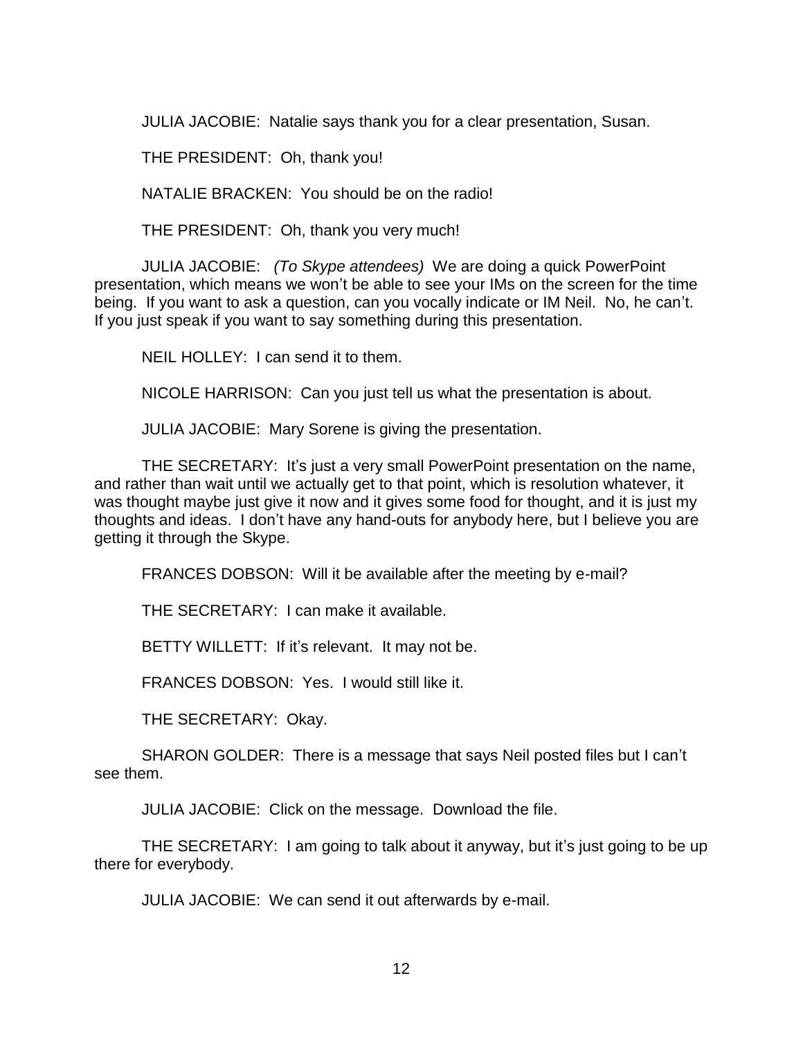JULIA JACOBIE: Natalie says thank you for a clear presentation, Susan.

THE PRESIDENT: Oh, thank you!

NATALIE BRACKEN: You should be on the radio!

THE PRESIDENT: Oh, thank you very much!

JULIA JACOBIE: *(To Skype attendees)* We are doing a quick PowerPoint presentation, which means we won't be able to see your IMs on the screen for the time being. If you want to ask a question, can you vocally indicate or IM Neil. No, he can't. If you just speak if you want to say something during this presentation.

NEIL HOLLEY: I can send it to them.

NICOLE HARRISON: Can you just tell us what the presentation is about.

JULIA JACOBIE: Mary Sorene is giving the presentation.

THE SECRETARY: It's just a very small PowerPoint presentation on the name, and rather than wait until we actually get to that point, which is resolution whatever, it was thought maybe just give it now and it gives some food for thought, and it is just my thoughts and ideas. I don't have any hand-outs for anybody here, but I believe you are getting it through the Skype.

FRANCES DOBSON: Will it be available after the meeting by e-mail?

THE SECRETARY: I can make it available.

BETTY WILLETT: If it's relevant. It may not be.

FRANCES DOBSON: Yes. I would still like it.

THE SECRETARY: Okay.

SHARON GOLDER: There is a message that says Neil posted files but I can't see them.

JULIA JACOBIE: Click on the message. Download the file.

THE SECRETARY: I am going to talk about it anyway, but it's just going to be up there for everybody.

JULIA JACOBIE: We can send it out afterwards by e-mail.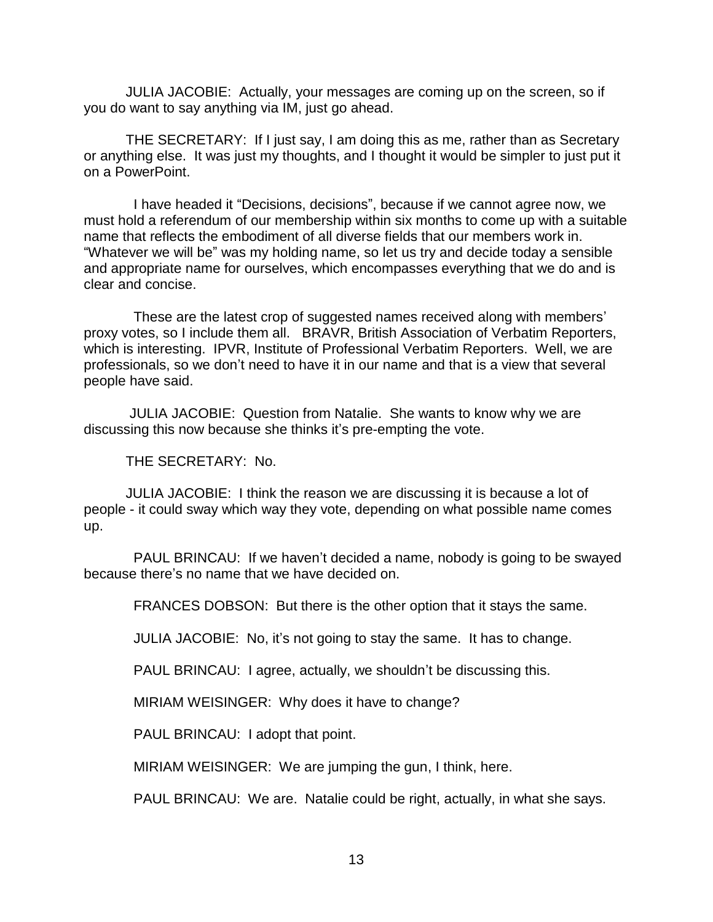JULIA JACOBIE: Actually, your messages are coming up on the screen, so if you do want to say anything via IM, just go ahead.

THE SECRETARY: If I just say, I am doing this as me, rather than as Secretary or anything else. It was just my thoughts, and I thought it would be simpler to just put it on a PowerPoint.

I have headed it "Decisions, decisions", because if we cannot agree now, we must hold a referendum of our membership within six months to come up with a suitable name that reflects the embodiment of all diverse fields that our members work in. "Whatever we will be" was my holding name, so let us try and decide today a sensible and appropriate name for ourselves, which encompasses everything that we do and is clear and concise.

These are the latest crop of suggested names received along with members' proxy votes, so I include them all. BRAVR, British Association of Verbatim Reporters, which is interesting. IPVR, Institute of Professional Verbatim Reporters. Well, we are professionals, so we don't need to have it in our name and that is a view that several people have said.

JULIA JACOBIE: Question from Natalie. She wants to know why we are discussing this now because she thinks it's pre-empting the vote.

THE SECRETARY: No.

JULIA JACOBIE: I think the reason we are discussing it is because a lot of people - it could sway which way they vote, depending on what possible name comes up.

PAUL BRINCAU: If we haven't decided a name, nobody is going to be swayed because there's no name that we have decided on.

FRANCES DOBSON: But there is the other option that it stays the same.

JULIA JACOBIE: No, it's not going to stay the same. It has to change.

PAUL BRINCAU: I agree, actually, we shouldn't be discussing this.

MIRIAM WEISINGER: Why does it have to change?

PAUL BRINCAU: I adopt that point.

MIRIAM WEISINGER: We are jumping the gun, I think, here.

PAUL BRINCAU: We are. Natalie could be right, actually, in what she says.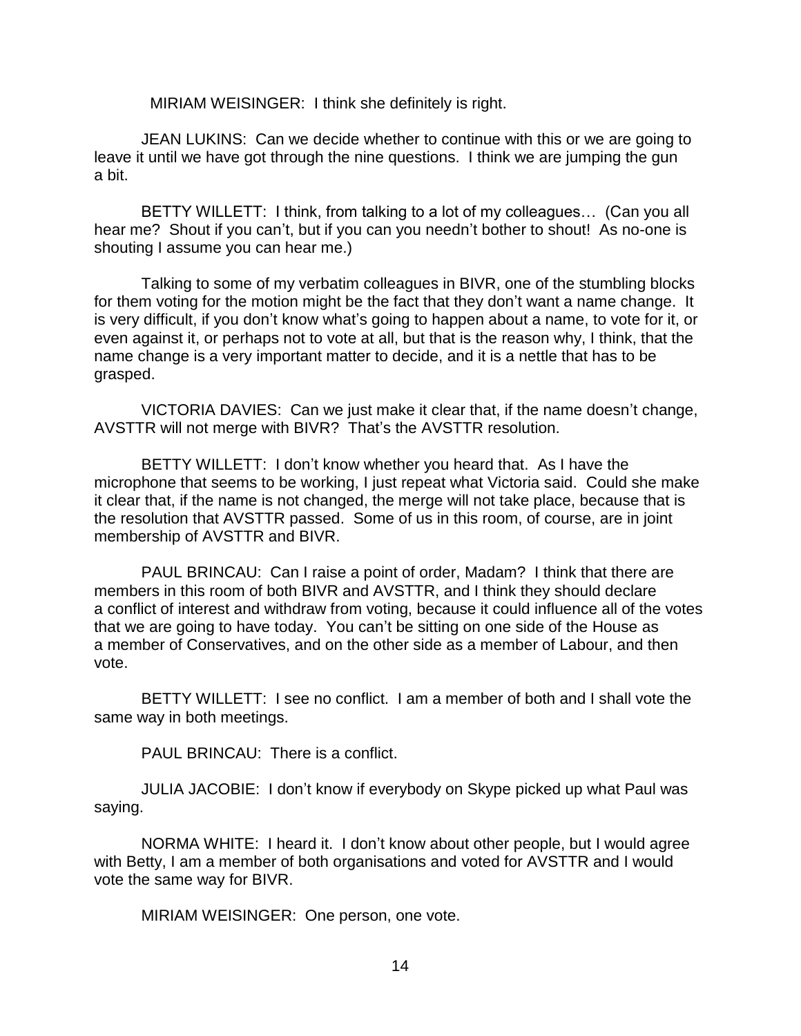MIRIAM WEISINGER: I think she definitely is right.

JEAN LUKINS: Can we decide whether to continue with this or we are going to leave it until we have got through the nine questions. I think we are jumping the gun a bit.

BETTY WILLETT: I think, from talking to a lot of my colleagues… (Can you all hear me? Shout if you can't, but if you can you needn't bother to shout! As no-one is shouting I assume you can hear me.)

Talking to some of my verbatim colleagues in BIVR, one of the stumbling blocks for them voting for the motion might be the fact that they don't want a name change. It is very difficult, if you don't know what's going to happen about a name, to vote for it, or even against it, or perhaps not to vote at all, but that is the reason why, I think, that the name change is a very important matter to decide, and it is a nettle that has to be grasped.

VICTORIA DAVIES: Can we just make it clear that, if the name doesn't change, AVSTTR will not merge with BIVR? That's the AVSTTR resolution.

BETTY WILLETT: I don't know whether you heard that. As I have the microphone that seems to be working, I just repeat what Victoria said. Could she make it clear that, if the name is not changed, the merge will not take place, because that is the resolution that AVSTTR passed. Some of us in this room, of course, are in joint membership of AVSTTR and BIVR.

PAUL BRINCAU: Can I raise a point of order, Madam? I think that there are members in this room of both BIVR and AVSTTR, and I think they should declare a conflict of interest and withdraw from voting, because it could influence all of the votes that we are going to have today. You can't be sitting on one side of the House as a member of Conservatives, and on the other side as a member of Labour, and then vote.

BETTY WILLETT: I see no conflict. I am a member of both and I shall vote the same way in both meetings.

PAUL BRINCAU: There is a conflict.

JULIA JACOBIE: I don't know if everybody on Skype picked up what Paul was saying.

NORMA WHITE: I heard it. I don't know about other people, but I would agree with Betty, I am a member of both organisations and voted for AVSTTR and I would vote the same way for BIVR.

MIRIAM WEISINGER: One person, one vote.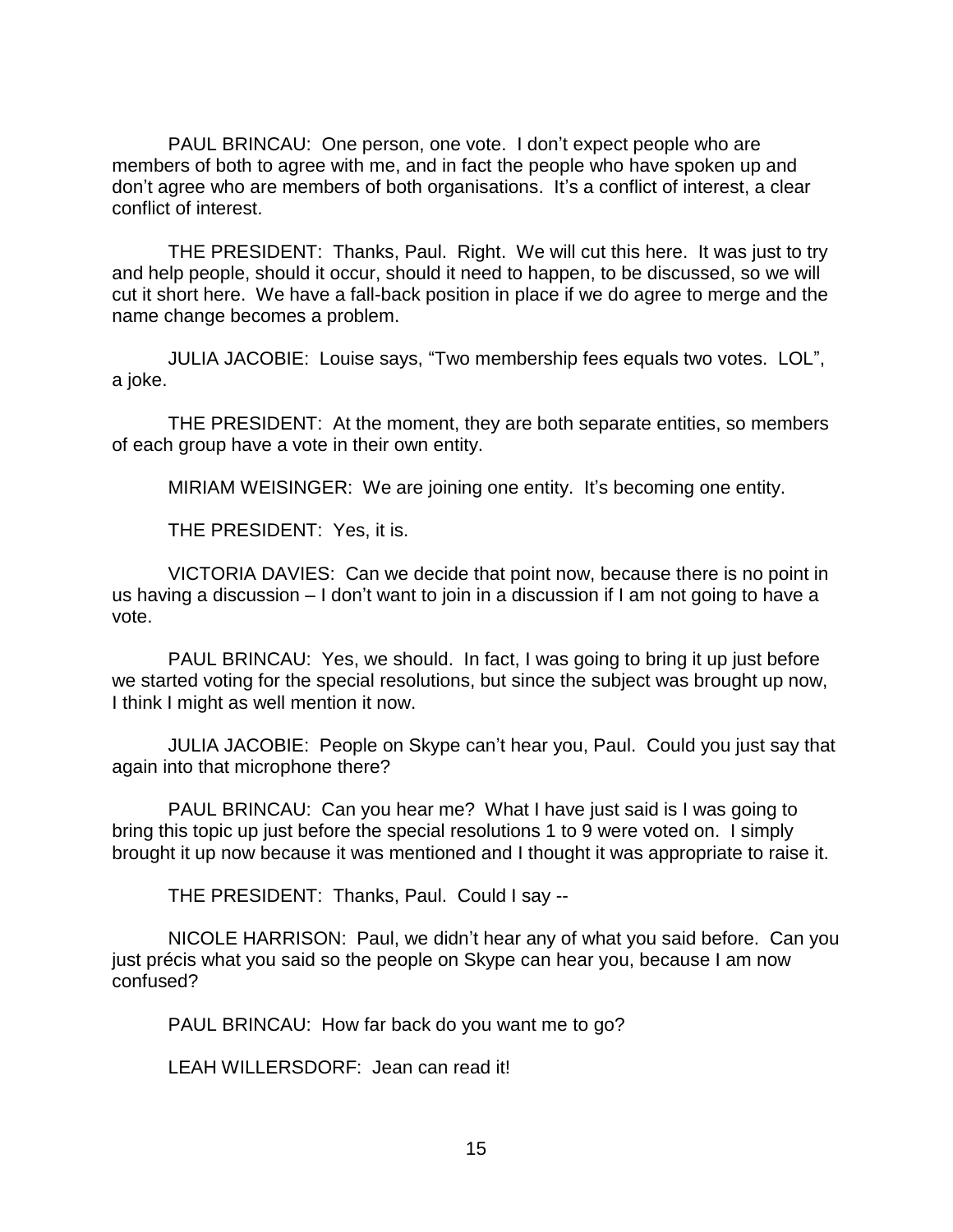PAUL BRINCAU: One person, one vote. I don't expect people who are members of both to agree with me, and in fact the people who have spoken up and don't agree who are members of both organisations. It's a conflict of interest, a clear conflict of interest.

THE PRESIDENT: Thanks, Paul. Right. We will cut this here. It was just to try and help people, should it occur, should it need to happen, to be discussed, so we will cut it short here. We have a fall-back position in place if we do agree to merge and the name change becomes a problem.

JULIA JACOBIE: Louise says, "Two membership fees equals two votes. LOL", a joke.

THE PRESIDENT: At the moment, they are both separate entities, so members of each group have a vote in their own entity.

MIRIAM WEISINGER: We are joining one entity. It's becoming one entity.

THE PRESIDENT: Yes, it is.

VICTORIA DAVIES: Can we decide that point now, because there is no point in us having a discussion – I don't want to join in a discussion if I am not going to have a vote.

PAUL BRINCAU: Yes, we should. In fact, I was going to bring it up just before we started voting for the special resolutions, but since the subject was brought up now, I think I might as well mention it now.

JULIA JACOBIE: People on Skype can't hear you, Paul. Could you just say that again into that microphone there?

PAUL BRINCAU: Can you hear me? What I have just said is I was going to bring this topic up just before the special resolutions 1 to 9 were voted on. I simply brought it up now because it was mentioned and I thought it was appropriate to raise it.

THE PRESIDENT: Thanks, Paul. Could I say --

NICOLE HARRISON: Paul, we didn't hear any of what you said before. Can you just précis what you said so the people on Skype can hear you, because I am now confused?

PAUL BRINCAU: How far back do you want me to go?

LEAH WILLERSDORF: Jean can read it!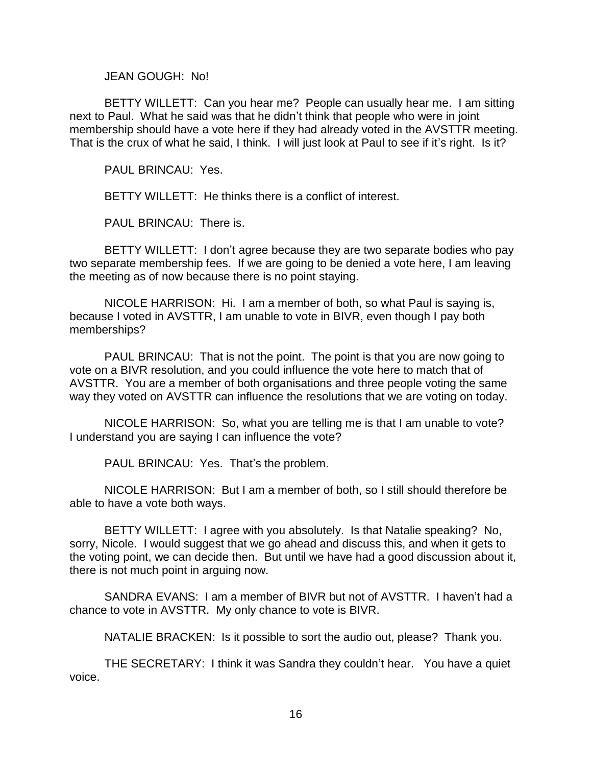JEAN GOUGH: No!

BETTY WILLETT: Can you hear me? People can usually hear me. I am sitting next to Paul. What he said was that he didn't think that people who were in joint membership should have a vote here if they had already voted in the AVSTTR meeting. That is the crux of what he said, I think. I will just look at Paul to see if it's right. Is it?

PAUL BRINCAU: Yes.

BETTY WILLETT: He thinks there is a conflict of interest.

PAUL BRINCAU: There is.

BETTY WILLETT: I don't agree because they are two separate bodies who pay two separate membership fees. If we are going to be denied a vote here, I am leaving the meeting as of now because there is no point staying.

NICOLE HARRISON: Hi. I am a member of both, so what Paul is saying is, because I voted in AVSTTR, I am unable to vote in BIVR, even though I pay both memberships?

PAUL BRINCAU: That is not the point. The point is that you are now going to vote on a BIVR resolution, and you could influence the vote here to match that of AVSTTR. You are a member of both organisations and three people voting the same way they voted on AVSTTR can influence the resolutions that we are voting on today.

NICOLE HARRISON: So, what you are telling me is that I am unable to vote? I understand you are saying I can influence the vote?

PAUL BRINCAU: Yes. That's the problem.

NICOLE HARRISON: But I am a member of both, so I still should therefore be able to have a vote both ways.

BETTY WILLETT: I agree with you absolutely. Is that Natalie speaking? No, sorry, Nicole. I would suggest that we go ahead and discuss this, and when it gets to the voting point, we can decide then. But until we have had a good discussion about it, there is not much point in arguing now.

SANDRA EVANS: I am a member of BIVR but not of AVSTTR. I haven't had a chance to vote in AVSTTR. My only chance to vote is BIVR.

NATALIE BRACKEN: Is it possible to sort the audio out, please? Thank you.

THE SECRETARY: I think it was Sandra they couldn't hear. You have a quiet voice.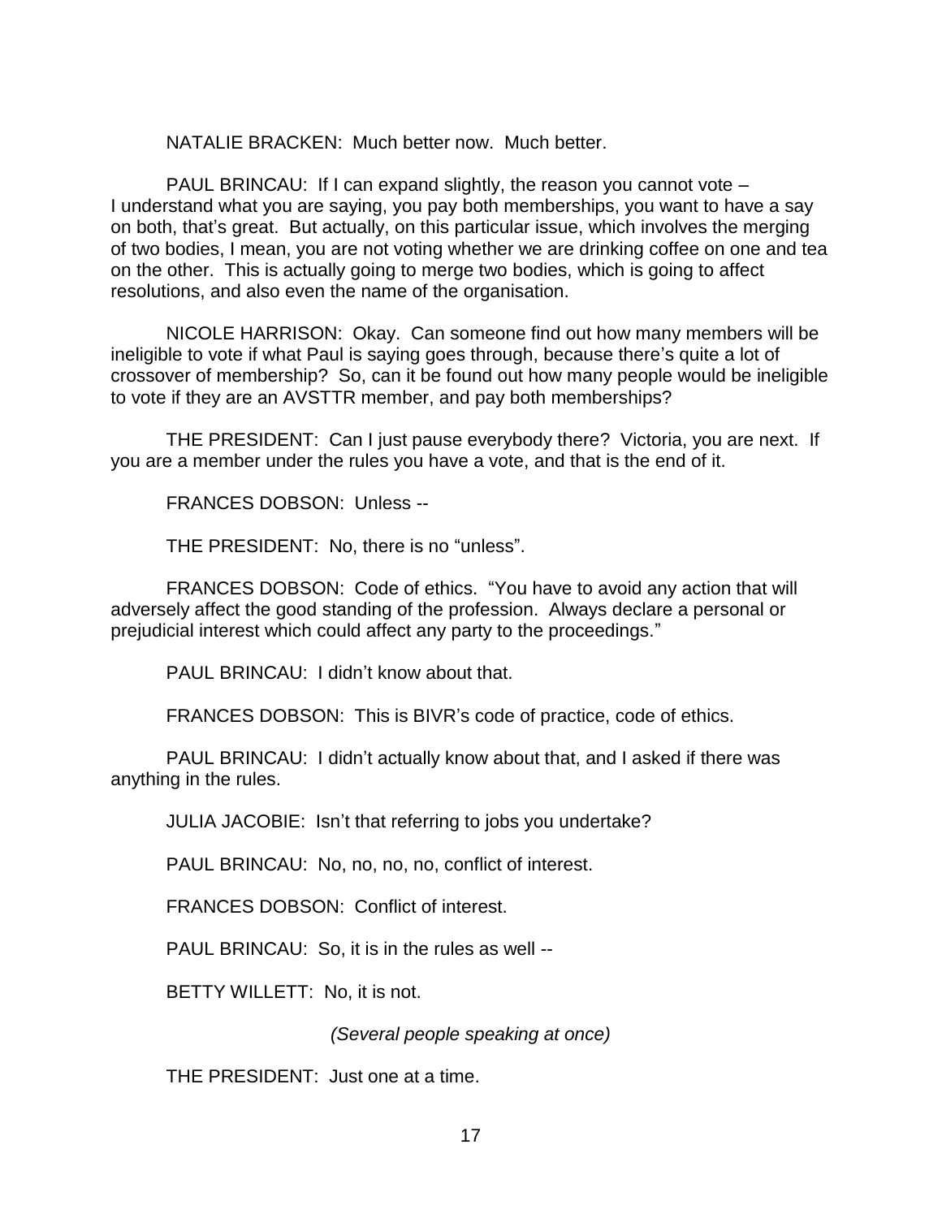NATALIE BRACKEN: Much better now. Much better.

PAUL BRINCAU: If I can expand slightly, the reason you cannot vote – I understand what you are saying, you pay both memberships, you want to have a say on both, that's great. But actually, on this particular issue, which involves the merging of two bodies, I mean, you are not voting whether we are drinking coffee on one and tea on the other. This is actually going to merge two bodies, which is going to affect resolutions, and also even the name of the organisation.

NICOLE HARRISON: Okay. Can someone find out how many members will be ineligible to vote if what Paul is saying goes through, because there's quite a lot of crossover of membership? So, can it be found out how many people would be ineligible to vote if they are an AVSTTR member, and pay both memberships?

THE PRESIDENT: Can I just pause everybody there? Victoria, you are next. If you are a member under the rules you have a vote, and that is the end of it.

FRANCES DOBSON: Unless --

THE PRESIDENT: No, there is no "unless".

FRANCES DOBSON: Code of ethics. "You have to avoid any action that will adversely affect the good standing of the profession. Always declare a personal or prejudicial interest which could affect any party to the proceedings."

PAUL BRINCAU: I didn't know about that.

FRANCES DOBSON: This is BIVR's code of practice, code of ethics.

PAUL BRINCAU: I didn't actually know about that, and I asked if there was anything in the rules.

JULIA JACOBIE: Isn't that referring to jobs you undertake?

PAUL BRINCAU: No, no, no, no, conflict of interest.

FRANCES DOBSON: Conflict of interest.

PAUL BRINCAU: So, it is in the rules as well --

BETTY WILLETT: No, it is not.

*(Several people speaking at once)*

THE PRESIDENT: Just one at a time.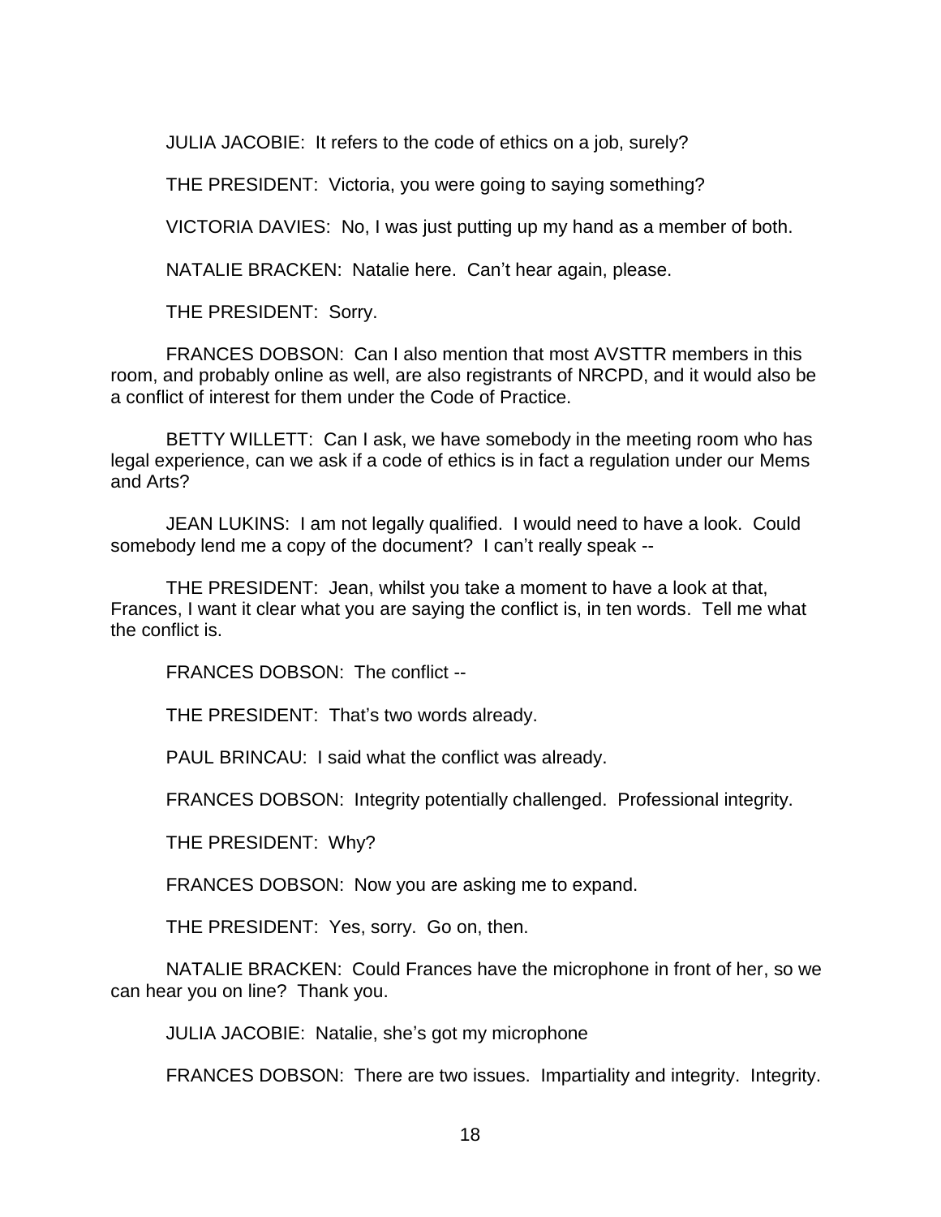JULIA JACOBIE: It refers to the code of ethics on a job, surely?

THE PRESIDENT: Victoria, you were going to saying something?

VICTORIA DAVIES: No, I was just putting up my hand as a member of both.

NATALIE BRACKEN: Natalie here. Can't hear again, please.

THE PRESIDENT: Sorry.

FRANCES DOBSON: Can I also mention that most AVSTTR members in this room, and probably online as well, are also registrants of NRCPD, and it would also be a conflict of interest for them under the Code of Practice.

BETTY WILLETT: Can I ask, we have somebody in the meeting room who has legal experience, can we ask if a code of ethics is in fact a regulation under our Mems and Arts?

JEAN LUKINS: I am not legally qualified. I would need to have a look. Could somebody lend me a copy of the document? I can't really speak --

THE PRESIDENT: Jean, whilst you take a moment to have a look at that, Frances, I want it clear what you are saying the conflict is, in ten words. Tell me what the conflict is.

FRANCES DOBSON: The conflict --

THE PRESIDENT: That's two words already.

PAUL BRINCAU: I said what the conflict was already.

FRANCES DOBSON: Integrity potentially challenged. Professional integrity.

THE PRESIDENT: Why?

FRANCES DOBSON: Now you are asking me to expand.

THE PRESIDENT: Yes, sorry. Go on, then.

NATALIE BRACKEN: Could Frances have the microphone in front of her, so we can hear you on line? Thank you.

JULIA JACOBIE: Natalie, she's got my microphone

FRANCES DOBSON: There are two issues. Impartiality and integrity. Integrity.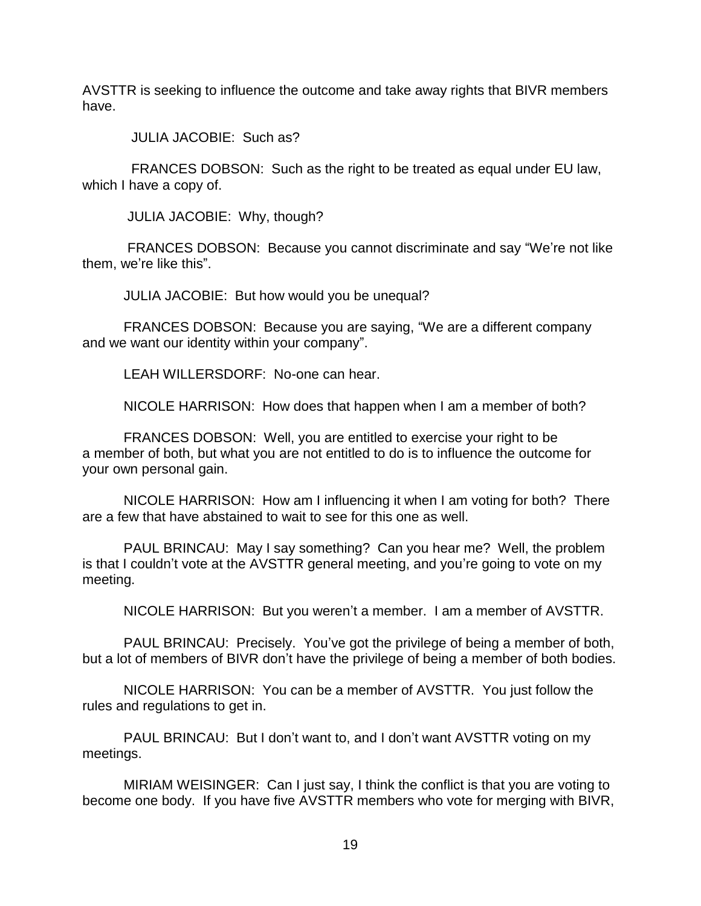AVSTTR is seeking to influence the outcome and take away rights that BIVR members have.

JULIA JACOBIE: Such as?

FRANCES DOBSON: Such as the right to be treated as equal under EU law, which I have a copy of.

JULIA JACOBIE: Why, though?

FRANCES DOBSON: Because you cannot discriminate and say "We're not like them, we're like this".

JULIA JACOBIE: But how would you be unequal?

FRANCES DOBSON: Because you are saying, "We are a different company and we want our identity within your company".

LEAH WILLERSDORF: No-one can hear.

NICOLE HARRISON: How does that happen when I am a member of both?

FRANCES DOBSON: Well, you are entitled to exercise your right to be a member of both, but what you are not entitled to do is to influence the outcome for your own personal gain.

NICOLE HARRISON: How am I influencing it when I am voting for both? There are a few that have abstained to wait to see for this one as well.

PAUL BRINCAU: May I say something? Can you hear me? Well, the problem is that I couldn't vote at the AVSTTR general meeting, and you're going to vote on my meeting.

NICOLE HARRISON: But you weren't a member. I am a member of AVSTTR.

PAUL BRINCAU: Precisely. You've got the privilege of being a member of both, but a lot of members of BIVR don't have the privilege of being a member of both bodies.

NICOLE HARRISON: You can be a member of AVSTTR. You just follow the rules and regulations to get in.

PAUL BRINCAU: But I don't want to, and I don't want AVSTTR voting on my meetings.

MIRIAM WEISINGER: Can I just say, I think the conflict is that you are voting to become one body. If you have five AVSTTR members who vote for merging with BIVR,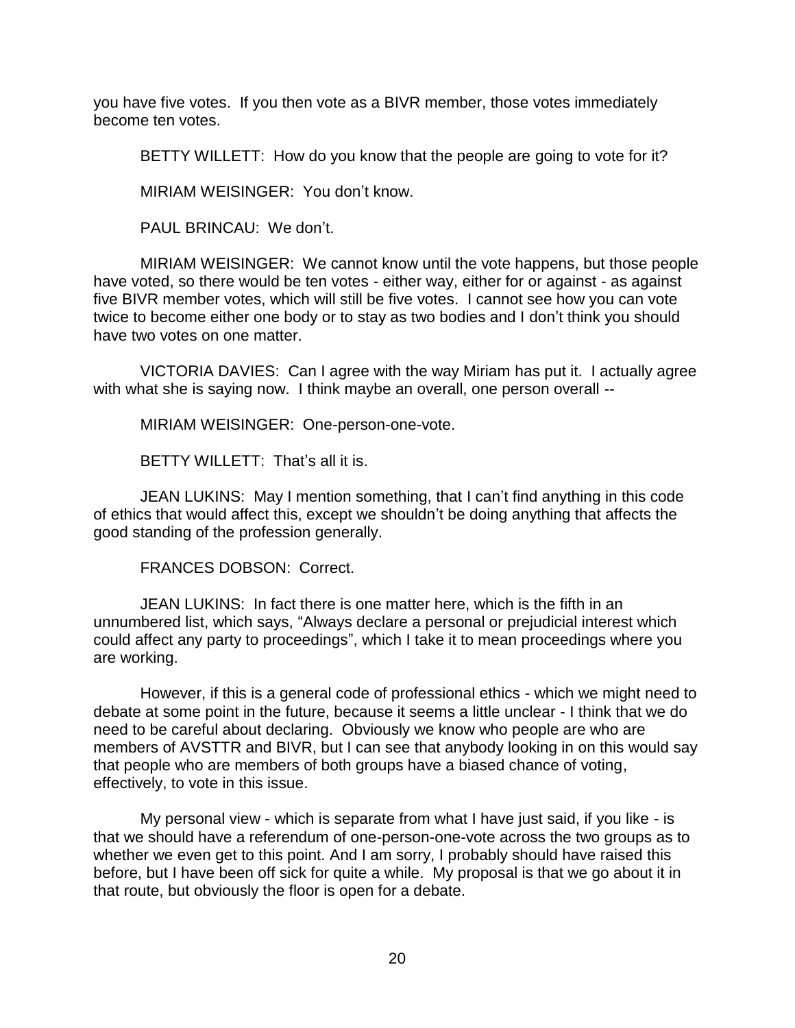you have five votes. If you then vote as a BIVR member, those votes immediately become ten votes.

BETTY WILLETT: How do you know that the people are going to vote for it?

MIRIAM WEISINGER: You don't know.

PAUL BRINCAU: We don't.

MIRIAM WEISINGER: We cannot know until the vote happens, but those people have voted, so there would be ten votes - either way, either for or against - as against five BIVR member votes, which will still be five votes. I cannot see how you can vote twice to become either one body or to stay as two bodies and I don't think you should have two votes on one matter.

VICTORIA DAVIES: Can I agree with the way Miriam has put it. I actually agree with what she is saying now. I think maybe an overall, one person overall --

MIRIAM WEISINGER: One-person-one-vote.

BETTY WILLETT: That's all it is.

JEAN LUKINS: May I mention something, that I can't find anything in this code of ethics that would affect this, except we shouldn't be doing anything that affects the good standing of the profession generally.

FRANCES DOBSON: Correct.

JEAN LUKINS: In fact there is one matter here, which is the fifth in an unnumbered list, which says, "Always declare a personal or prejudicial interest which could affect any party to proceedings", which I take it to mean proceedings where you are working.

However, if this is a general code of professional ethics - which we might need to debate at some point in the future, because it seems a little unclear - I think that we do need to be careful about declaring. Obviously we know who people are who are members of AVSTTR and BIVR, but I can see that anybody looking in on this would say that people who are members of both groups have a biased chance of voting, effectively, to vote in this issue.

My personal view - which is separate from what I have just said, if you like - is that we should have a referendum of one-person-one-vote across the two groups as to whether we even get to this point. And I am sorry, I probably should have raised this before, but I have been off sick for quite a while. My proposal is that we go about it in that route, but obviously the floor is open for a debate.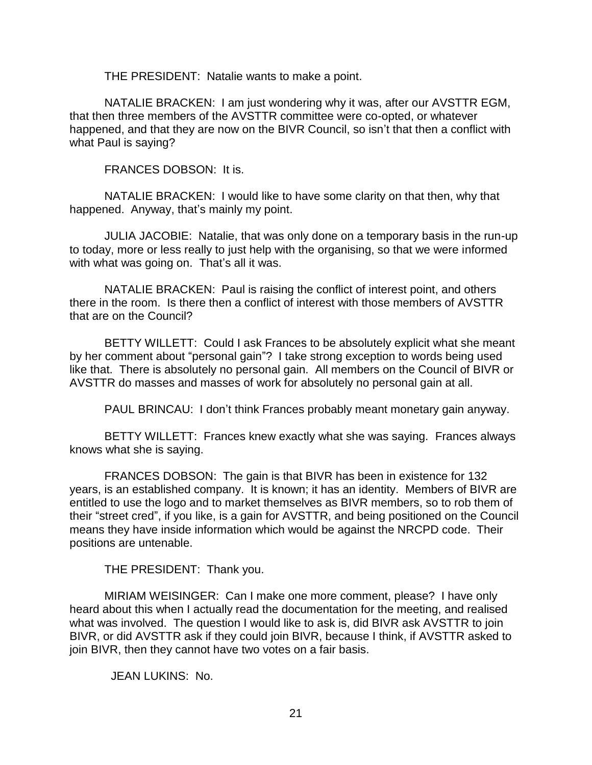THE PRESIDENT: Natalie wants to make a point.

NATALIE BRACKEN: I am just wondering why it was, after our AVSTTR EGM, that then three members of the AVSTTR committee were co-opted, or whatever happened, and that they are now on the BIVR Council, so isn't that then a conflict with what Paul is saying?

FRANCES DOBSON: It is.

NATALIE BRACKEN: I would like to have some clarity on that then, why that happened. Anyway, that's mainly my point.

JULIA JACOBIE: Natalie, that was only done on a temporary basis in the run-up to today, more or less really to just help with the organising, so that we were informed with what was going on. That's all it was.

NATALIE BRACKEN: Paul is raising the conflict of interest point, and others there in the room. Is there then a conflict of interest with those members of AVSTTR that are on the Council?

BETTY WILLETT: Could I ask Frances to be absolutely explicit what she meant by her comment about "personal gain"? I take strong exception to words being used like that. There is absolutely no personal gain. All members on the Council of BIVR or AVSTTR do masses and masses of work for absolutely no personal gain at all.

PAUL BRINCAU: I don't think Frances probably meant monetary gain anyway.

BETTY WILLETT: Frances knew exactly what she was saying. Frances always knows what she is saying.

FRANCES DOBSON: The gain is that BIVR has been in existence for 132 years, is an established company. It is known; it has an identity. Members of BIVR are entitled to use the logo and to market themselves as BIVR members, so to rob them of their "street cred", if you like, is a gain for AVSTTR, and being positioned on the Council means they have inside information which would be against the NRCPD code. Their positions are untenable.

THE PRESIDENT: Thank you.

MIRIAM WEISINGER: Can I make one more comment, please? I have only heard about this when I actually read the documentation for the meeting, and realised what was involved. The question I would like to ask is, did BIVR ask AVSTTR to join BIVR, or did AVSTTR ask if they could join BIVR, because I think, if AVSTTR asked to join BIVR, then they cannot have two votes on a fair basis.

JEAN LUKINS: No.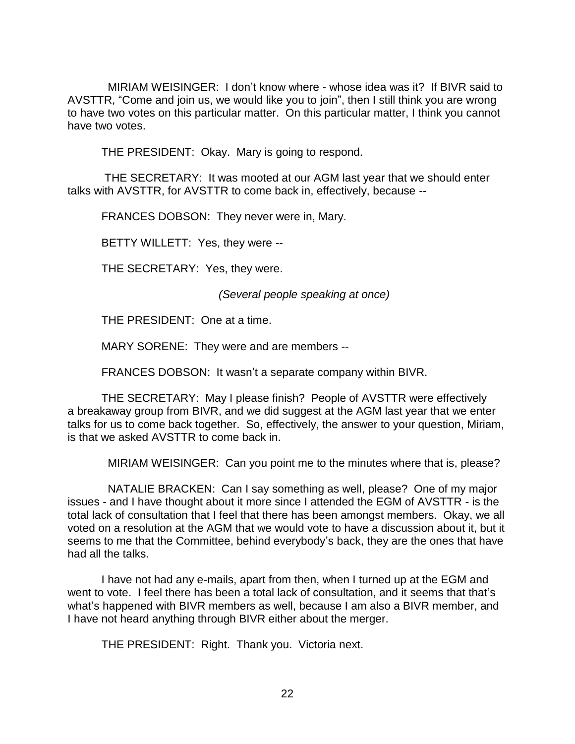MIRIAM WEISINGER: I don't know where - whose idea was it? If BIVR said to AVSTTR, "Come and join us, we would like you to join", then I still think you are wrong to have two votes on this particular matter. On this particular matter, I think you cannot have two votes.

THE PRESIDENT: Okay. Mary is going to respond.

THE SECRETARY: It was mooted at our AGM last year that we should enter talks with AVSTTR, for AVSTTR to come back in, effectively, because --

FRANCES DOBSON: They never were in, Mary.

BETTY WILLETT: Yes, they were --

THE SECRETARY: Yes, they were.

*(Several people speaking at once)*

THE PRESIDENT: One at a time.

MARY SORENE: They were and are members --

FRANCES DOBSON: It wasn't a separate company within BIVR.

THE SECRETARY: May I please finish? People of AVSTTR were effectively a breakaway group from BIVR, and we did suggest at the AGM last year that we enter talks for us to come back together. So, effectively, the answer to your question, Miriam, is that we asked AVSTTR to come back in.

MIRIAM WEISINGER: Can you point me to the minutes where that is, please?

NATALIE BRACKEN: Can I say something as well, please? One of my major issues - and I have thought about it more since I attended the EGM of AVSTTR - is the total lack of consultation that I feel that there has been amongst members. Okay, we all voted on a resolution at the AGM that we would vote to have a discussion about it, but it seems to me that the Committee, behind everybody's back, they are the ones that have had all the talks.

I have not had any e-mails, apart from then, when I turned up at the EGM and went to vote. I feel there has been a total lack of consultation, and it seems that that's what's happened with BIVR members as well, because I am also a BIVR member, and I have not heard anything through BIVR either about the merger.

THE PRESIDENT: Right. Thank you. Victoria next.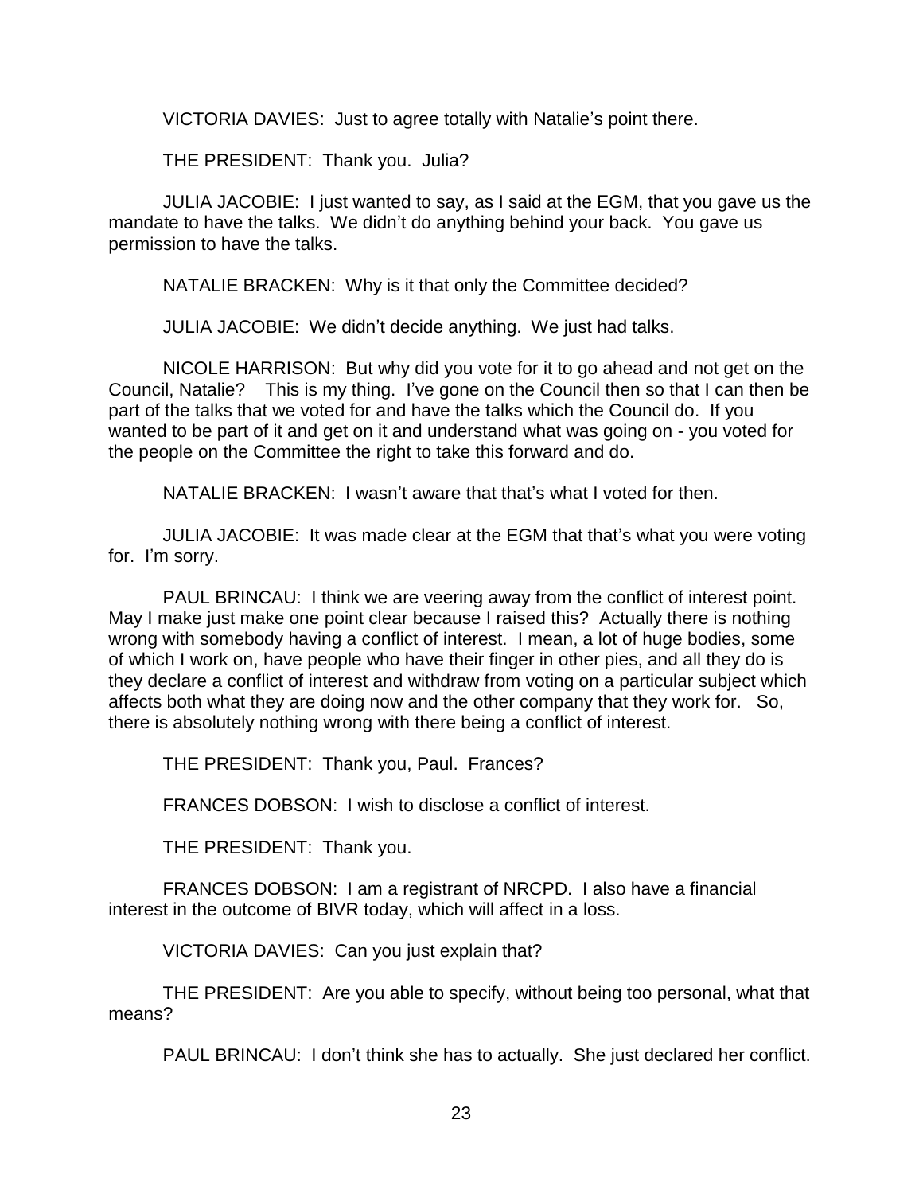VICTORIA DAVIES: Just to agree totally with Natalie's point there.

THE PRESIDENT: Thank you. Julia?

JULIA JACOBIE: I just wanted to say, as I said at the EGM, that you gave us the mandate to have the talks. We didn't do anything behind your back. You gave us permission to have the talks.

NATALIE BRACKEN: Why is it that only the Committee decided?

JULIA JACOBIE: We didn't decide anything. We just had talks.

NICOLE HARRISON: But why did you vote for it to go ahead and not get on the Council, Natalie? This is my thing. I've gone on the Council then so that I can then be part of the talks that we voted for and have the talks which the Council do. If you wanted to be part of it and get on it and understand what was going on - you voted for the people on the Committee the right to take this forward and do.

NATALIE BRACKEN: I wasn't aware that that's what I voted for then.

JULIA JACOBIE: It was made clear at the EGM that that's what you were voting for. I'm sorry.

PAUL BRINCAU: I think we are veering away from the conflict of interest point. May I make just make one point clear because I raised this? Actually there is nothing wrong with somebody having a conflict of interest. I mean, a lot of huge bodies, some of which I work on, have people who have their finger in other pies, and all they do is they declare a conflict of interest and withdraw from voting on a particular subject which affects both what they are doing now and the other company that they work for. So, there is absolutely nothing wrong with there being a conflict of interest.

THE PRESIDENT: Thank you, Paul. Frances?

FRANCES DOBSON: I wish to disclose a conflict of interest.

THE PRESIDENT: Thank you.

FRANCES DOBSON: I am a registrant of NRCPD. I also have a financial interest in the outcome of BIVR today, which will affect in a loss.

VICTORIA DAVIES: Can you just explain that?

THE PRESIDENT: Are you able to specify, without being too personal, what that means?

PAUL BRINCAU: I don't think she has to actually. She just declared her conflict.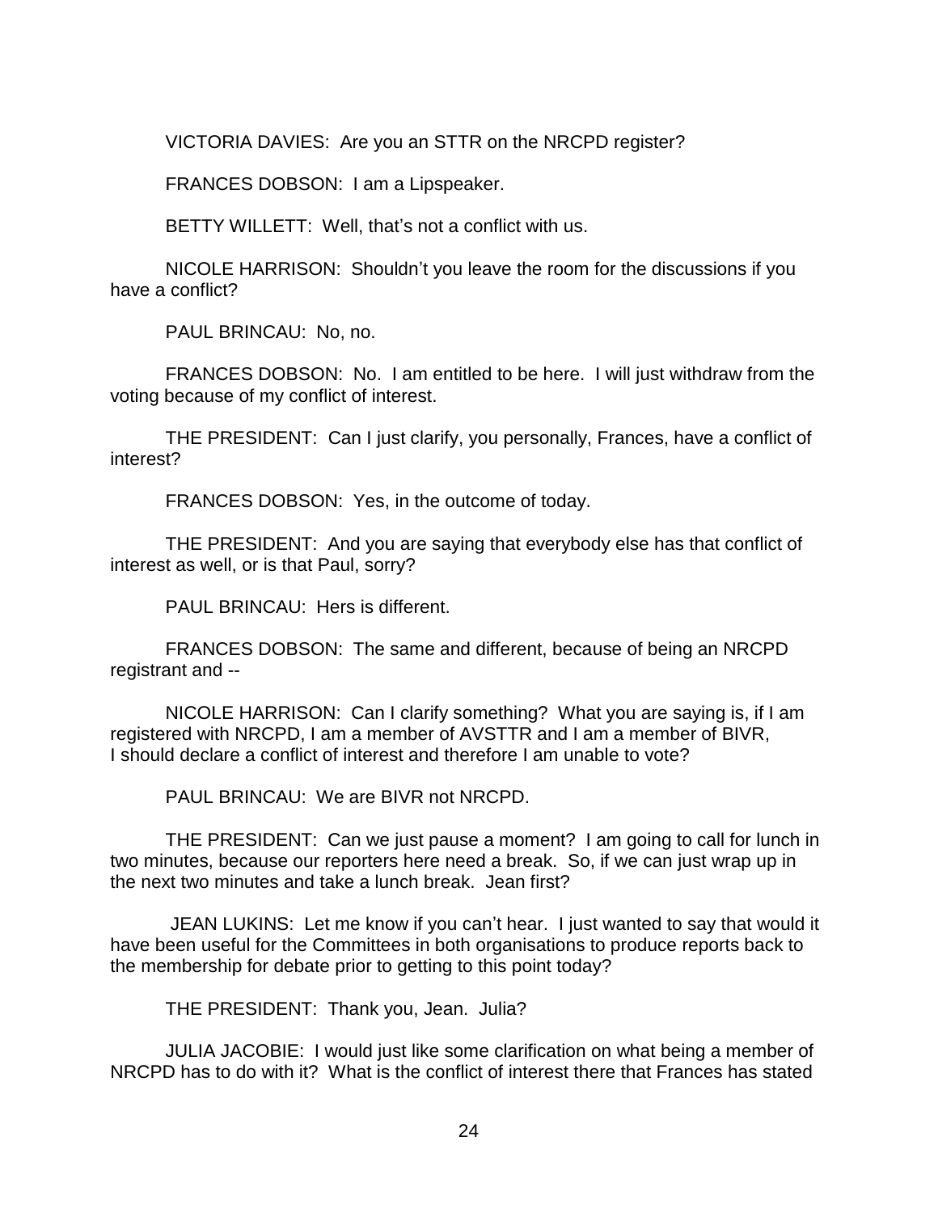VICTORIA DAVIES: Are you an STTR on the NRCPD register?

FRANCES DOBSON: I am a Lipspeaker.

BETTY WILLETT: Well, that's not a conflict with us.

NICOLE HARRISON: Shouldn't you leave the room for the discussions if you have a conflict?

PAUL BRINCAU: No, no.

FRANCES DOBSON: No. I am entitled to be here. I will just withdraw from the voting because of my conflict of interest.

THE PRESIDENT: Can I just clarify, you personally, Frances, have a conflict of interest?

FRANCES DOBSON: Yes, in the outcome of today.

THE PRESIDENT: And you are saying that everybody else has that conflict of interest as well, or is that Paul, sorry?

PAUL BRINCAU: Hers is different.

FRANCES DOBSON: The same and different, because of being an NRCPD registrant and --

NICOLE HARRISON: Can I clarify something? What you are saying is, if I am registered with NRCPD, I am a member of AVSTTR and I am a member of BIVR, I should declare a conflict of interest and therefore I am unable to vote?

PAUL BRINCAU: We are BIVR not NRCPD.

THE PRESIDENT: Can we just pause a moment? I am going to call for lunch in two minutes, because our reporters here need a break. So, if we can just wrap up in the next two minutes and take a lunch break. Jean first?

JEAN LUKINS: Let me know if you can't hear. I just wanted to say that would it have been useful for the Committees in both organisations to produce reports back to the membership for debate prior to getting to this point today?

THE PRESIDENT: Thank you, Jean. Julia?

JULIA JACOBIE: I would just like some clarification on what being a member of NRCPD has to do with it? What is the conflict of interest there that Frances has stated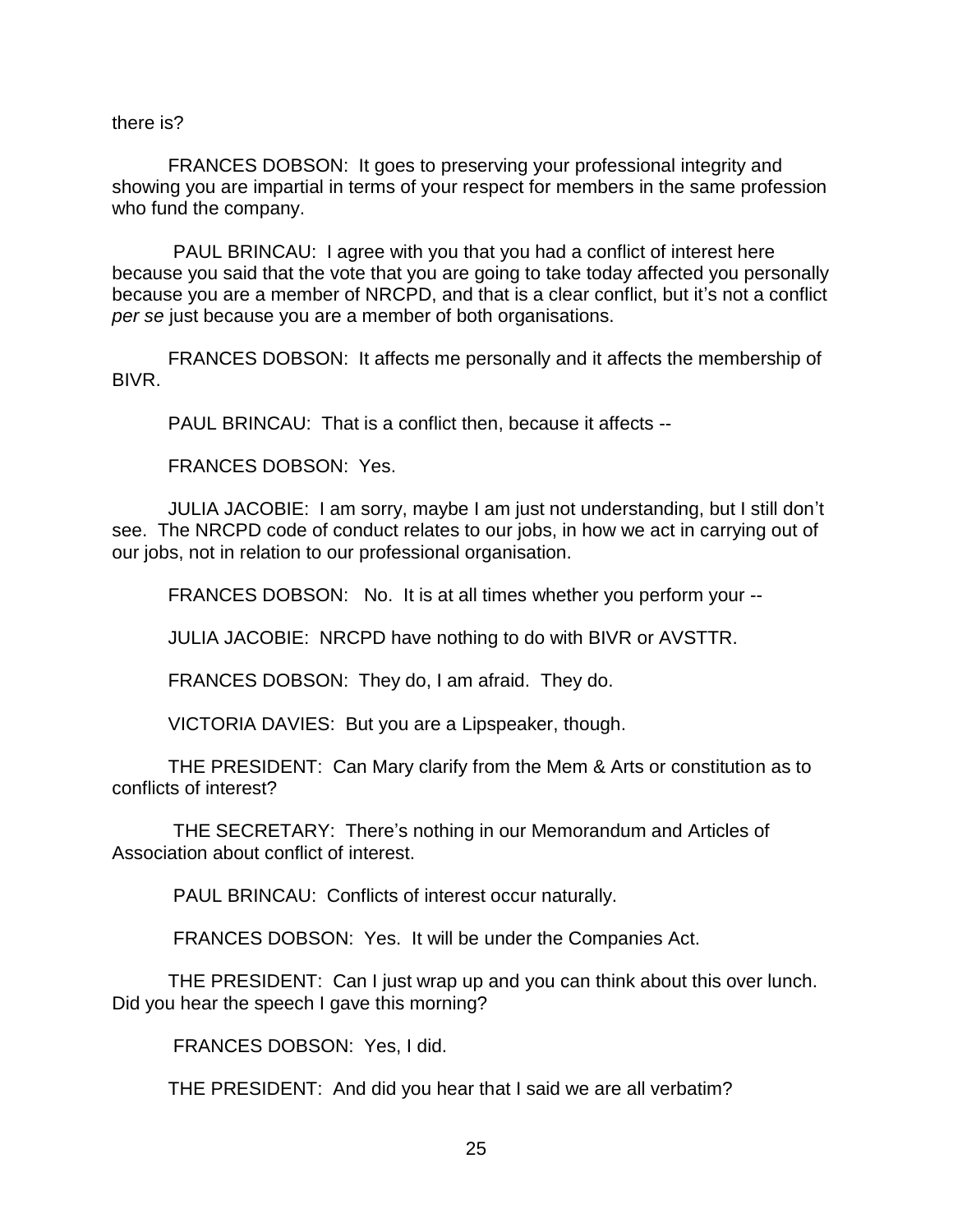there is?

FRANCES DOBSON: It goes to preserving your professional integrity and showing you are impartial in terms of your respect for members in the same profession who fund the company.

PAUL BRINCAU: I agree with you that you had a conflict of interest here because you said that the vote that you are going to take today affected you personally because you are a member of NRCPD, and that is a clear conflict, but it's not a conflict *per se* just because you are a member of both organisations.

FRANCES DOBSON: It affects me personally and it affects the membership of BIVR.

PAUL BRINCAU: That is a conflict then, because it affects --

FRANCES DOBSON: Yes.

JULIA JACOBIE: I am sorry, maybe I am just not understanding, but I still don't see. The NRCPD code of conduct relates to our jobs, in how we act in carrying out of our jobs, not in relation to our professional organisation.

FRANCES DOBSON: No. It is at all times whether you perform your --

JULIA JACOBIE: NRCPD have nothing to do with BIVR or AVSTTR.

FRANCES DOBSON: They do, I am afraid. They do.

VICTORIA DAVIES: But you are a Lipspeaker, though.

THE PRESIDENT: Can Mary clarify from the Mem & Arts or constitution as to conflicts of interest?

THE SECRETARY: There's nothing in our Memorandum and Articles of Association about conflict of interest.

PAUL BRINCAU: Conflicts of interest occur naturally.

FRANCES DOBSON: Yes. It will be under the Companies Act.

THE PRESIDENT: Can I just wrap up and you can think about this over lunch. Did you hear the speech I gave this morning?

FRANCES DOBSON: Yes, I did.

THE PRESIDENT: And did you hear that I said we are all verbatim?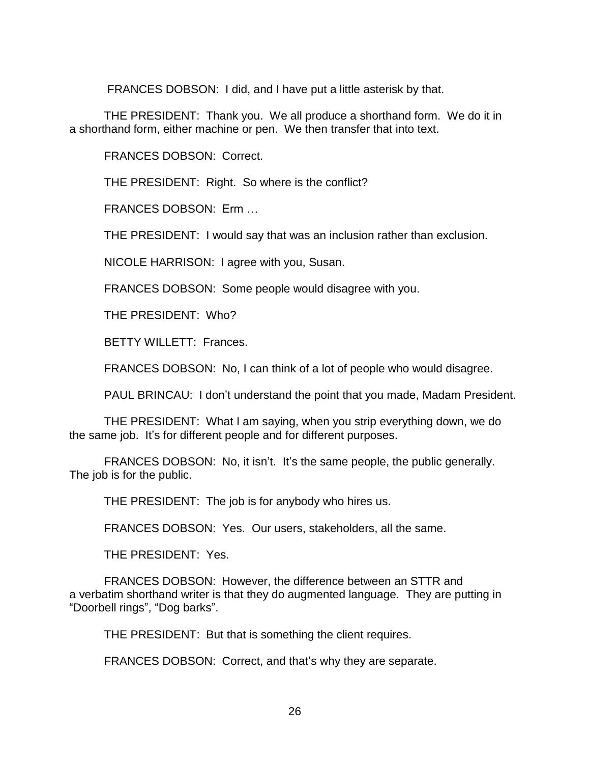FRANCES DOBSON: I did, and I have put a little asterisk by that.

THE PRESIDENT: Thank you. We all produce a shorthand form. We do it in a shorthand form, either machine or pen. We then transfer that into text.

FRANCES DOBSON: Correct.

THE PRESIDENT: Right. So where is the conflict?

FRANCES DOBSON: Erm …

THE PRESIDENT: I would say that was an inclusion rather than exclusion.

NICOLE HARRISON: I agree with you, Susan.

FRANCES DOBSON: Some people would disagree with you.

THE PRESIDENT: Who?

BETTY WILLETT: Frances.

FRANCES DOBSON: No, I can think of a lot of people who would disagree.

PAUL BRINCAU: I don't understand the point that you made, Madam President.

THE PRESIDENT: What I am saying, when you strip everything down, we do the same job. It's for different people and for different purposes.

FRANCES DOBSON: No, it isn't. It's the same people, the public generally. The job is for the public.

THE PRESIDENT: The job is for anybody who hires us.

FRANCES DOBSON: Yes. Our users, stakeholders, all the same.

THE PRESIDENT: Yes.

FRANCES DOBSON: However, the difference between an STTR and a verbatim shorthand writer is that they do augmented language. They are putting in "Doorbell rings", "Dog barks".

THE PRESIDENT: But that is something the client requires.

FRANCES DOBSON: Correct, and that's why they are separate.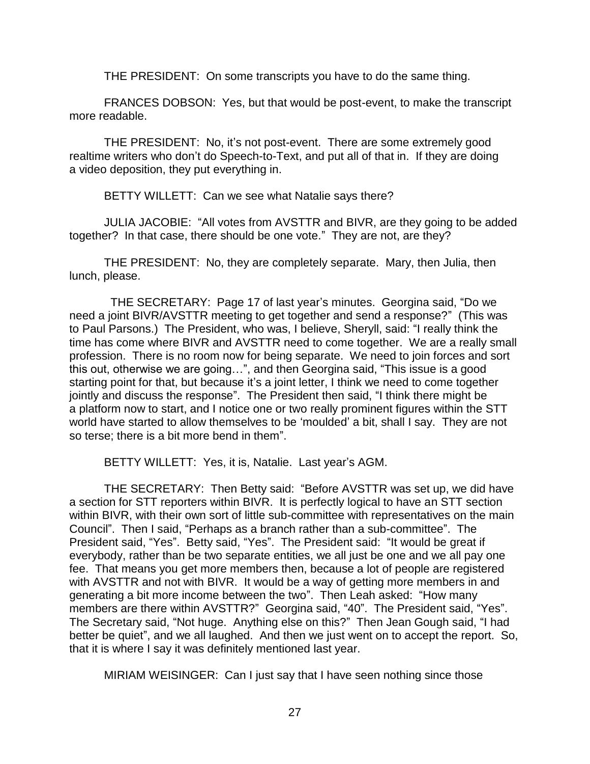THE PRESIDENT: On some transcripts you have to do the same thing.

FRANCES DOBSON: Yes, but that would be post-event, to make the transcript more readable.

THE PRESIDENT: No, it's not post-event. There are some extremely good realtime writers who don't do Speech-to-Text, and put all of that in. If they are doing a video deposition, they put everything in.

BETTY WILLETT: Can we see what Natalie says there?

JULIA JACOBIE: "All votes from AVSTTR and BIVR, are they going to be added together? In that case, there should be one vote." They are not, are they?

THE PRESIDENT: No, they are completely separate. Mary, then Julia, then lunch, please.

THE SECRETARY: Page 17 of last year's minutes. Georgina said, "Do we need a joint BIVR/AVSTTR meeting to get together and send a response?" (This was to Paul Parsons.) The President, who was, I believe, Sheryll, said: "I really think the time has come where BIVR and AVSTTR need to come together. We are a really small profession. There is no room now for being separate. We need to join forces and sort this out, otherwise we are going…", and then Georgina said, "This issue is a good starting point for that, but because it's a joint letter, I think we need to come together jointly and discuss the response". The President then said, "I think there might be a platform now to start, and I notice one or two really prominent figures within the STT world have started to allow themselves to be 'moulded' a bit, shall I say. They are not so terse; there is a bit more bend in them".

BETTY WILLETT: Yes, it is, Natalie. Last year's AGM.

THE SECRETARY: Then Betty said: "Before AVSTTR was set up, we did have a section for STT reporters within BIVR. It is perfectly logical to have an STT section within BIVR, with their own sort of little sub-committee with representatives on the main Council". Then I said, "Perhaps as a branch rather than a sub-committee". The President said, "Yes". Betty said, "Yes". The President said: "It would be great if everybody, rather than be two separate entities, we all just be one and we all pay one fee. That means you get more members then, because a lot of people are registered with AVSTTR and not with BIVR. It would be a way of getting more members in and generating a bit more income between the two". Then Leah asked: "How many members are there within AVSTTR?" Georgina said, "40". The President said, "Yes". The Secretary said, "Not huge. Anything else on this?" Then Jean Gough said, "I had better be quiet", and we all laughed. And then we just went on to accept the report. So, that it is where I say it was definitely mentioned last year.

MIRIAM WEISINGER: Can I just say that I have seen nothing since those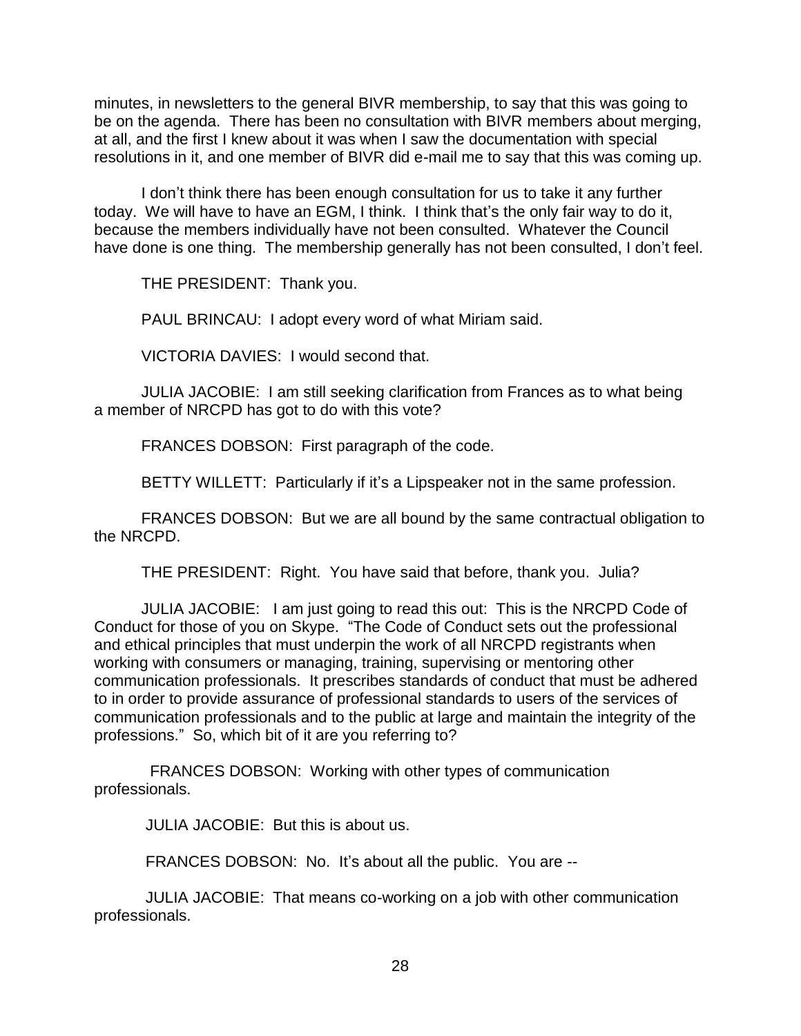minutes, in newsletters to the general BIVR membership, to say that this was going to be on the agenda. There has been no consultation with BIVR members about merging, at all, and the first I knew about it was when I saw the documentation with special resolutions in it, and one member of BIVR did e-mail me to say that this was coming up.

I don't think there has been enough consultation for us to take it any further today. We will have to have an EGM, I think. I think that's the only fair way to do it, because the members individually have not been consulted. Whatever the Council have done is one thing. The membership generally has not been consulted, I don't feel.

THE PRESIDENT: Thank you.

PAUL BRINCAU: I adopt every word of what Miriam said.

VICTORIA DAVIES: I would second that.

JULIA JACOBIE: I am still seeking clarification from Frances as to what being a member of NRCPD has got to do with this vote?

FRANCES DOBSON: First paragraph of the code.

BETTY WILLETT: Particularly if it's a Lipspeaker not in the same profession.

FRANCES DOBSON: But we are all bound by the same contractual obligation to the NRCPD.

THE PRESIDENT: Right. You have said that before, thank you. Julia?

JULIA JACOBIE: I am just going to read this out: This is the NRCPD Code of Conduct for those of you on Skype. "The Code of Conduct sets out the professional and ethical principles that must underpin the work of all NRCPD registrants when working with consumers or managing, training, supervising or mentoring other communication professionals. It prescribes standards of conduct that must be adhered to in order to provide assurance of professional standards to users of the services of communication professionals and to the public at large and maintain the integrity of the professions." So, which bit of it are you referring to?

FRANCES DOBSON: Working with other types of communication professionals.

JULIA JACOBIE: But this is about us.

FRANCES DOBSON: No. It's about all the public. You are --

JULIA JACOBIE: That means co-working on a job with other communication professionals.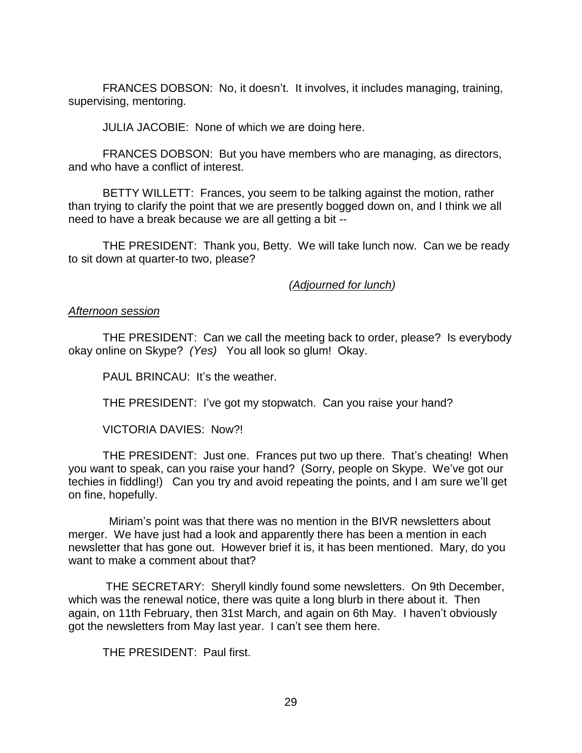FRANCES DOBSON: No, it doesn't. It involves, it includes managing, training, supervising, mentoring.

JULIA JACOBIE: None of which we are doing here.

FRANCES DOBSON: But you have members who are managing, as directors, and who have a conflict of interest.

BETTY WILLETT: Frances, you seem to be talking against the motion, rather than trying to clarify the point that we are presently bogged down on, and I think we all need to have a break because we are all getting a bit --

THE PRESIDENT: Thank you, Betty. We will take lunch now. Can we be ready to sit down at quarter-to two, please?

*(Adjourned for lunch)*

*Afternoon session*

THE PRESIDENT: Can we call the meeting back to order, please? Is everybody okay online on Skype? *(Yes)* You all look so glum! Okay.

PAUL BRINCAU: It's the weather.

THE PRESIDENT: I've got my stopwatch. Can you raise your hand?

VICTORIA DAVIES: Now?!

THE PRESIDENT: Just one. Frances put two up there. That's cheating! When you want to speak, can you raise your hand? (Sorry, people on Skype. We've got our techies in fiddling!) Can you try and avoid repeating the points, and I am sure we'll get on fine, hopefully.

Miriam's point was that there was no mention in the BIVR newsletters about merger. We have just had a look and apparently there has been a mention in each newsletter that has gone out. However brief it is, it has been mentioned. Mary, do you want to make a comment about that?

THE SECRETARY: Sheryll kindly found some newsletters. On 9th December, which was the renewal notice, there was quite a long blurb in there about it. Then again, on 11th February, then 31st March, and again on 6th May. I haven't obviously got the newsletters from May last year. I can't see them here.

THE PRESIDENT: Paul first.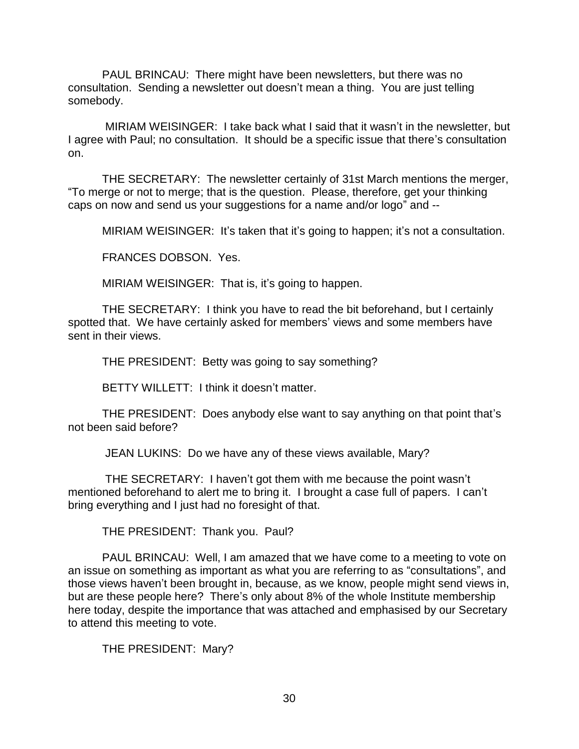PAUL BRINCAU: There might have been newsletters, but there was no consultation. Sending a newsletter out doesn't mean a thing. You are just telling somebody.

MIRIAM WEISINGER: I take back what I said that it wasn't in the newsletter, but I agree with Paul; no consultation. It should be a specific issue that there's consultation on.

THE SECRETARY: The newsletter certainly of 31st March mentions the merger, "To merge or not to merge; that is the question. Please, therefore, get your thinking caps on now and send us your suggestions for a name and/or logo" and --

MIRIAM WEISINGER: It's taken that it's going to happen; it's not a consultation.

FRANCES DOBSON. Yes.

MIRIAM WEISINGER: That is, it's going to happen.

THE SECRETARY: I think you have to read the bit beforehand, but I certainly spotted that. We have certainly asked for members' views and some members have sent in their views.

THE PRESIDENT: Betty was going to say something?

BETTY WILLETT: I think it doesn't matter.

THE PRESIDENT: Does anybody else want to say anything on that point that's not been said before?

JEAN LUKINS: Do we have any of these views available, Mary?

THE SECRETARY: I haven't got them with me because the point wasn't mentioned beforehand to alert me to bring it. I brought a case full of papers. I can't bring everything and I just had no foresight of that.

THE PRESIDENT: Thank you. Paul?

PAUL BRINCAU: Well, I am amazed that we have come to a meeting to vote on an issue on something as important as what you are referring to as "consultations", and those views haven't been brought in, because, as we know, people might send views in, but are these people here? There's only about 8% of the whole Institute membership here today, despite the importance that was attached and emphasised by our Secretary to attend this meeting to vote.

THE PRESIDENT: Mary?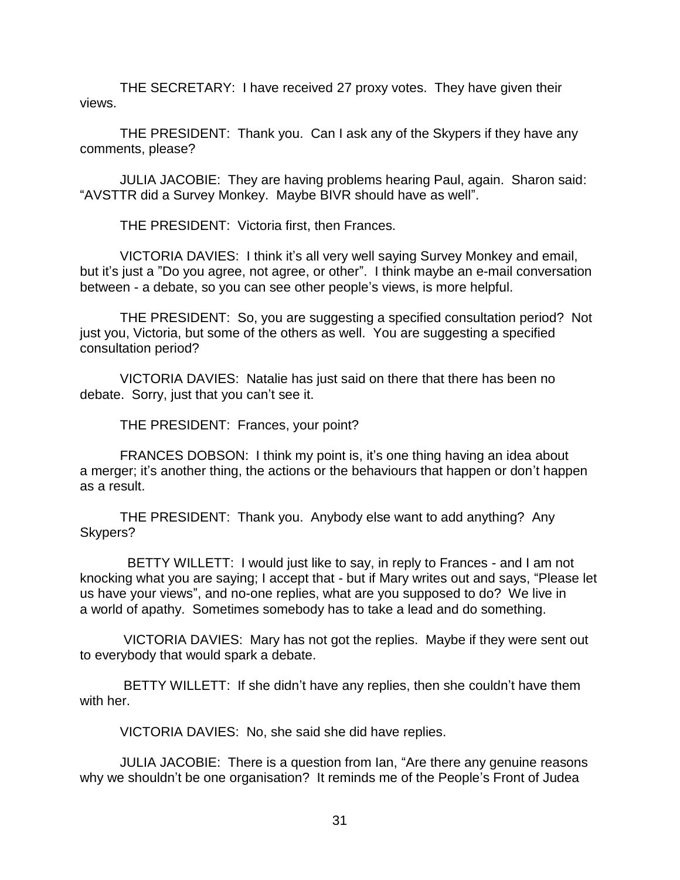THE SECRETARY: I have received 27 proxy votes. They have given their views.

THE PRESIDENT: Thank you. Can I ask any of the Skypers if they have any comments, please?

JULIA JACOBIE: They are having problems hearing Paul, again. Sharon said: "AVSTTR did a Survey Monkey. Maybe BIVR should have as well".

THE PRESIDENT: Victoria first, then Frances.

VICTORIA DAVIES: I think it's all very well saying Survey Monkey and email, but it's just a "Do you agree, not agree, or other". I think maybe an e-mail conversation between - a debate, so you can see other people's views, is more helpful.

THE PRESIDENT: So, you are suggesting a specified consultation period? Not just you, Victoria, but some of the others as well. You are suggesting a specified consultation period?

VICTORIA DAVIES: Natalie has just said on there that there has been no debate. Sorry, just that you can't see it.

THE PRESIDENT: Frances, your point?

FRANCES DOBSON: I think my point is, it's one thing having an idea about a merger; it's another thing, the actions or the behaviours that happen or don't happen as a result.

THE PRESIDENT: Thank you. Anybody else want to add anything? Any Skypers?

BETTY WILLETT: I would just like to say, in reply to Frances - and I am not knocking what you are saying; I accept that - but if Mary writes out and says, "Please let us have your views", and no-one replies, what are you supposed to do? We live in a world of apathy. Sometimes somebody has to take a lead and do something.

VICTORIA DAVIES: Mary has not got the replies. Maybe if they were sent out to everybody that would spark a debate.

BETTY WILLETT: If she didn't have any replies, then she couldn't have them with her.

VICTORIA DAVIES: No, she said she did have replies.

JULIA JACOBIE: There is a question from Ian, "Are there any genuine reasons why we shouldn't be one organisation? It reminds me of the People's Front of Judea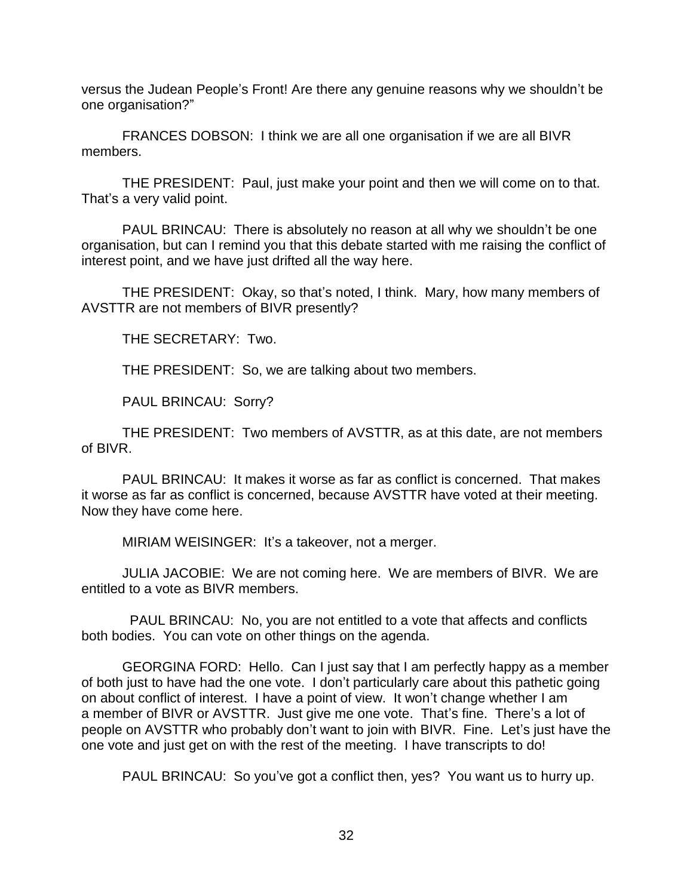versus the Judean People's Front! Are there any genuine reasons why we shouldn't be one organisation?"

FRANCES DOBSON: I think we are all one organisation if we are all BIVR members.

THE PRESIDENT: Paul, just make your point and then we will come on to that. That's a very valid point.

PAUL BRINCAU: There is absolutely no reason at all why we shouldn't be one organisation, but can I remind you that this debate started with me raising the conflict of interest point, and we have just drifted all the way here.

THE PRESIDENT: Okay, so that's noted, I think. Mary, how many members of AVSTTR are not members of BIVR presently?

THE SECRETARY: Two.

THE PRESIDENT: So, we are talking about two members.

PAUL BRINCAU: Sorry?

THE PRESIDENT: Two members of AVSTTR, as at this date, are not members of BIVR.

PAUL BRINCAU: It makes it worse as far as conflict is concerned. That makes it worse as far as conflict is concerned, because AVSTTR have voted at their meeting. Now they have come here.

MIRIAM WEISINGER: It's a takeover, not a merger.

JULIA JACOBIE: We are not coming here. We are members of BIVR. We are entitled to a vote as BIVR members.

PAUL BRINCAU: No, you are not entitled to a vote that affects and conflicts both bodies. You can vote on other things on the agenda.

GEORGINA FORD: Hello. Can I just say that I am perfectly happy as a member of both just to have had the one vote. I don't particularly care about this pathetic going on about conflict of interest. I have a point of view. It won't change whether I am a member of BIVR or AVSTTR. Just give me one vote. That's fine. There's a lot of people on AVSTTR who probably don't want to join with BIVR. Fine. Let's just have the one vote and just get on with the rest of the meeting. I have transcripts to do!

PAUL BRINCAU: So you've got a conflict then, yes? You want us to hurry up.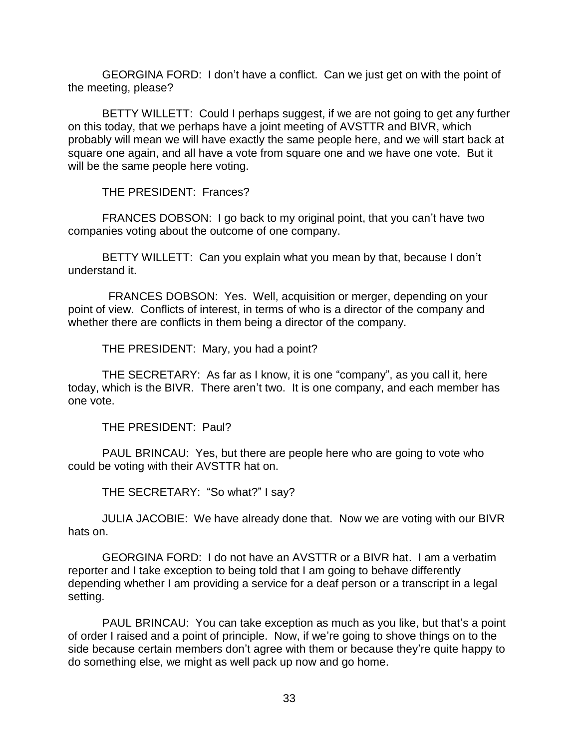GEORGINA FORD: I don't have a conflict. Can we just get on with the point of the meeting, please?

BETTY WILLETT: Could I perhaps suggest, if we are not going to get any further on this today, that we perhaps have a joint meeting of AVSTTR and BIVR, which probably will mean we will have exactly the same people here, and we will start back at square one again, and all have a vote from square one and we have one vote. But it will be the same people here voting.

THE PRESIDENT: Frances?

FRANCES DOBSON: I go back to my original point, that you can't have two companies voting about the outcome of one company.

BETTY WILLETT: Can you explain what you mean by that, because I don't understand it.

FRANCES DOBSON: Yes. Well, acquisition or merger, depending on your point of view. Conflicts of interest, in terms of who is a director of the company and whether there are conflicts in them being a director of the company.

THE PRESIDENT: Mary, you had a point?

THE SECRETARY: As far as I know, it is one "company", as you call it, here today, which is the BIVR. There aren't two. It is one company, and each member has one vote.

THE PRESIDENT: Paul?

PAUL BRINCAU: Yes, but there are people here who are going to vote who could be voting with their AVSTTR hat on.

THE SECRETARY: "So what?" I say?

JULIA JACOBIE: We have already done that. Now we are voting with our BIVR hats on.

GEORGINA FORD: I do not have an AVSTTR or a BIVR hat. I am a verbatim reporter and I take exception to being told that I am going to behave differently depending whether I am providing a service for a deaf person or a transcript in a legal setting.

PAUL BRINCAU: You can take exception as much as you like, but that's a point of order I raised and a point of principle. Now, if we're going to shove things on to the side because certain members don't agree with them or because they're quite happy to do something else, we might as well pack up now and go home.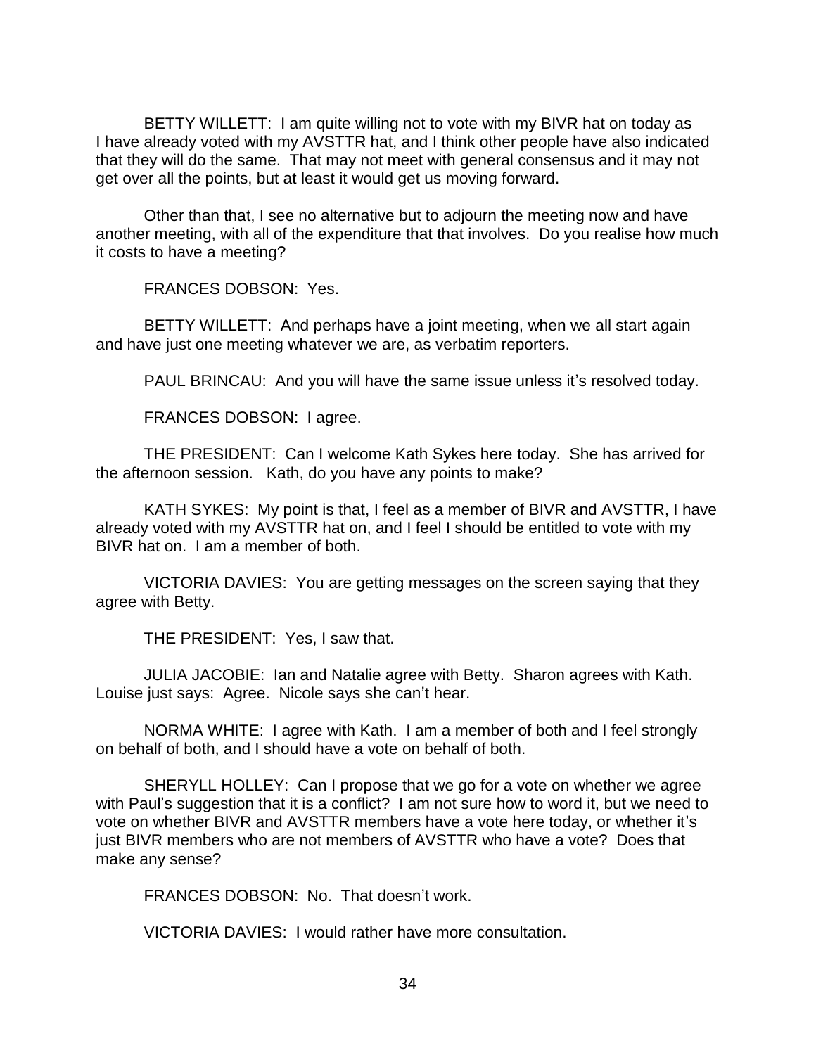BETTY WILLETT: I am quite willing not to vote with my BIVR hat on today as I have already voted with my AVSTTR hat, and I think other people have also indicated that they will do the same. That may not meet with general consensus and it may not get over all the points, but at least it would get us moving forward.

Other than that, I see no alternative but to adjourn the meeting now and have another meeting, with all of the expenditure that that involves. Do you realise how much it costs to have a meeting?

FRANCES DOBSON: Yes.

BETTY WILLETT: And perhaps have a joint meeting, when we all start again and have just one meeting whatever we are, as verbatim reporters.

PAUL BRINCAU: And you will have the same issue unless it's resolved today.

FRANCES DOBSON: I agree.

THE PRESIDENT: Can I welcome Kath Sykes here today. She has arrived for the afternoon session. Kath, do you have any points to make?

KATH SYKES: My point is that, I feel as a member of BIVR and AVSTTR, I have already voted with my AVSTTR hat on, and I feel I should be entitled to vote with my BIVR hat on. I am a member of both.

VICTORIA DAVIES: You are getting messages on the screen saying that they agree with Betty.

THE PRESIDENT: Yes, I saw that.

JULIA JACOBIE: Ian and Natalie agree with Betty. Sharon agrees with Kath. Louise just says: Agree. Nicole says she can't hear.

NORMA WHITE: I agree with Kath. I am a member of both and I feel strongly on behalf of both, and I should have a vote on behalf of both.

SHERYLL HOLLEY: Can I propose that we go for a vote on whether we agree with Paul's suggestion that it is a conflict? I am not sure how to word it, but we need to vote on whether BIVR and AVSTTR members have a vote here today, or whether it's just BIVR members who are not members of AVSTTR who have a vote? Does that make any sense?

FRANCES DOBSON: No. That doesn't work.

VICTORIA DAVIES: I would rather have more consultation.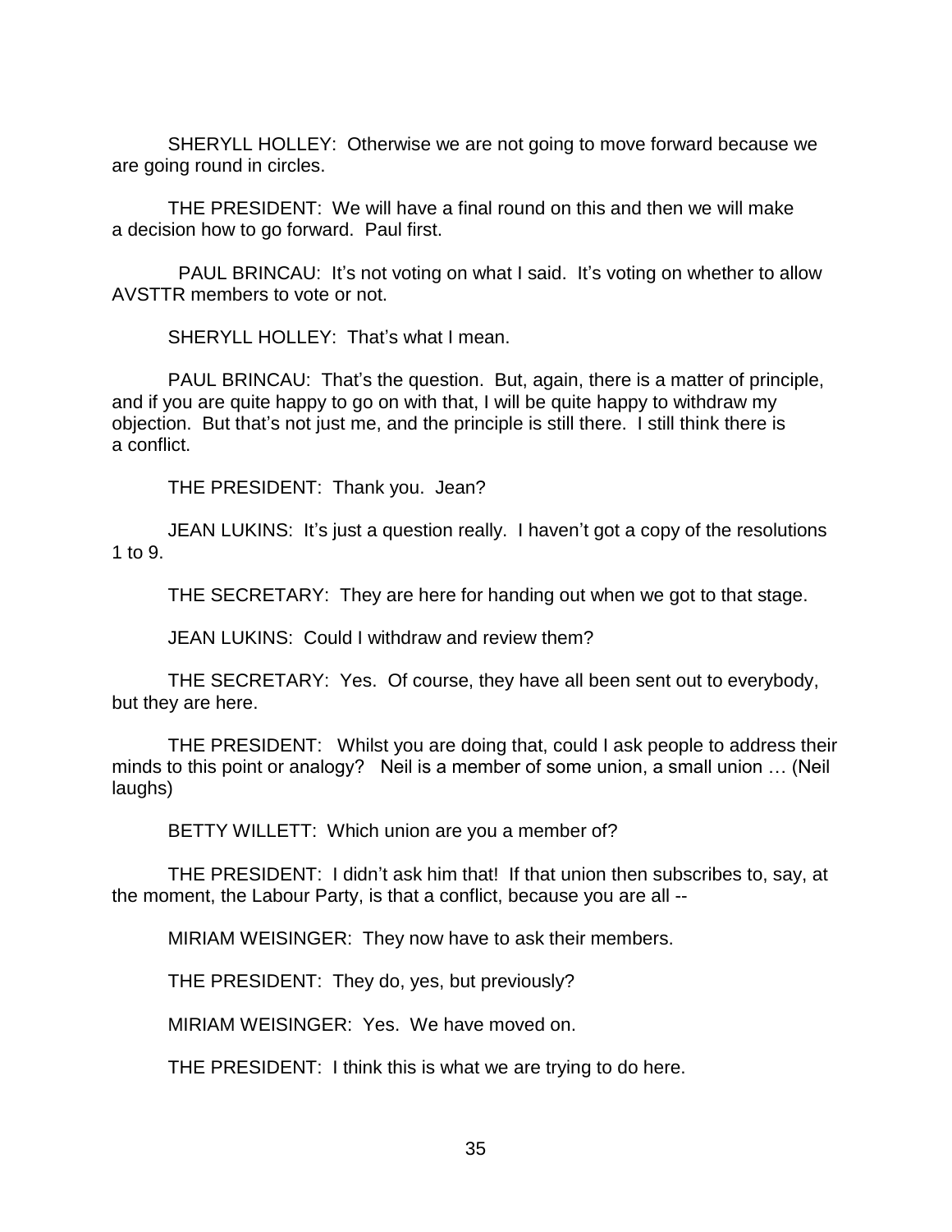SHERYLL HOLLEY: Otherwise we are not going to move forward because we are going round in circles.

THE PRESIDENT: We will have a final round on this and then we will make a decision how to go forward. Paul first.

PAUL BRINCAU: It's not voting on what I said. It's voting on whether to allow AVSTTR members to vote or not.

SHERYLL HOLLEY: That's what I mean.

PAUL BRINCAU: That's the question. But, again, there is a matter of principle, and if you are quite happy to go on with that, I will be quite happy to withdraw my objection. But that's not just me, and the principle is still there. I still think there is a conflict.

THE PRESIDENT: Thank you. Jean?

JEAN LUKINS: It's just a question really. I haven't got a copy of the resolutions 1 to 9.

THE SECRETARY: They are here for handing out when we got to that stage.

JEAN LUKINS: Could I withdraw and review them?

THE SECRETARY: Yes. Of course, they have all been sent out to everybody, but they are here.

THE PRESIDENT: Whilst you are doing that, could I ask people to address their minds to this point or analogy? Neil is a member of some union, a small union … (Neil laughs)

BETTY WILLETT: Which union are you a member of?

THE PRESIDENT: I didn't ask him that! If that union then subscribes to, say, at the moment, the Labour Party, is that a conflict, because you are all --

MIRIAM WEISINGER: They now have to ask their members.

THE PRESIDENT: They do, yes, but previously?

MIRIAM WEISINGER: Yes. We have moved on.

THE PRESIDENT: I think this is what we are trying to do here.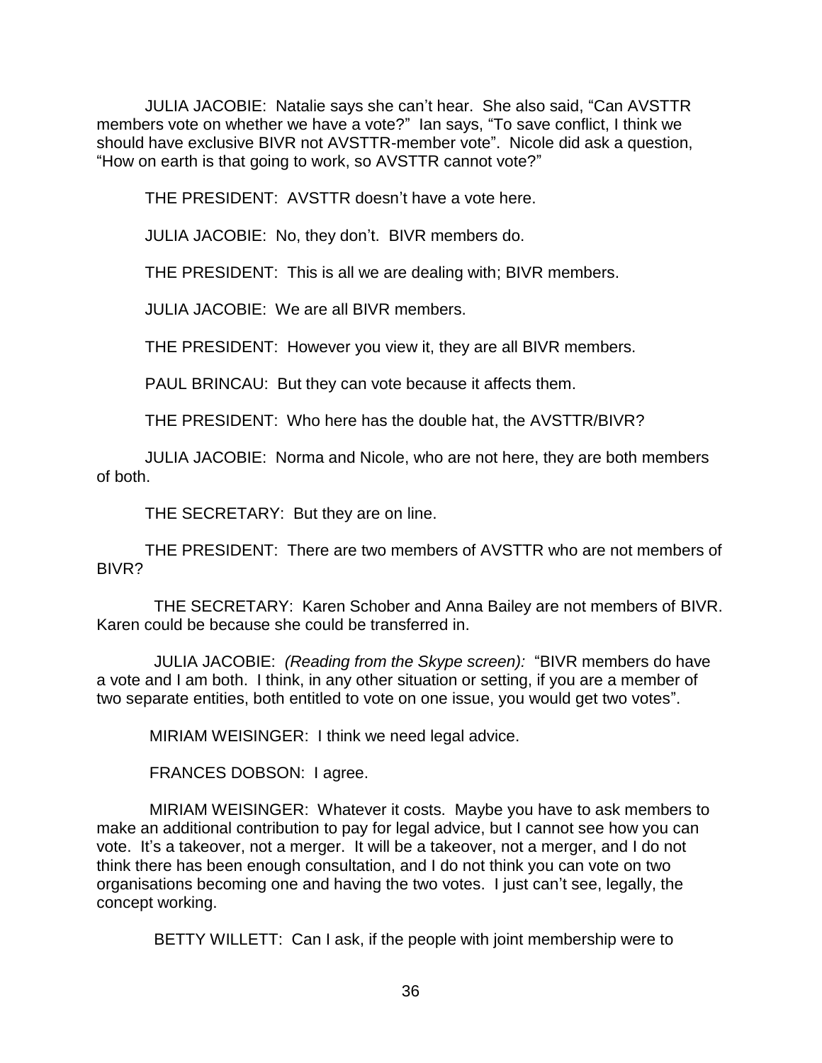JULIA JACOBIE: Natalie says she can't hear. She also said, "Can AVSTTR members vote on whether we have a vote?" Ian says, "To save conflict, I think we should have exclusive BIVR not AVSTTR-member vote". Nicole did ask a question, "How on earth is that going to work, so AVSTTR cannot vote?"

THE PRESIDENT: AVSTTR doesn't have a vote here.

JULIA JACOBIE: No, they don't. BIVR members do.

THE PRESIDENT: This is all we are dealing with; BIVR members.

JULIA JACOBIE: We are all BIVR members.

THE PRESIDENT: However you view it, they are all BIVR members.

PAUL BRINCAU: But they can vote because it affects them.

THE PRESIDENT: Who here has the double hat, the AVSTTR/BIVR?

JULIA JACOBIE: Norma and Nicole, who are not here, they are both members of both.

THE SECRETARY: But they are on line.

THE PRESIDENT: There are two members of AVSTTR who are not members of BIVR?

THE SECRETARY: Karen Schober and Anna Bailey are not members of BIVR. Karen could be because she could be transferred in.

JULIA JACOBIE: *(Reading from the Skype screen):* "BIVR members do have a vote and I am both. I think, in any other situation or setting, if you are a member of two separate entities, both entitled to vote on one issue, you would get two votes".

MIRIAM WEISINGER: I think we need legal advice.

FRANCES DOBSON: I agree.

MIRIAM WEISINGER: Whatever it costs. Maybe you have to ask members to make an additional contribution to pay for legal advice, but I cannot see how you can vote. It's a takeover, not a merger. It will be a takeover, not a merger, and I do not think there has been enough consultation, and I do not think you can vote on two organisations becoming one and having the two votes. I just can't see, legally, the concept working.

BETTY WILLETT: Can I ask, if the people with joint membership were to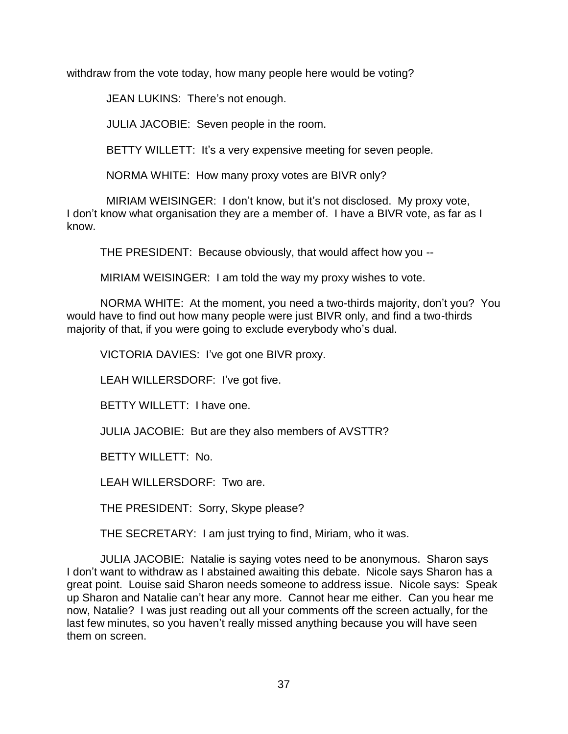withdraw from the vote today, how many people here would be voting?

JEAN LUKINS: There's not enough.

JULIA JACOBIE: Seven people in the room.

BETTY WILLETT: It's a very expensive meeting for seven people.

NORMA WHITE: How many proxy votes are BIVR only?

MIRIAM WEISINGER: I don't know, but it's not disclosed. My proxy vote, I don't know what organisation they are a member of. I have a BIVR vote, as far as I know.

THE PRESIDENT: Because obviously, that would affect how you --

MIRIAM WEISINGER: I am told the way my proxy wishes to vote.

NORMA WHITE: At the moment, you need a two-thirds majority, don't you? You would have to find out how many people were just BIVR only, and find a two-thirds majority of that, if you were going to exclude everybody who's dual.

VICTORIA DAVIES: I've got one BIVR proxy.

LEAH WILLERSDORF: I've got five.

BETTY WILLETT: I have one.

JULIA JACOBIE: But are they also members of AVSTTR?

BETTY WILLETT: No.

LEAH WILLERSDORF: Two are.

THE PRESIDENT: Sorry, Skype please?

THE SECRETARY: I am just trying to find, Miriam, who it was.

JULIA JACOBIE: Natalie is saying votes need to be anonymous. Sharon says I don't want to withdraw as I abstained awaiting this debate. Nicole says Sharon has a great point. Louise said Sharon needs someone to address issue. Nicole says: Speak up Sharon and Natalie can't hear any more. Cannot hear me either. Can you hear me now, Natalie? I was just reading out all your comments off the screen actually, for the last few minutes, so you haven't really missed anything because you will have seen them on screen.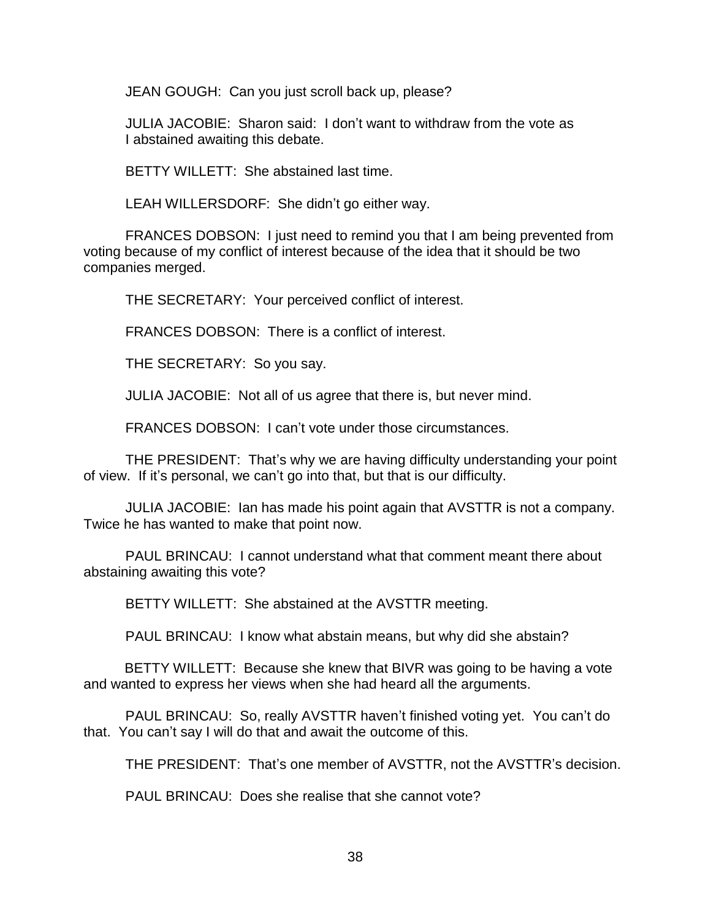JEAN GOUGH: Can you just scroll back up, please?

JULIA JACOBIE: Sharon said: I don't want to withdraw from the vote as I abstained awaiting this debate.

BETTY WILLETT: She abstained last time.

LEAH WILLERSDORF: She didn't go either way.

FRANCES DOBSON: I just need to remind you that I am being prevented from voting because of my conflict of interest because of the idea that it should be two companies merged.

THE SECRETARY: Your perceived conflict of interest.

FRANCES DOBSON: There is a conflict of interest.

THE SECRETARY: So you say.

JULIA JACOBIE: Not all of us agree that there is, but never mind.

FRANCES DOBSON: I can't vote under those circumstances.

THE PRESIDENT: That's why we are having difficulty understanding your point of view. If it's personal, we can't go into that, but that is our difficulty.

JULIA JACOBIE: Ian has made his point again that AVSTTR is not a company. Twice he has wanted to make that point now.

PAUL BRINCAU: I cannot understand what that comment meant there about abstaining awaiting this vote?

BETTY WILLETT: She abstained at the AVSTTR meeting.

PAUL BRINCAU: I know what abstain means, but why did she abstain?

BETTY WILLETT: Because she knew that BIVR was going to be having a vote and wanted to express her views when she had heard all the arguments.

PAUL BRINCAU: So, really AVSTTR haven't finished voting yet. You can't do that. You can't say I will do that and await the outcome of this.

THE PRESIDENT: That's one member of AVSTTR, not the AVSTTR's decision.

PAUL BRINCAU: Does she realise that she cannot vote?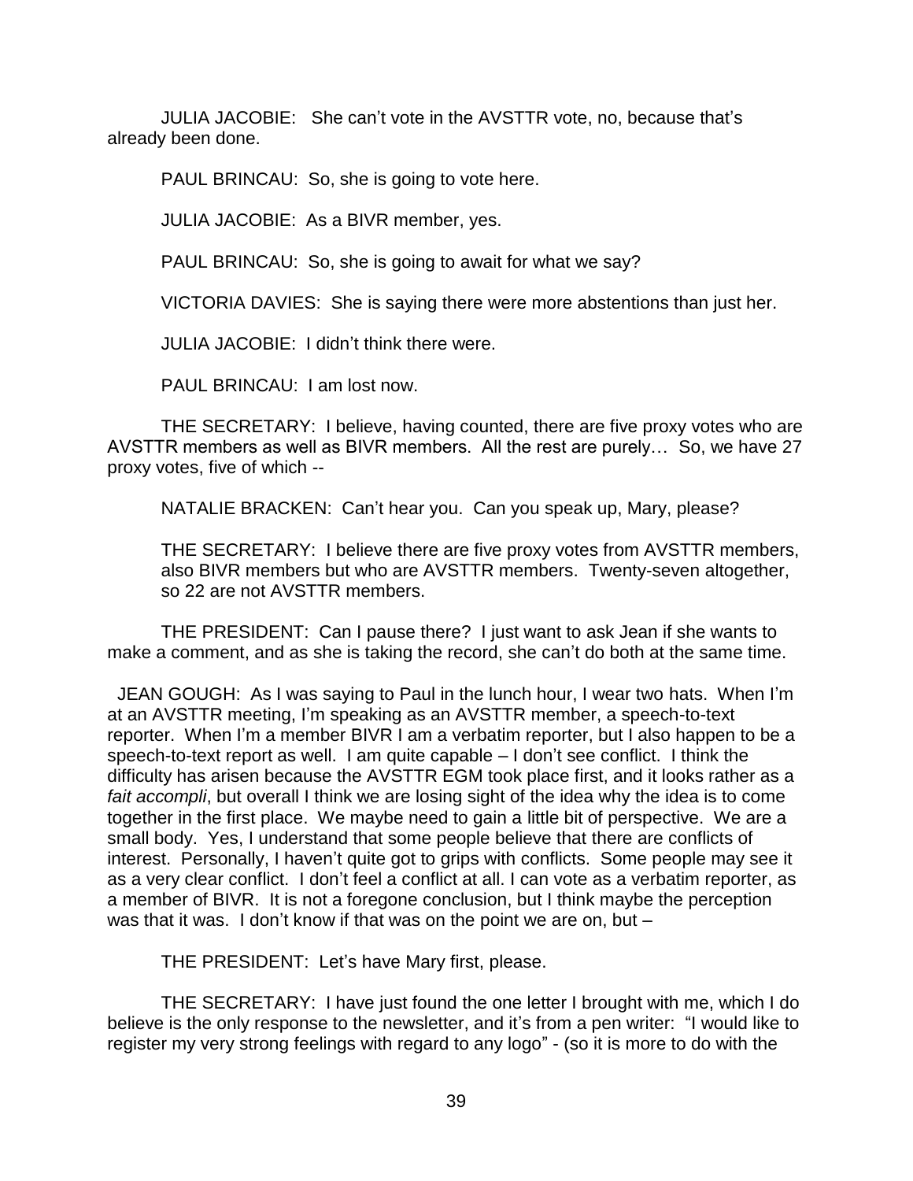JULIA JACOBIE: She can't vote in the AVSTTR vote, no, because that's already been done.

PAUL BRINCAU: So, she is going to vote here.

JULIA JACOBIE: As a BIVR member, yes.

PAUL BRINCAU: So, she is going to await for what we say?

VICTORIA DAVIES: She is saying there were more abstentions than just her.

JULIA JACOBIE: I didn't think there were.

PAUL BRINCAU: I am lost now.

THE SECRETARY: I believe, having counted, there are five proxy votes who are AVSTTR members as well as BIVR members. All the rest are purely… So, we have 27 proxy votes, five of which --

NATALIE BRACKEN: Can't hear you. Can you speak up, Mary, please?

THE SECRETARY: I believe there are five proxy votes from AVSTTR members, also BIVR members but who are AVSTTR members. Twenty-seven altogether, so 22 are not AVSTTR members.

THE PRESIDENT: Can I pause there? I just want to ask Jean if she wants to make a comment, and as she is taking the record, she can't do both at the same time.

JEAN GOUGH: As I was saying to Paul in the lunch hour, I wear two hats. When I'm at an AVSTTR meeting, I'm speaking as an AVSTTR member, a speech-to-text reporter. When I'm a member BIVR I am a verbatim reporter, but I also happen to be a speech-to-text report as well. I am quite capable – I don't see conflict. I think the difficulty has arisen because the AVSTTR EGM took place first, and it looks rather as a *fait accompli*, but overall I think we are losing sight of the idea why the idea is to come together in the first place. We maybe need to gain a little bit of perspective. We are a small body. Yes, I understand that some people believe that there are conflicts of interest. Personally, I haven't quite got to grips with conflicts. Some people may see it as a very clear conflict. I don't feel a conflict at all. I can vote as a verbatim reporter, as a member of BIVR. It is not a foregone conclusion, but I think maybe the perception was that it was. I don't know if that was on the point we are on, but –

THE PRESIDENT: Let's have Mary first, please.

THE SECRETARY: I have just found the one letter I brought with me, which I do believe is the only response to the newsletter, and it's from a pen writer: "I would like to register my very strong feelings with regard to any logo" - (so it is more to do with the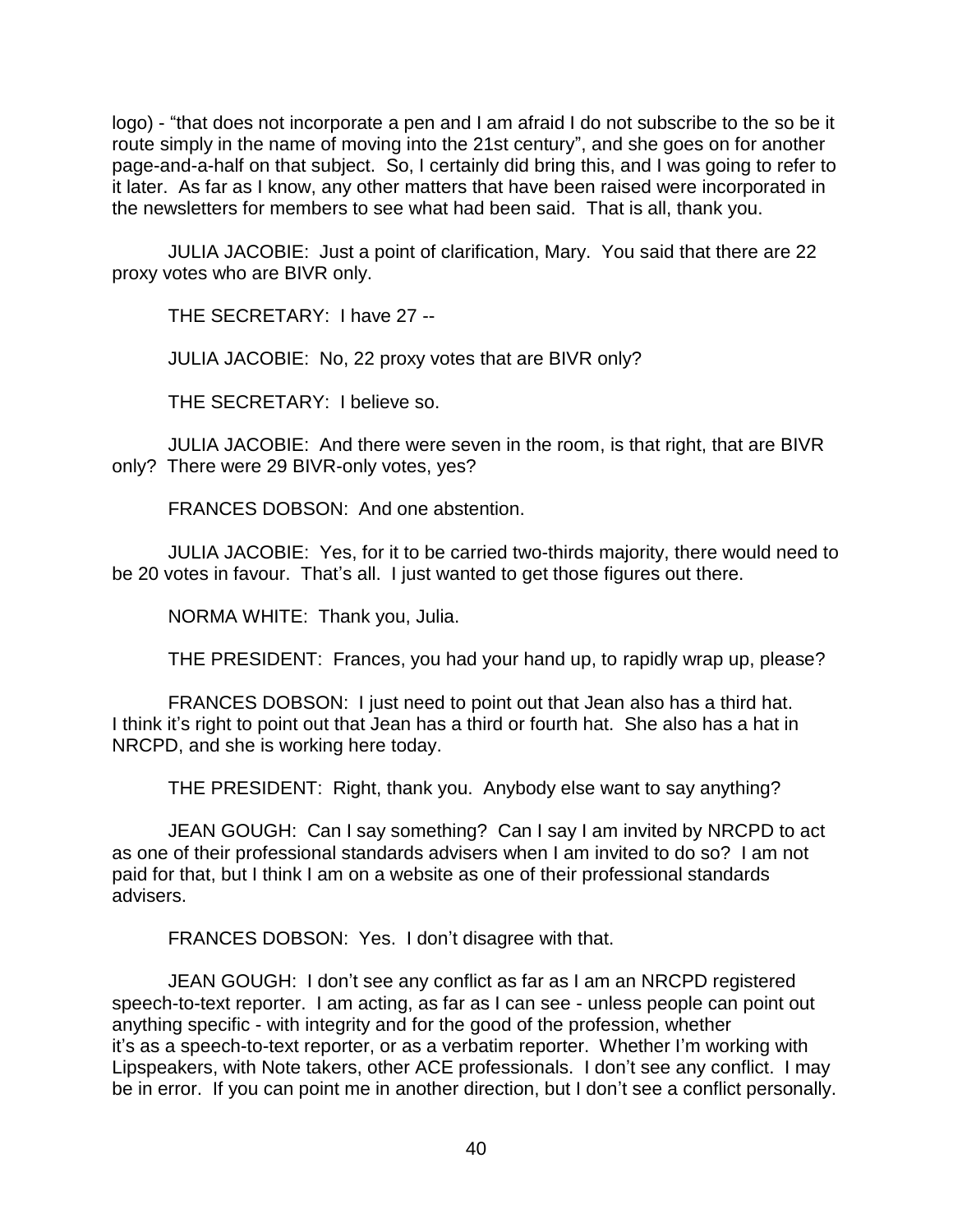logo) - “that does not incorporate a pen and I am afraid I do not subscribe to the so be it route simply in the name of moving into the 21st century”, and she goes on for another page-and-a-half on that subject. So, I certainly did bring this, and I was going to refer to it later. As far as I know, any other matters that have been raised were incorporated in the newsletters for members to see what had been said. That is all, thank you.

JULIA JACOBIE: Just a point of clarification, Mary. You said that there are 22 proxy votes who are BIVR only.

THE SECRETARY: I have 27 --

JULIA JACOBIE: No, 22 proxy votes that are BIVR only?

THE SECRETARY: I believe so.

JULIA JACOBIE: And there were seven in the room, is that right, that are BIVR only? There were 29 BIVR-only votes, yes?

FRANCES DOBSON: And one abstention.

JULIA JACOBIE: Yes, for it to be carried two-thirds majority, there would need to be 20 votes in favour. That’s all. I just wanted to get those figures out there.

NORMA WHITE: Thank you, Julia.

THE PRESIDENT: Frances, you had your hand up, to rapidly wrap up, please?

FRANCES DOBSON: I just need to point out that Jean also has a third hat. I think it’s right to point out that Jean has a third or fourth hat. She also has a hat in NRCPD, and she is working here today.

THE PRESIDENT: Right, thank you. Anybody else want to say anything?

JEAN GOUGH: Can I say something? Can I say I am invited by NRCPD to act as one of their professional standards advisers when I am invited to do so? I am not paid for that, but I think I am on a website as one of their professional standards advisers.

FRANCES DOBSON: Yes. I don’t disagree with that.

JEAN GOUGH: I don’t see any conflict as far as I am an NRCPD registered speech-to-text reporter. I am acting, as far as I can see - unless people can point out anything specific - with integrity and for the good of the profession, whether it’s as a speech-to-text reporter, or as a verbatim reporter. Whether I’m working with Lipspeakers, with Note takers, other ACE professionals. I don’t see any conflict. I may be in error. If you can point me in another direction, but I don’t see a conflict personally.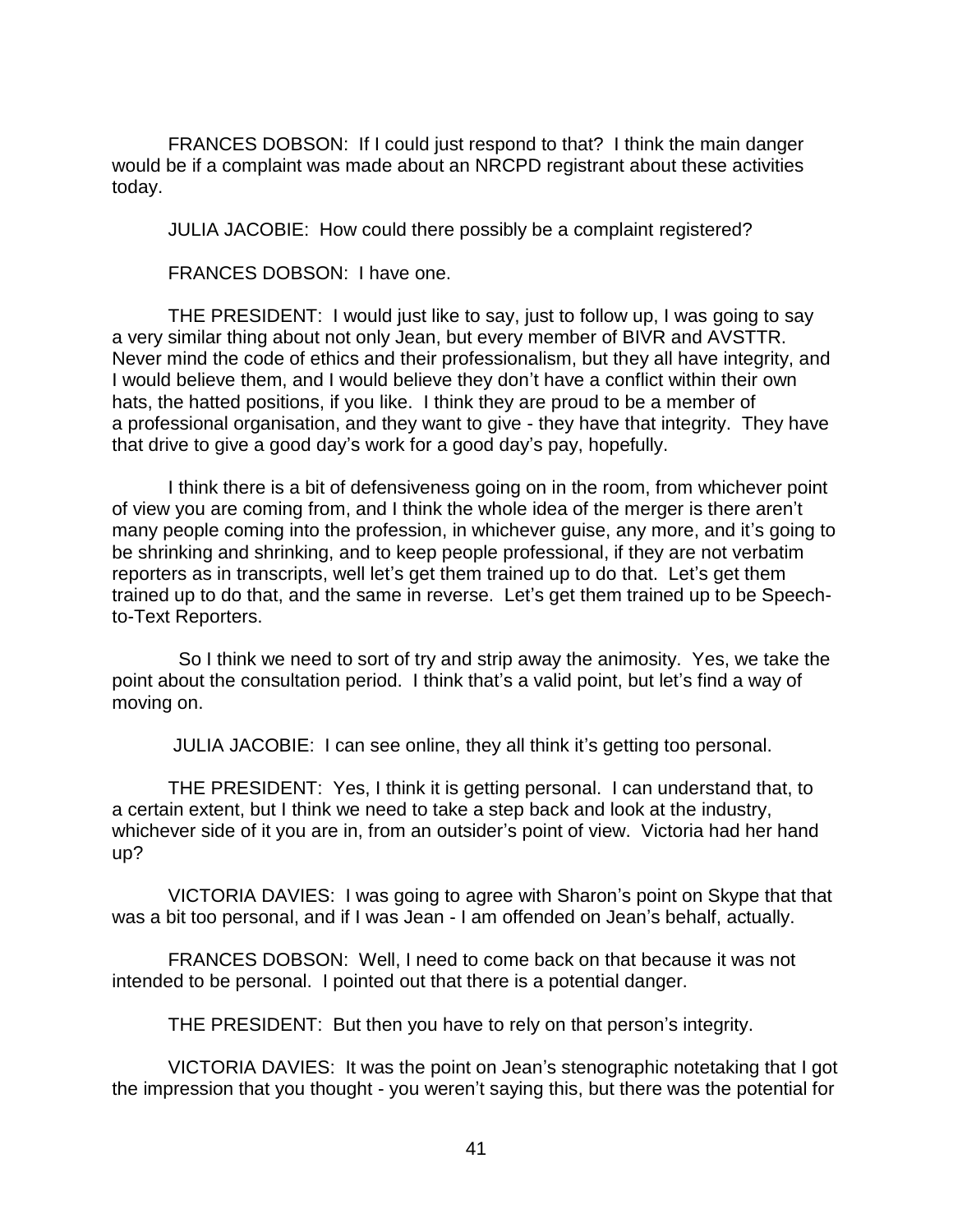FRANCES DOBSON: If I could just respond to that? I think the main danger would be if a complaint was made about an NRCPD registrant about these activities today.

JULIA JACOBIE: How could there possibly be a complaint registered?

FRANCES DOBSON: I have one.

THE PRESIDENT: I would just like to say, just to follow up, I was going to say a very similar thing about not only Jean, but every member of BIVR and AVSTTR. Never mind the code of ethics and their professionalism, but they all have integrity, and I would believe them, and I would believe they don't have a conflict within their own hats, the hatted positions, if you like. I think they are proud to be a member of a professional organisation, and they want to give - they have that integrity. They have that drive to give a good day's work for a good day's pay, hopefully.

I think there is a bit of defensiveness going on in the room, from whichever point of view you are coming from, and I think the whole idea of the merger is there aren't many people coming into the profession, in whichever guise, any more, and it's going to be shrinking and shrinking, and to keep people professional, if they are not verbatim reporters as in transcripts, well let's get them trained up to do that. Let's get them trained up to do that, and the same in reverse. Let's get them trained up to be Speech-to-Text Reporters.

So I think we need to sort of try and strip away the animosity. Yes, we take the point about the consultation period. I think that's a valid point, but let's find a way of moving on.

JULIA JACOBIE: I can see online, they all think it's getting too personal.

THE PRESIDENT: Yes, I think it is getting personal. I can understand that, to a certain extent, but I think we need to take a step back and look at the industry, whichever side of it you are in, from an outsider's point of view. Victoria had her hand up?

VICTORIA DAVIES: I was going to agree with Sharon's point on Skype that that was a bit too personal, and if I was Jean - I am offended on Jean's behalf, actually.

FRANCES DOBSON: Well, I need to come back on that because it was not intended to be personal. I pointed out that there is a potential danger.

THE PRESIDENT: But then you have to rely on that person's integrity.

VICTORIA DAVIES: It was the point on Jean's stenographic notetaking that I got the impression that you thought - you weren't saying this, but there was the potential for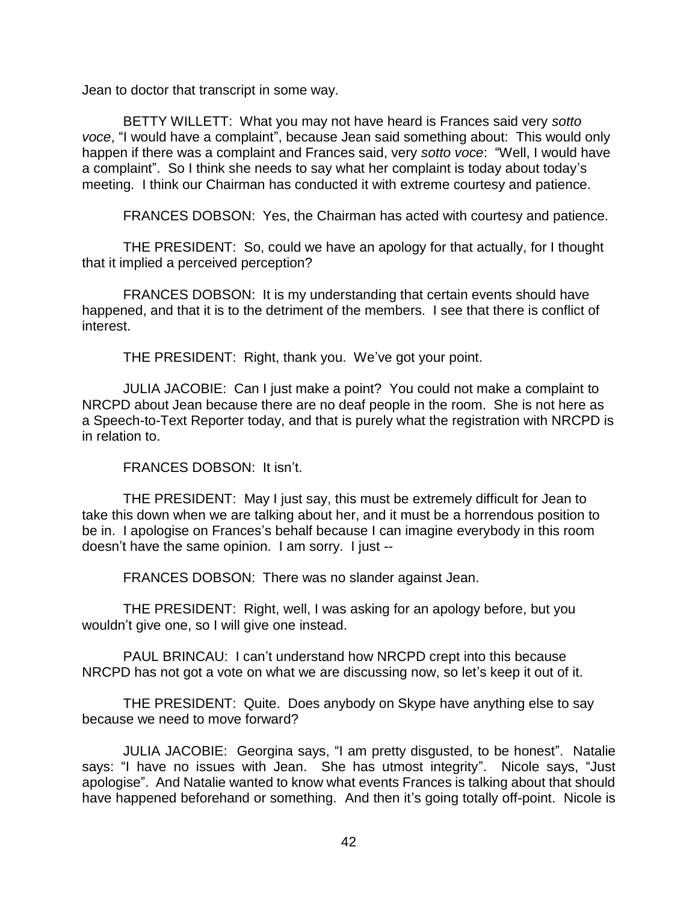Jean to doctor that transcript in some way.

BETTY WILLETT: What you may not have heard is Frances said very *sotto voce*, "I would have a complaint", because Jean said something about: This would only happen if there was a complaint and Frances said, very *sotto voce*: "Well, I would have a complaint". So I think she needs to say what her complaint is today about today's meeting. I think our Chairman has conducted it with extreme courtesy and patience.

FRANCES DOBSON: Yes, the Chairman has acted with courtesy and patience.

THE PRESIDENT: So, could we have an apology for that actually, for I thought that it implied a perceived perception?

FRANCES DOBSON: It is my understanding that certain events should have happened, and that it is to the detriment of the members. I see that there is conflict of interest.

THE PRESIDENT: Right, thank you. We've got your point.

JULIA JACOBIE: Can I just make a point? You could not make a complaint to NRCPD about Jean because there are no deaf people in the room. She is not here as a Speech-to-Text Reporter today, and that is purely what the registration with NRCPD is in relation to.

FRANCES DOBSON: It isn't.

THE PRESIDENT: May I just say, this must be extremely difficult for Jean to take this down when we are talking about her, and it must be a horrendous position to be in. I apologise on Frances's behalf because I can imagine everybody in this room doesn't have the same opinion. I am sorry. I just --

FRANCES DOBSON: There was no slander against Jean.

THE PRESIDENT: Right, well, I was asking for an apology before, but you wouldn't give one, so I will give one instead.

PAUL BRINCAU: I can't understand how NRCPD crept into this because NRCPD has not got a vote on what we are discussing now, so let's keep it out of it.

THE PRESIDENT: Quite. Does anybody on Skype have anything else to say because we need to move forward?

JULIA JACOBIE: Georgina says, "I am pretty disgusted, to be honest". Natalie says: "I have no issues with Jean. She has utmost integrity". Nicole says, "Just apologise". And Natalie wanted to know what events Frances is talking about that should have happened beforehand or something. And then it's going totally off-point. Nicole is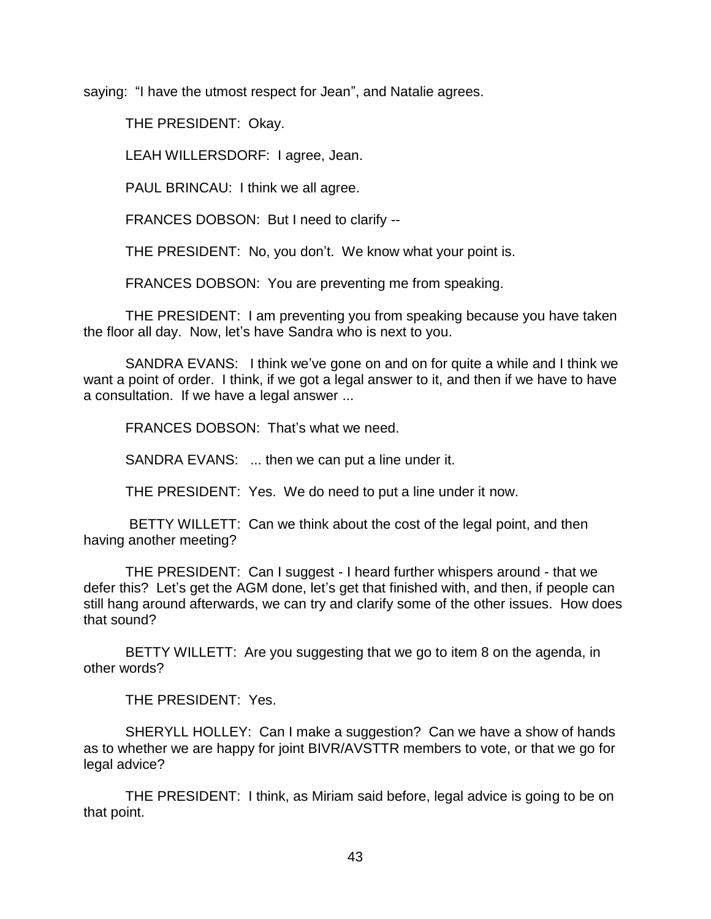saying: "I have the utmost respect for Jean", and Natalie agrees.

THE PRESIDENT: Okay.

LEAH WILLERSDORF: I agree, Jean.

PAUL BRINCAU: I think we all agree.

FRANCES DOBSON: But I need to clarify --

THE PRESIDENT: No, you don't. We know what your point is.

FRANCES DOBSON: You are preventing me from speaking.

THE PRESIDENT: I am preventing you from speaking because you have taken the floor all day. Now, let's have Sandra who is next to you.

SANDRA EVANS: I think we've gone on and on for quite a while and I think we want a point of order. I think, if we got a legal answer to it, and then if we have to have a consultation. If we have a legal answer ...

FRANCES DOBSON: That's what we need.

SANDRA EVANS: ... then we can put a line under it.

THE PRESIDENT: Yes. We do need to put a line under it now.

BETTY WILLETT: Can we think about the cost of the legal point, and then having another meeting?

THE PRESIDENT: Can I suggest - I heard further whispers around - that we defer this? Let's get the AGM done, let's get that finished with, and then, if people can still hang around afterwards, we can try and clarify some of the other issues. How does that sound?

BETTY WILLETT: Are you suggesting that we go to item 8 on the agenda, in other words?

THE PRESIDENT: Yes.

SHERYLL HOLLEY: Can I make a suggestion? Can we have a show of hands as to whether we are happy for joint BIVR/AVSTTR members to vote, or that we go for legal advice?

THE PRESIDENT: I think, as Miriam said before, legal advice is going to be on that point.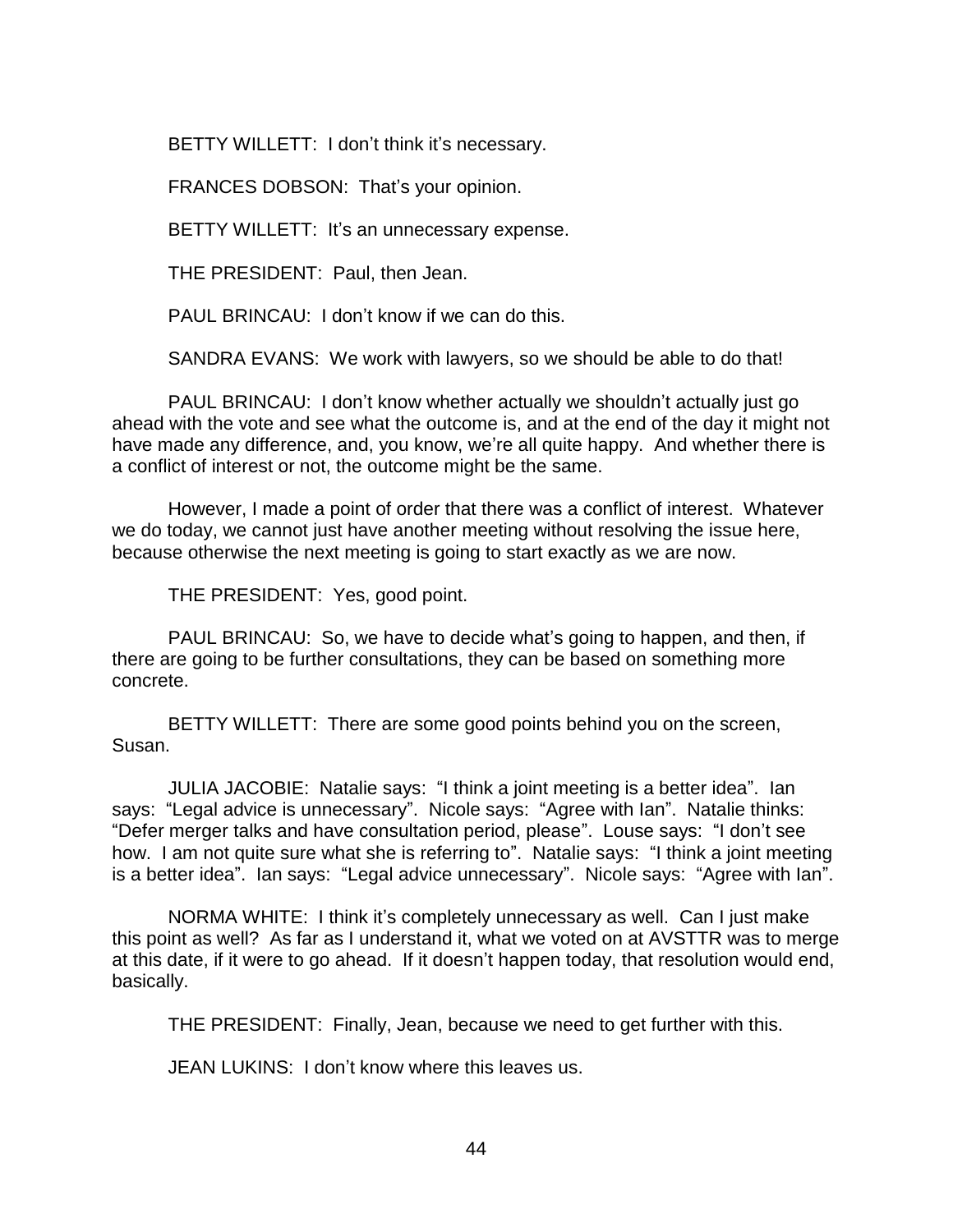BETTY WILLETT: I don't think it's necessary.

FRANCES DOBSON: That's your opinion.

BETTY WILLETT: It's an unnecessary expense.

THE PRESIDENT: Paul, then Jean.

PAUL BRINCAU: I don't know if we can do this.

SANDRA EVANS: We work with lawyers, so we should be able to do that!

PAUL BRINCAU: I don't know whether actually we shouldn't actually just go ahead with the vote and see what the outcome is, and at the end of the day it might not have made any difference, and, you know, we're all quite happy. And whether there is a conflict of interest or not, the outcome might be the same.

However, I made a point of order that there was a conflict of interest. Whatever we do today, we cannot just have another meeting without resolving the issue here, because otherwise the next meeting is going to start exactly as we are now.

THE PRESIDENT: Yes, good point.

PAUL BRINCAU: So, we have to decide what's going to happen, and then, if there are going to be further consultations, they can be based on something more concrete.

BETTY WILLETT: There are some good points behind you on the screen, Susan.

JULIA JACOBIE: Natalie says: "I think a joint meeting is a better idea". Ian says: "Legal advice is unnecessary". Nicole says: "Agree with Ian". Natalie thinks: "Defer merger talks and have consultation period, please". Louse says: "I don't see how. I am not quite sure what she is referring to". Natalie says: "I think a joint meeting is a better idea". Ian says: "Legal advice unnecessary". Nicole says: "Agree with Ian".

NORMA WHITE: I think it's completely unnecessary as well. Can I just make this point as well? As far as I understand it, what we voted on at AVSTTR was to merge at this date, if it were to go ahead. If it doesn't happen today, that resolution would end, basically.

THE PRESIDENT: Finally, Jean, because we need to get further with this.

JEAN LUKINS: I don't know where this leaves us.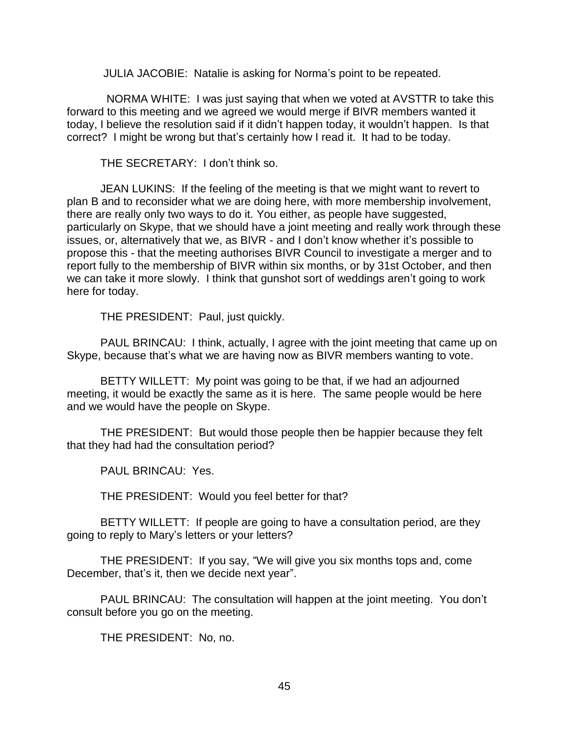JULIA JACOBIE: Natalie is asking for Norma's point to be repeated.

NORMA WHITE: I was just saying that when we voted at AVSTTR to take this forward to this meeting and we agreed we would merge if BIVR members wanted it today, I believe the resolution said if it didn't happen today, it wouldn't happen. Is that correct? I might be wrong but that's certainly how I read it. It had to be today.

THE SECRETARY: I don't think so.

JEAN LUKINS: If the feeling of the meeting is that we might want to revert to plan B and to reconsider what we are doing here, with more membership involvement, there are really only two ways to do it. You either, as people have suggested, particularly on Skype, that we should have a joint meeting and really work through these issues, or, alternatively that we, as BIVR - and I don't know whether it's possible to propose this - that the meeting authorises BIVR Council to investigate a merger and to report fully to the membership of BIVR within six months, or by 31st October, and then we can take it more slowly. I think that gunshot sort of weddings aren't going to work here for today.

THE PRESIDENT: Paul, just quickly.

PAUL BRINCAU: I think, actually, I agree with the joint meeting that came up on Skype, because that's what we are having now as BIVR members wanting to vote.

BETTY WILLETT: My point was going to be that, if we had an adjourned meeting, it would be exactly the same as it is here. The same people would be here and we would have the people on Skype.

THE PRESIDENT: But would those people then be happier because they felt that they had had the consultation period?

PAUL BRINCAU: Yes.

THE PRESIDENT: Would you feel better for that?

BETTY WILLETT: If people are going to have a consultation period, are they going to reply to Mary's letters or your letters?

THE PRESIDENT: If you say, "We will give you six months tops and, come December, that's it, then we decide next year".

PAUL BRINCAU: The consultation will happen at the joint meeting. You don't consult before you go on the meeting.

THE PRESIDENT: No, no.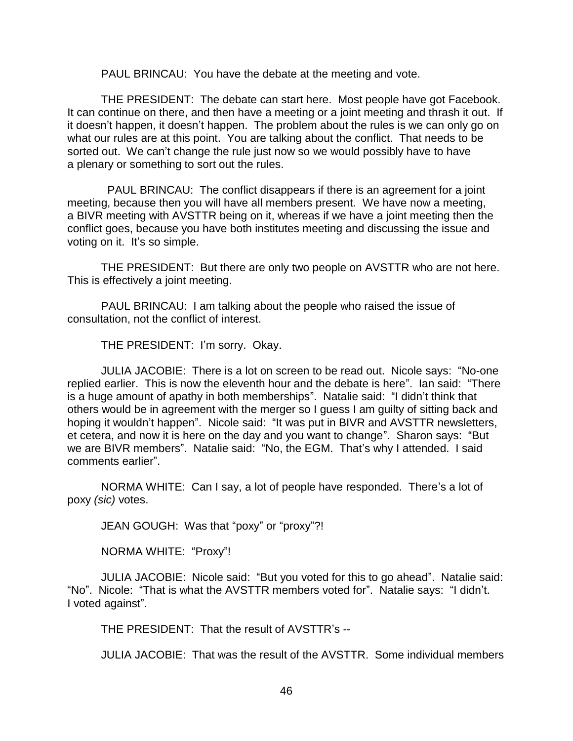PAUL BRINCAU: You have the debate at the meeting and vote.

THE PRESIDENT: The debate can start here. Most people have got Facebook. It can continue on there, and then have a meeting or a joint meeting and thrash it out. If it doesn't happen, it doesn't happen. The problem about the rules is we can only go on what our rules are at this point. You are talking about the conflict. That needs to be sorted out. We can't change the rule just now so we would possibly have to have a plenary or something to sort out the rules.

PAUL BRINCAU: The conflict disappears if there is an agreement for a joint meeting, because then you will have all members present. We have now a meeting, a BIVR meeting with AVSTTR being on it, whereas if we have a joint meeting then the conflict goes, because you have both institutes meeting and discussing the issue and voting on it. It's so simple.

THE PRESIDENT: But there are only two people on AVSTTR who are not here. This is effectively a joint meeting.

PAUL BRINCAU: I am talking about the people who raised the issue of consultation, not the conflict of interest.

THE PRESIDENT: I'm sorry. Okay.

JULIA JACOBIE: There is a lot on screen to be read out. Nicole says: "No-one replied earlier. This is now the eleventh hour and the debate is here". Ian said: "There is a huge amount of apathy in both memberships". Natalie said: "I didn't think that others would be in agreement with the merger so I guess I am guilty of sitting back and hoping it wouldn't happen". Nicole said: "It was put in BIVR and AVSTTR newsletters, et cetera, and now it is here on the day and you want to change". Sharon says: "But we are BIVR members". Natalie said: "No, the EGM. That's why I attended. I said comments earlier".

NORMA WHITE: Can I say, a lot of people have responded. There's a lot of poxy *(sic)* votes.

JEAN GOUGH: Was that "poxy" or "proxy"?!

NORMA WHITE: "Proxy"!

JULIA JACOBIE: Nicole said: "But you voted for this to go ahead". Natalie said: "No". Nicole: "That is what the AVSTTR members voted for". Natalie says: "I didn't. I voted against".

THE PRESIDENT: That the result of AVSTTR's --

JULIA JACOBIE: That was the result of the AVSTTR. Some individual members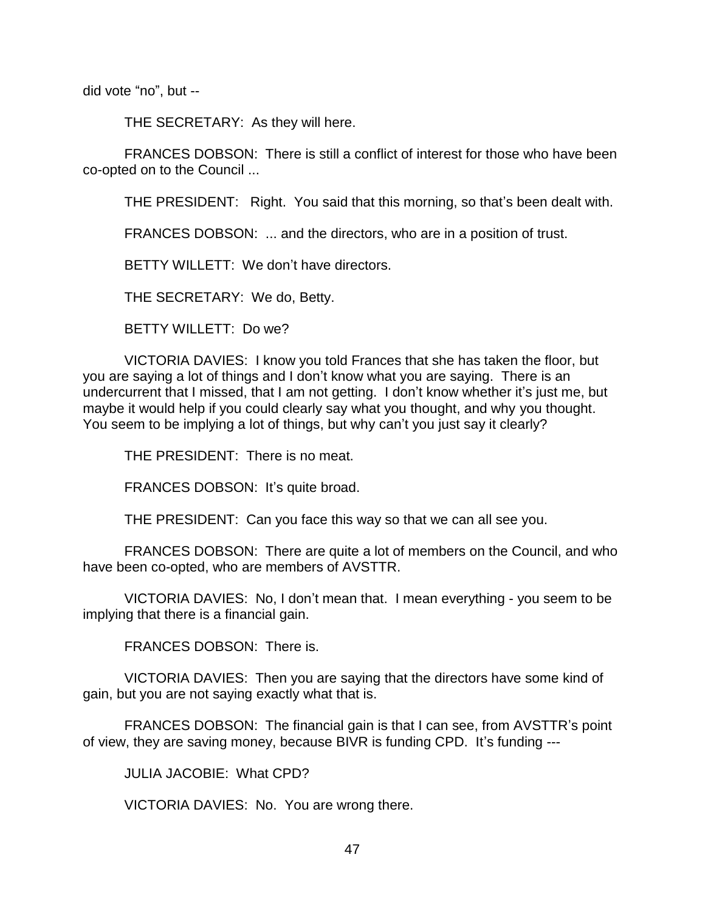did vote "no", but --

THE SECRETARY: As they will here.

FRANCES DOBSON: There is still a conflict of interest for those who have been co-opted on to the Council ...

THE PRESIDENT: Right. You said that this morning, so that's been dealt with.

FRANCES DOBSON: ... and the directors, who are in a position of trust.

BETTY WILLETT: We don't have directors.

THE SECRETARY: We do, Betty.

BETTY WILLETT: Do we?

VICTORIA DAVIES: I know you told Frances that she has taken the floor, but you are saying a lot of things and I don't know what you are saying. There is an undercurrent that I missed, that I am not getting. I don't know whether it's just me, but maybe it would help if you could clearly say what you thought, and why you thought. You seem to be implying a lot of things, but why can't you just say it clearly?

THE PRESIDENT: There is no meat.

FRANCES DOBSON: It's quite broad.

THE PRESIDENT: Can you face this way so that we can all see you.

FRANCES DOBSON: There are quite a lot of members on the Council, and who have been co-opted, who are members of AVSTTR.

VICTORIA DAVIES: No, I don't mean that. I mean everything - you seem to be implying that there is a financial gain.

FRANCES DOBSON: There is.

VICTORIA DAVIES: Then you are saying that the directors have some kind of gain, but you are not saying exactly what that is.

FRANCES DOBSON: The financial gain is that I can see, from AVSTTR's point of view, they are saving money, because BIVR is funding CPD. It's funding ---

JULIA JACOBIE: What CPD?

VICTORIA DAVIES: No. You are wrong there.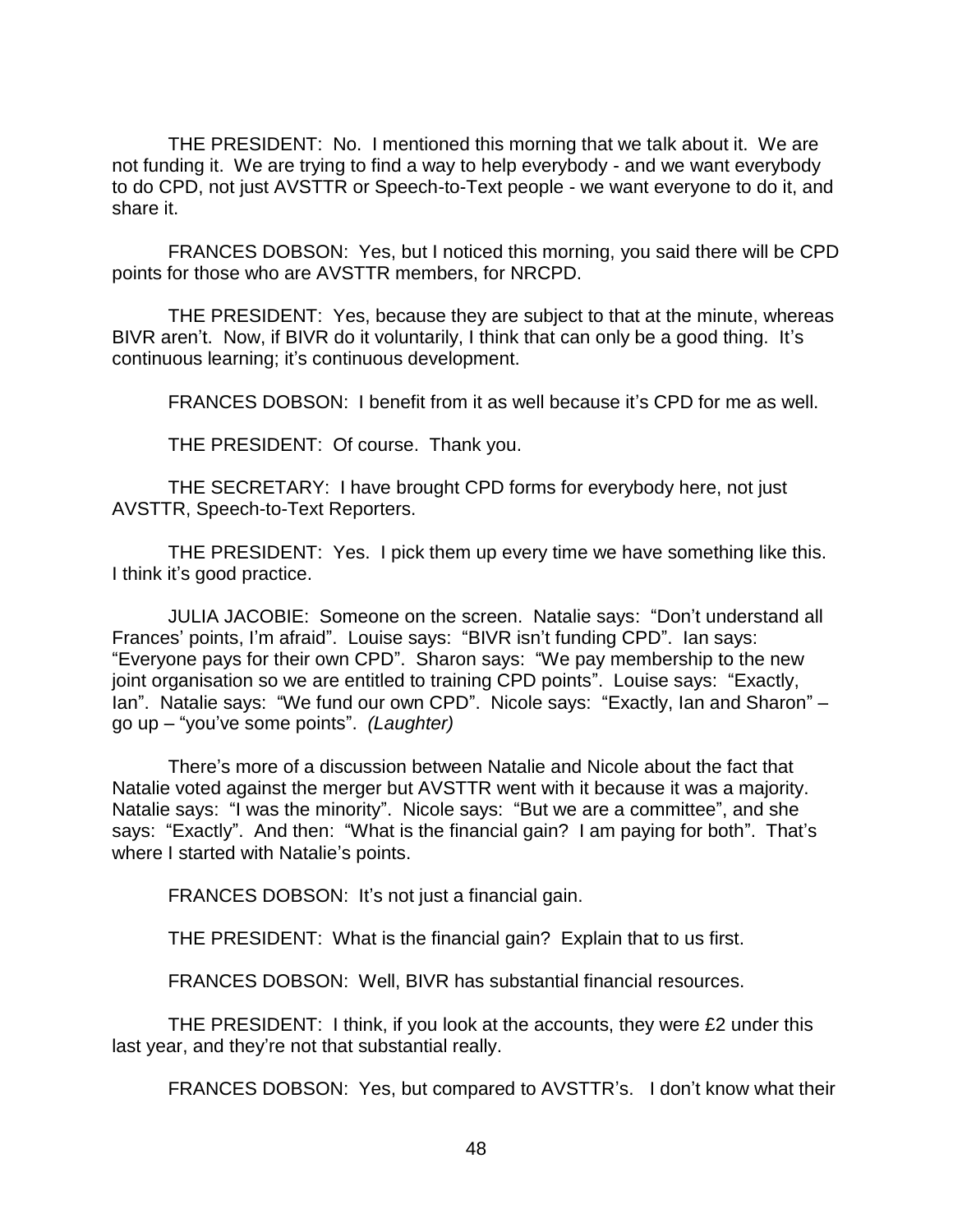THE PRESIDENT: No. I mentioned this morning that we talk about it. We are not funding it. We are trying to find a way to help everybody - and we want everybody to do CPD, not just AVSTTR or Speech-to-Text people - we want everyone to do it, and share it.

FRANCES DOBSON: Yes, but I noticed this morning, you said there will be CPD points for those who are AVSTTR members, for NRCPD.

THE PRESIDENT: Yes, because they are subject to that at the minute, whereas BIVR aren't. Now, if BIVR do it voluntarily, I think that can only be a good thing. It's continuous learning; it's continuous development.

FRANCES DOBSON: I benefit from it as well because it's CPD for me as well.

THE PRESIDENT: Of course. Thank you.

THE SECRETARY: I have brought CPD forms for everybody here, not just AVSTTR, Speech-to-Text Reporters.

THE PRESIDENT: Yes. I pick them up every time we have something like this. I think it's good practice.

JULIA JACOBIE: Someone on the screen. Natalie says: "Don't understand all Frances' points, I'm afraid". Louise says: "BIVR isn't funding CPD". Ian says: "Everyone pays for their own CPD". Sharon says: "We pay membership to the new joint organisation so we are entitled to training CPD points". Louise says: "Exactly, Ian". Natalie says: "We fund our own CPD". Nicole says: "Exactly, Ian and Sharon" – go up – "you've some points". *(Laughter)*

There's more of a discussion between Natalie and Nicole about the fact that Natalie voted against the merger but AVSTTR went with it because it was a majority. Natalie says: "I was the minority". Nicole says: "But we are a committee", and she says: "Exactly". And then: "What is the financial gain? I am paying for both". That's where I started with Natalie's points.

FRANCES DOBSON: It's not just a financial gain.

THE PRESIDENT: What is the financial gain? Explain that to us first.

FRANCES DOBSON: Well, BIVR has substantial financial resources.

THE PRESIDENT: I think, if you look at the accounts, they were £2 under this last year, and they're not that substantial really.

FRANCES DOBSON: Yes, but compared to AVSTTR's. I don't know what their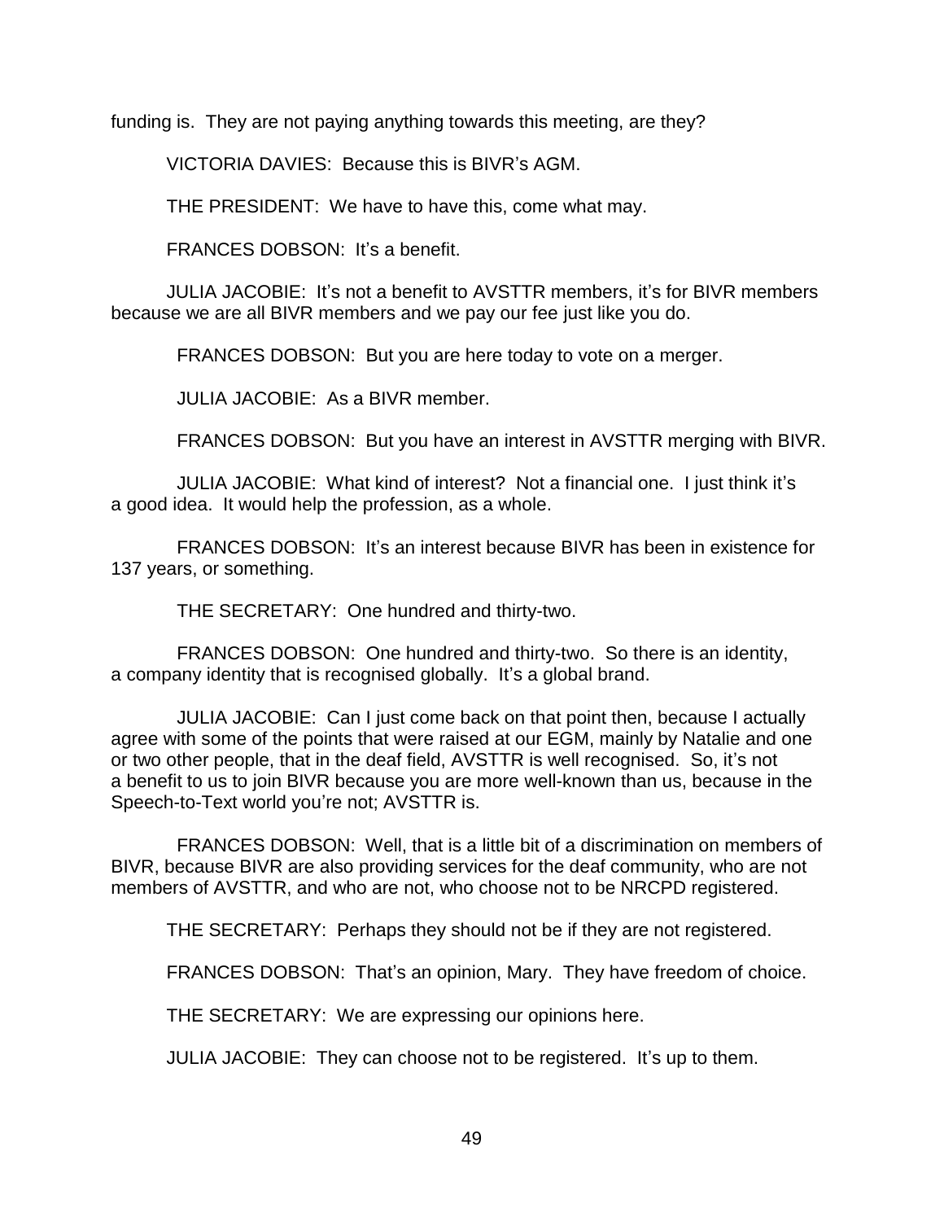funding is. They are not paying anything towards this meeting, are they?

VICTORIA DAVIES: Because this is BIVR's AGM.

THE PRESIDENT: We have to have this, come what may.

FRANCES DOBSON: It's a benefit.

JULIA JACOBIE: It's not a benefit to AVSTTR members, it's for BIVR members because we are all BIVR members and we pay our fee just like you do.

FRANCES DOBSON: But you are here today to vote on a merger.

JULIA JACOBIE: As a BIVR member.

FRANCES DOBSON: But you have an interest in AVSTTR merging with BIVR.

JULIA JACOBIE: What kind of interest? Not a financial one. I just think it's a good idea. It would help the profession, as a whole.

FRANCES DOBSON: It's an interest because BIVR has been in existence for 137 years, or something.

THE SECRETARY: One hundred and thirty-two.

FRANCES DOBSON: One hundred and thirty-two. So there is an identity, a company identity that is recognised globally. It's a global brand.

JULIA JACOBIE: Can I just come back on that point then, because I actually agree with some of the points that were raised at our EGM, mainly by Natalie and one or two other people, that in the deaf field, AVSTTR is well recognised. So, it's not a benefit to us to join BIVR because you are more well-known than us, because in the Speech-to-Text world you're not; AVSTTR is.

FRANCES DOBSON: Well, that is a little bit of a discrimination on members of BIVR, because BIVR are also providing services for the deaf community, who are not members of AVSTTR, and who are not, who choose not to be NRCPD registered.

THE SECRETARY: Perhaps they should not be if they are not registered.

FRANCES DOBSON: That's an opinion, Mary. They have freedom of choice.

THE SECRETARY: We are expressing our opinions here.

JULIA JACOBIE: They can choose not to be registered. It's up to them.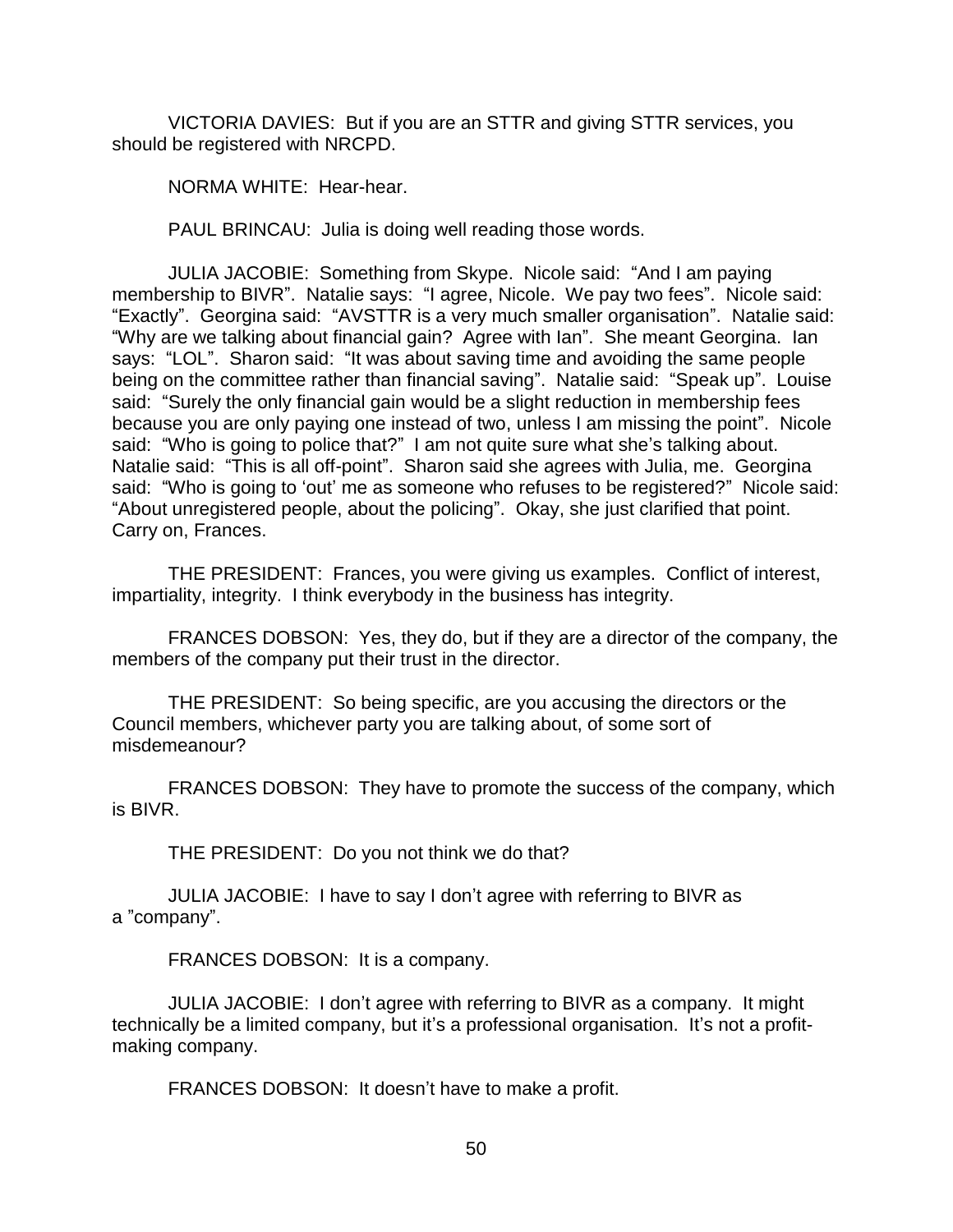VICTORIA DAVIES: But if you are an STTR and giving STTR services, you should be registered with NRCPD.

NORMA WHITE: Hear-hear.

PAUL BRINCAU: Julia is doing well reading those words.

JULIA JACOBIE: Something from Skype. Nicole said: "And I am paying membership to BIVR". Natalie says: "I agree, Nicole. We pay two fees". Nicole said: "Exactly". Georgina said: "AVSTTR is a very much smaller organisation". Natalie said: "Why are we talking about financial gain? Agree with Ian". She meant Georgina. Ian says: "LOL". Sharon said: "It was about saving time and avoiding the same people being on the committee rather than financial saving". Natalie said: "Speak up". Louise said: "Surely the only financial gain would be a slight reduction in membership fees because you are only paying one instead of two, unless I am missing the point". Nicole said: "Who is going to police that?" I am not quite sure what she's talking about. Natalie said: "This is all off-point". Sharon said she agrees with Julia, me. Georgina said: "Who is going to 'out' me as someone who refuses to be registered?" Nicole said: "About unregistered people, about the policing". Okay, she just clarified that point. Carry on, Frances.

THE PRESIDENT: Frances, you were giving us examples. Conflict of interest, impartiality, integrity. I think everybody in the business has integrity.

FRANCES DOBSON: Yes, they do, but if they are a director of the company, the members of the company put their trust in the director.

THE PRESIDENT: So being specific, are you accusing the directors or the Council members, whichever party you are talking about, of some sort of misdemeanour?

FRANCES DOBSON: They have to promote the success of the company, which is BIVR.

THE PRESIDENT: Do you not think we do that?

JULIA JACOBIE: I have to say I don't agree with referring to BIVR as a "company".

FRANCES DOBSON: It is a company.

JULIA JACOBIE: I don't agree with referring to BIVR as a company. It might technically be a limited company, but it's a professional organisation. It's not a profit-making company.

FRANCES DOBSON: It doesn't have to make a profit.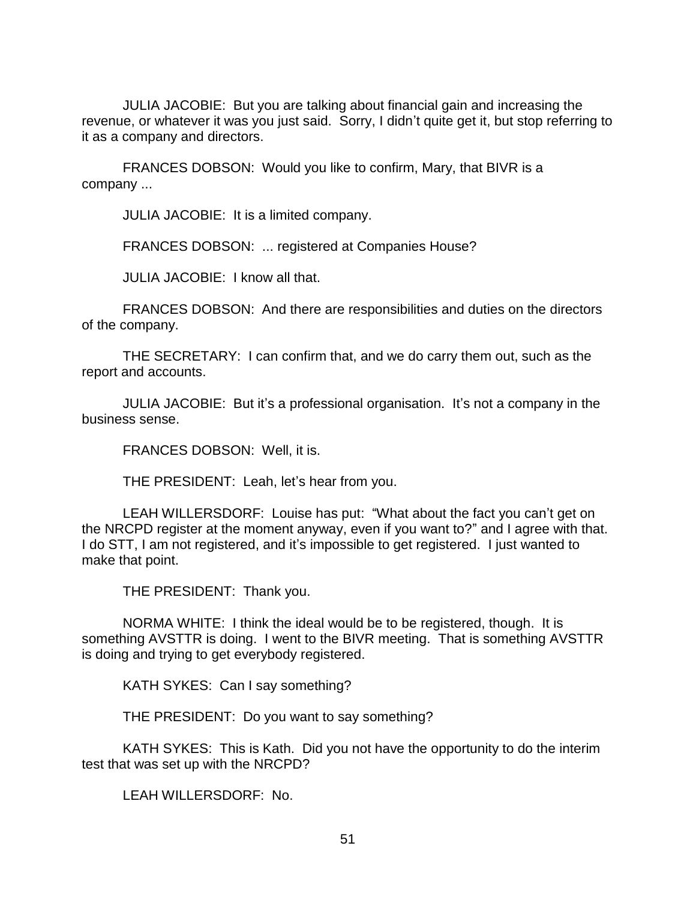JULIA JACOBIE: But you are talking about financial gain and increasing the revenue, or whatever it was you just said. Sorry, I didn't quite get it, but stop referring to it as a company and directors.

FRANCES DOBSON: Would you like to confirm, Mary, that BIVR is a company ...

JULIA JACOBIE: It is a limited company.

FRANCES DOBSON: ... registered at Companies House?

JULIA JACOBIE: I know all that.

FRANCES DOBSON: And there are responsibilities and duties on the directors of the company.

THE SECRETARY: I can confirm that, and we do carry them out, such as the report and accounts.

JULIA JACOBIE: But it's a professional organisation. It's not a company in the business sense.

FRANCES DOBSON: Well, it is.

THE PRESIDENT: Leah, let's hear from you.

LEAH WILLERSDORF: Louise has put: "What about the fact you can't get on the NRCPD register at the moment anyway, even if you want to?" and I agree with that. I do STT, I am not registered, and it's impossible to get registered. I just wanted to make that point.

THE PRESIDENT: Thank you.

NORMA WHITE: I think the ideal would be to be registered, though. It is something AVSTTR is doing. I went to the BIVR meeting. That is something AVSTTR is doing and trying to get everybody registered.

KATH SYKES: Can I say something?

THE PRESIDENT: Do you want to say something?

KATH SYKES: This is Kath. Did you not have the opportunity to do the interim test that was set up with the NRCPD?

LEAH WILLERSDORF: No.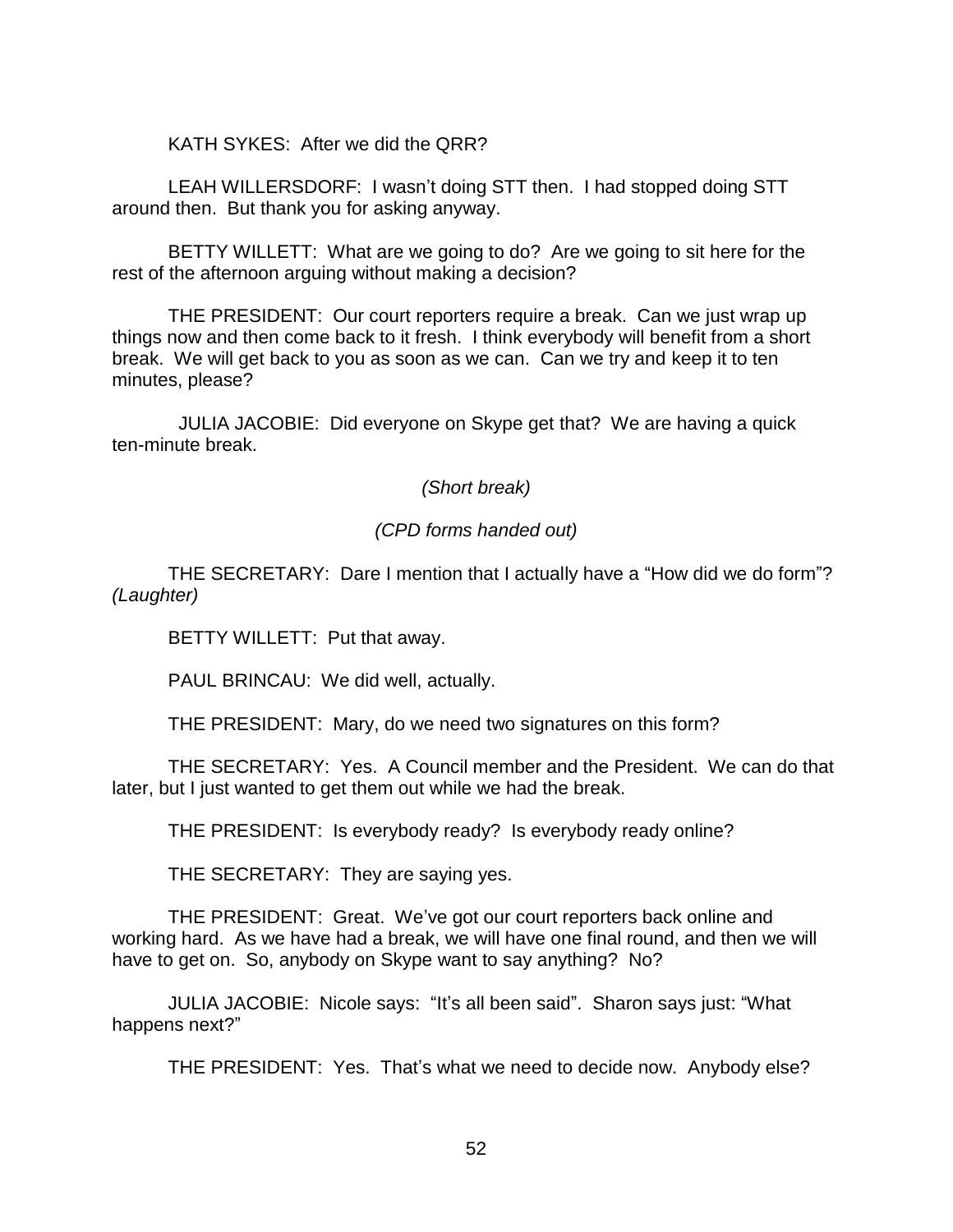KATH SYKES: After we did the QRR?

LEAH WILLERSDORF: I wasn't doing STT then. I had stopped doing STT around then. But thank you for asking anyway.

BETTY WILLETT: What are we going to do? Are we going to sit here for the rest of the afternoon arguing without making a decision?

THE PRESIDENT: Our court reporters require a break. Can we just wrap up things now and then come back to it fresh. I think everybody will benefit from a short break. We will get back to you as soon as we can. Can we try and keep it to ten minutes, please?

JULIA JACOBIE: Did everyone on Skype get that? We are having a quick ten-minute break.

*(Short break)*

*(CPD forms handed out)*

THE SECRETARY: Dare I mention that I actually have a "How did we do form"? *(Laughter)*

BETTY WILLETT: Put that away.

PAUL BRINCAU: We did well, actually.

THE PRESIDENT: Mary, do we need two signatures on this form?

THE SECRETARY: Yes. A Council member and the President. We can do that later, but I just wanted to get them out while we had the break.

THE PRESIDENT: Is everybody ready? Is everybody ready online?

THE SECRETARY: They are saying yes.

THE PRESIDENT: Great. We've got our court reporters back online and working hard. As we have had a break, we will have one final round, and then we will have to get on. So, anybody on Skype want to say anything? No?

JULIA JACOBIE: Nicole says: "It's all been said". Sharon says just: "What happens next?"

THE PRESIDENT: Yes. That's what we need to decide now. Anybody else?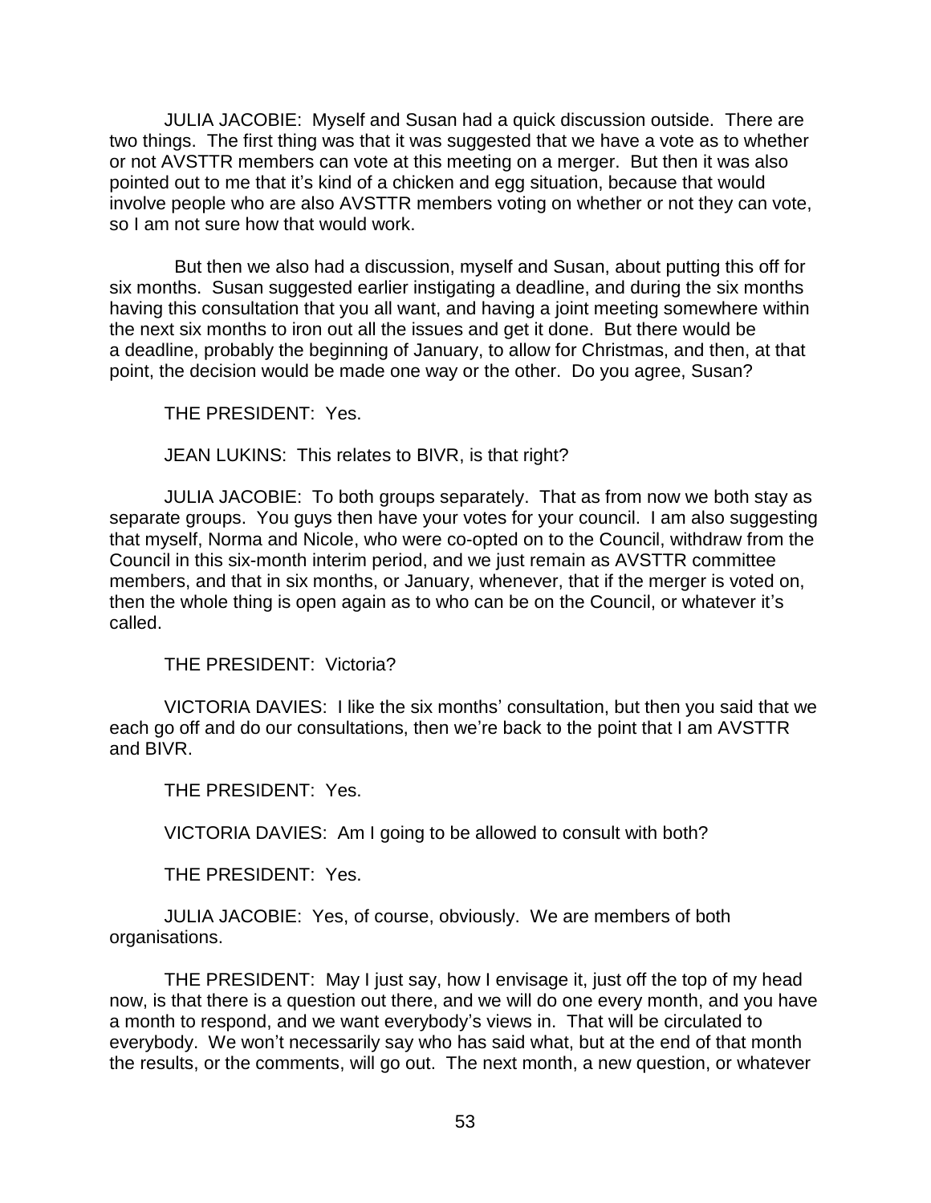JULIA JACOBIE: Myself and Susan had a quick discussion outside. There are two things. The first thing was that it was suggested that we have a vote as to whether or not AVSTTR members can vote at this meeting on a merger. But then it was also pointed out to me that it's kind of a chicken and egg situation, because that would involve people who are also AVSTTR members voting on whether or not they can vote, so I am not sure how that would work.

But then we also had a discussion, myself and Susan, about putting this off for six months. Susan suggested earlier instigating a deadline, and during the six months having this consultation that you all want, and having a joint meeting somewhere within the next six months to iron out all the issues and get it done. But there would be a deadline, probably the beginning of January, to allow for Christmas, and then, at that point, the decision would be made one way or the other. Do you agree, Susan?

THE PRESIDENT: Yes.

JEAN LUKINS: This relates to BIVR, is that right?

JULIA JACOBIE: To both groups separately. That as from now we both stay as separate groups. You guys then have your votes for your council. I am also suggesting that myself, Norma and Nicole, who were co-opted on to the Council, withdraw from the Council in this six-month interim period, and we just remain as AVSTTR committee members, and that in six months, or January, whenever, that if the merger is voted on, then the whole thing is open again as to who can be on the Council, or whatever it's called.

THE PRESIDENT: Victoria?

VICTORIA DAVIES: I like the six months' consultation, but then you said that we each go off and do our consultations, then we're back to the point that I am AVSTTR and BIVR.

THE PRESIDENT: Yes.

VICTORIA DAVIES: Am I going to be allowed to consult with both?

THE PRESIDENT: Yes.

JULIA JACOBIE: Yes, of course, obviously. We are members of both organisations.

THE PRESIDENT: May I just say, how I envisage it, just off the top of my head now, is that there is a question out there, and we will do one every month, and you have a month to respond, and we want everybody's views in. That will be circulated to everybody. We won't necessarily say who has said what, but at the end of that month the results, or the comments, will go out. The next month, a new question, or whatever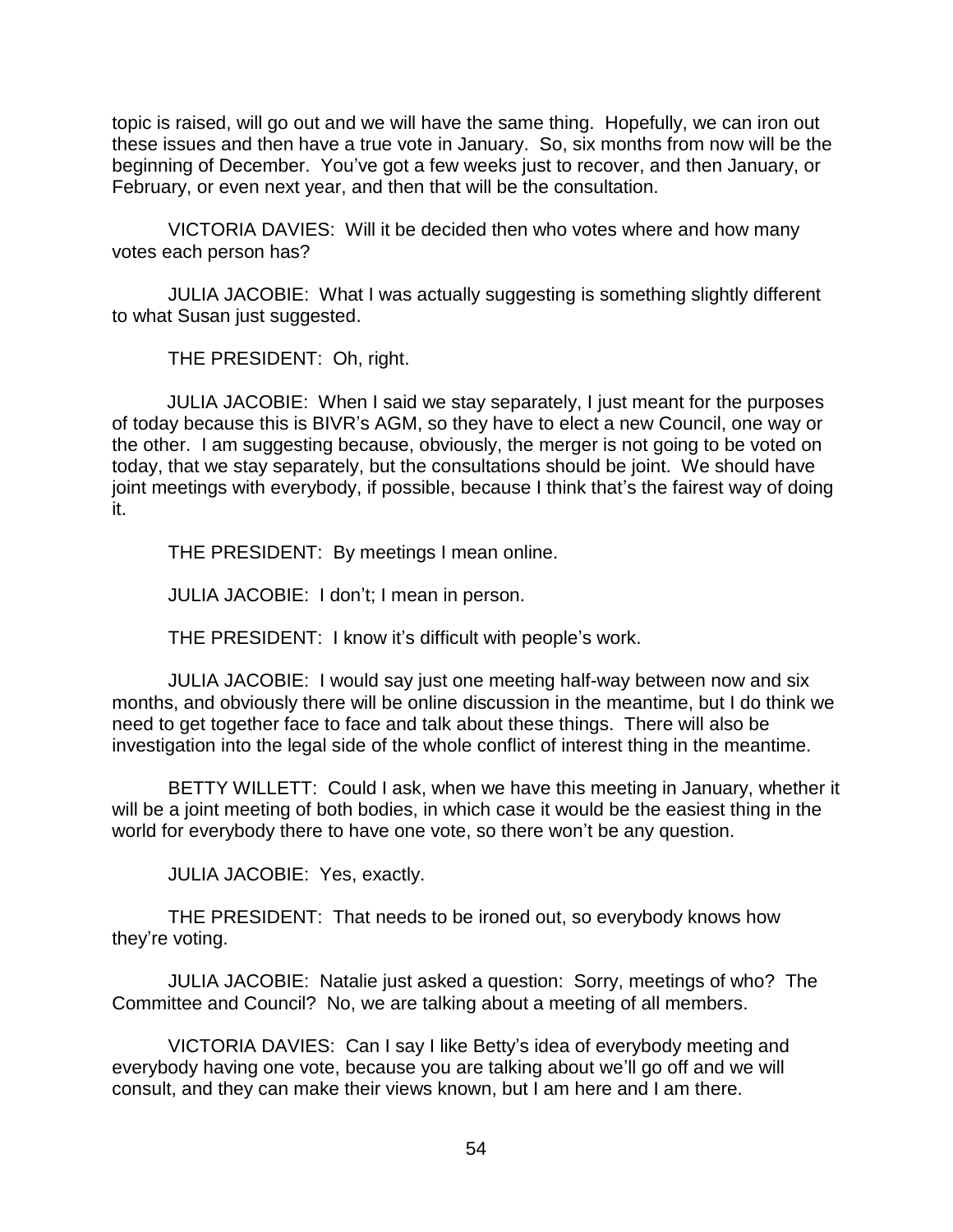topic is raised, will go out and we will have the same thing. Hopefully, we can iron out these issues and then have a true vote in January. So, six months from now will be the beginning of December. You've got a few weeks just to recover, and then January, or February, or even next year, and then that will be the consultation.

VICTORIA DAVIES: Will it be decided then who votes where and how many votes each person has?

JULIA JACOBIE: What I was actually suggesting is something slightly different to what Susan just suggested.

THE PRESIDENT: Oh, right.

JULIA JACOBIE: When I said we stay separately, I just meant for the purposes of today because this is BIVR's AGM, so they have to elect a new Council, one way or the other. I am suggesting because, obviously, the merger is not going to be voted on today, that we stay separately, but the consultations should be joint. We should have joint meetings with everybody, if possible, because I think that's the fairest way of doing it.

THE PRESIDENT: By meetings I mean online.

JULIA JACOBIE: I don't; I mean in person.

THE PRESIDENT: I know it's difficult with people's work.

JULIA JACOBIE: I would say just one meeting half-way between now and six months, and obviously there will be online discussion in the meantime, but I do think we need to get together face to face and talk about these things. There will also be investigation into the legal side of the whole conflict of interest thing in the meantime.

BETTY WILLETT: Could I ask, when we have this meeting in January, whether it will be a joint meeting of both bodies, in which case it would be the easiest thing in the world for everybody there to have one vote, so there won't be any question.

JULIA JACOBIE: Yes, exactly.

THE PRESIDENT: That needs to be ironed out, so everybody knows how they're voting.

JULIA JACOBIE: Natalie just asked a question: Sorry, meetings of who? The Committee and Council? No, we are talking about a meeting of all members.

VICTORIA DAVIES: Can I say I like Betty's idea of everybody meeting and everybody having one vote, because you are talking about we'll go off and we will consult, and they can make their views known, but I am here and I am there.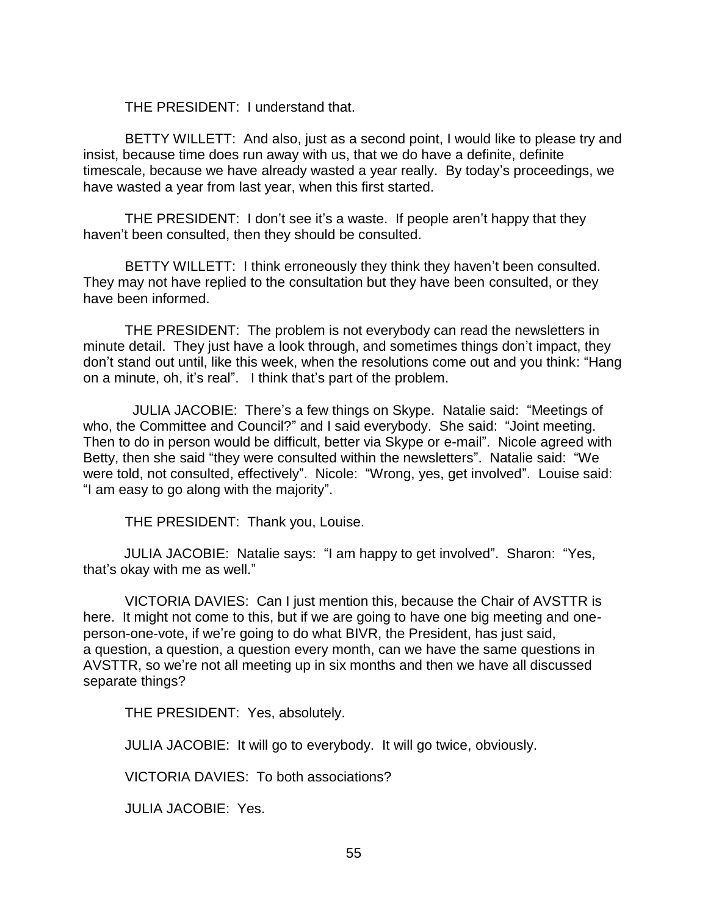THE PRESIDENT: I understand that.

BETTY WILLETT: And also, just as a second point, I would like to please try and insist, because time does run away with us, that we do have a definite, definite timescale, because we have already wasted a year really. By today's proceedings, we have wasted a year from last year, when this first started.

THE PRESIDENT: I don't see it's a waste. If people aren't happy that they haven't been consulted, then they should be consulted.

BETTY WILLETT: I think erroneously they think they haven't been consulted. They may not have replied to the consultation but they have been consulted, or they have been informed.

THE PRESIDENT: The problem is not everybody can read the newsletters in minute detail. They just have a look through, and sometimes things don't impact, they don't stand out until, like this week, when the resolutions come out and you think: "Hang on a minute, oh, it's real". I think that's part of the problem.

JULIA JACOBIE: There's a few things on Skype. Natalie said: "Meetings of who, the Committee and Council?" and I said everybody. She said: "Joint meeting. Then to do in person would be difficult, better via Skype or e-mail". Nicole agreed with Betty, then she said "they were consulted within the newsletters". Natalie said: "We were told, not consulted, effectively". Nicole: "Wrong, yes, get involved". Louise said: "I am easy to go along with the majority".

THE PRESIDENT: Thank you, Louise.

JULIA JACOBIE: Natalie says: "I am happy to get involved". Sharon: "Yes, that's okay with me as well."

VICTORIA DAVIES: Can I just mention this, because the Chair of AVSTTR is here. It might not come to this, but if we are going to have one big meeting and one-person-one-vote, if we're going to do what BIVR, the President, has just said, a question, a question, a question every month, can we have the same questions in AVSTTR, so we're not all meeting up in six months and then we have all discussed separate things?

THE PRESIDENT: Yes, absolutely.

JULIA JACOBIE: It will go to everybody. It will go twice, obviously.

VICTORIA DAVIES: To both associations?

JULIA JACOBIE: Yes.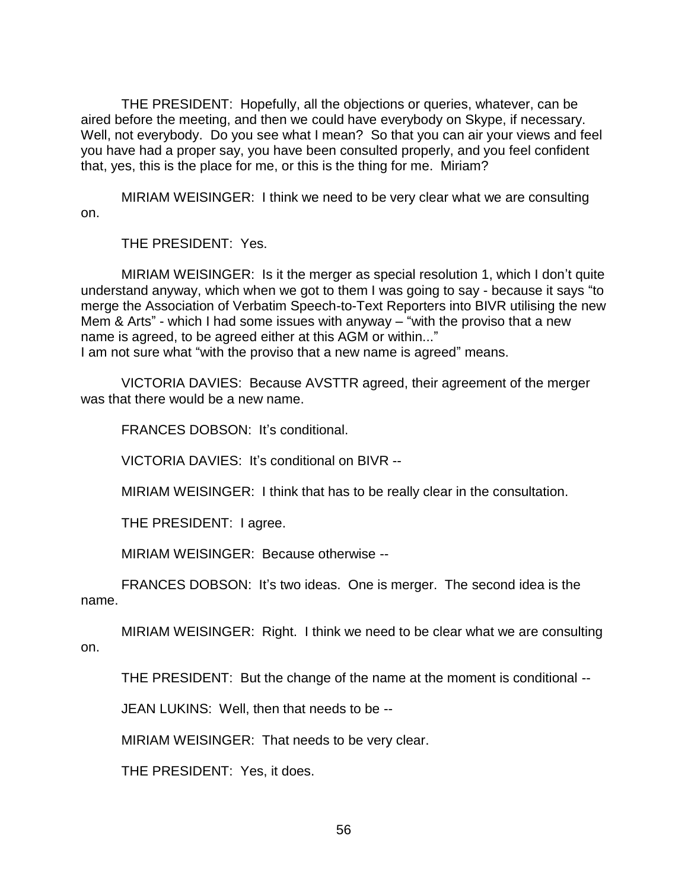THE PRESIDENT: Hopefully, all the objections or queries, whatever, can be aired before the meeting, and then we could have everybody on Skype, if necessary. Well, not everybody. Do you see what I mean? So that you can air your views and feel you have had a proper say, you have been consulted properly, and you feel confident that, yes, this is the place for me, or this is the thing for me. Miriam?

MIRIAM WEISINGER: I think we need to be very clear what we are consulting on.

THE PRESIDENT: Yes.

MIRIAM WEISINGER: Is it the merger as special resolution 1, which I don't quite understand anyway, which when we got to them I was going to say - because it says "to merge the Association of Verbatim Speech-to-Text Reporters into BIVR utilising the new Mem & Arts" - which I had some issues with anyway – "with the proviso that a new name is agreed, to be agreed either at this AGM or within..."
I am not sure what "with the proviso that a new name is agreed" means.

VICTORIA DAVIES: Because AVSTTR agreed, their agreement of the merger was that there would be a new name.

FRANCES DOBSON: It's conditional.

VICTORIA DAVIES: It's conditional on BIVR --

MIRIAM WEISINGER: I think that has to be really clear in the consultation.

THE PRESIDENT: I agree.

MIRIAM WEISINGER: Because otherwise --

FRANCES DOBSON: It's two ideas. One is merger. The second idea is the name.

MIRIAM WEISINGER: Right. I think we need to be clear what we are consulting on.

THE PRESIDENT: But the change of the name at the moment is conditional --

JEAN LUKINS: Well, then that needs to be --

MIRIAM WEISINGER: That needs to be very clear.

THE PRESIDENT: Yes, it does.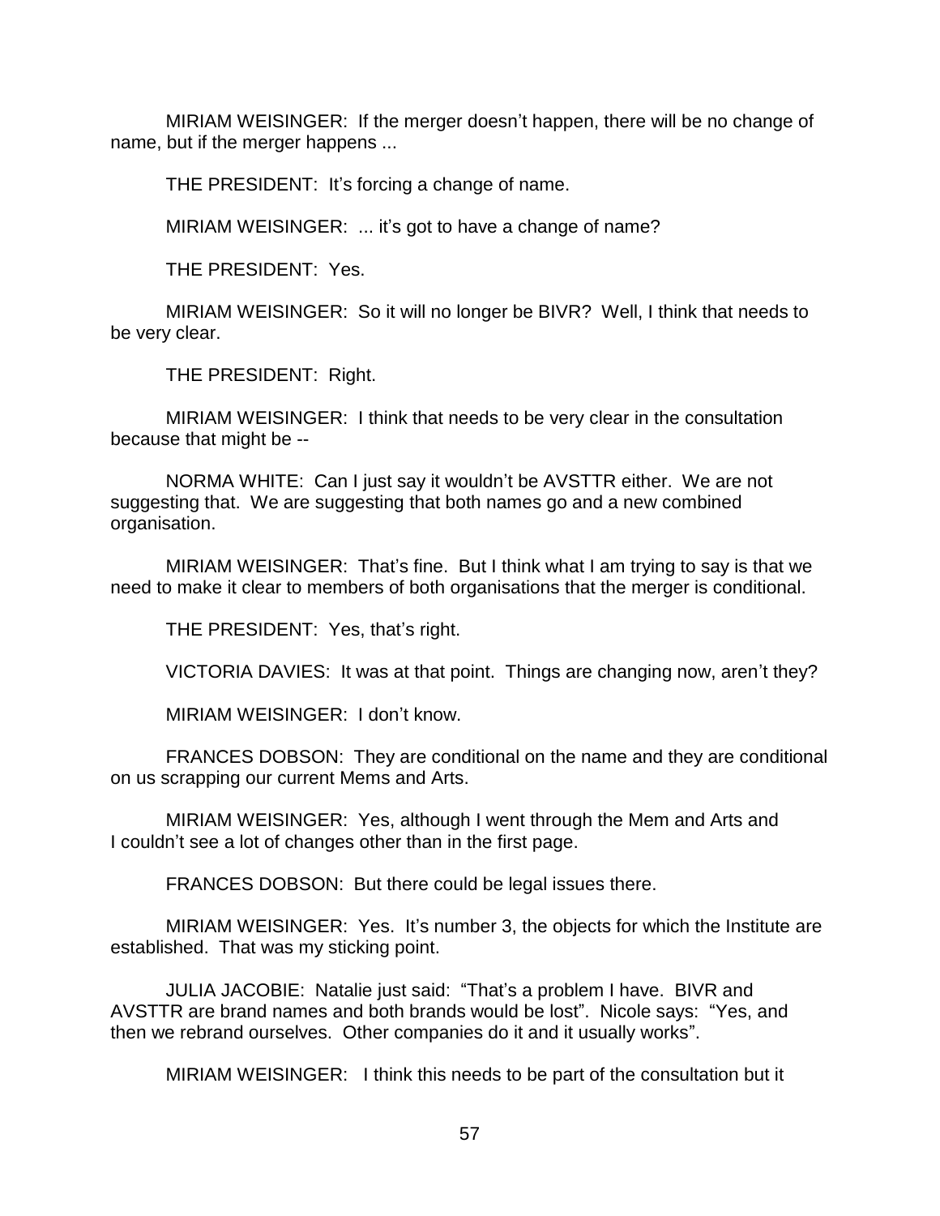MIRIAM WEISINGER: If the merger doesn't happen, there will be no change of name, but if the merger happens ...

THE PRESIDENT: It's forcing a change of name.

MIRIAM WEISINGER: ... it's got to have a change of name?

THE PRESIDENT: Yes.

MIRIAM WEISINGER: So it will no longer be BIVR? Well, I think that needs to be very clear.

THE PRESIDENT: Right.

MIRIAM WEISINGER: I think that needs to be very clear in the consultation because that might be --

NORMA WHITE: Can I just say it wouldn't be AVSTTR either. We are not suggesting that. We are suggesting that both names go and a new combined organisation.

MIRIAM WEISINGER: That's fine. But I think what I am trying to say is that we need to make it clear to members of both organisations that the merger is conditional.

THE PRESIDENT: Yes, that's right.

VICTORIA DAVIES: It was at that point. Things are changing now, aren't they?

MIRIAM WEISINGER: I don't know.

FRANCES DOBSON: They are conditional on the name and they are conditional on us scrapping our current Mems and Arts.

MIRIAM WEISINGER: Yes, although I went through the Mem and Arts and I couldn't see a lot of changes other than in the first page.

FRANCES DOBSON: But there could be legal issues there.

MIRIAM WEISINGER: Yes. It's number 3, the objects for which the Institute are established. That was my sticking point.

JULIA JACOBIE: Natalie just said: "That's a problem I have. BIVR and AVSTTR are brand names and both brands would be lost". Nicole says: "Yes, and then we rebrand ourselves. Other companies do it and it usually works".

MIRIAM WEISINGER: I think this needs to be part of the consultation but it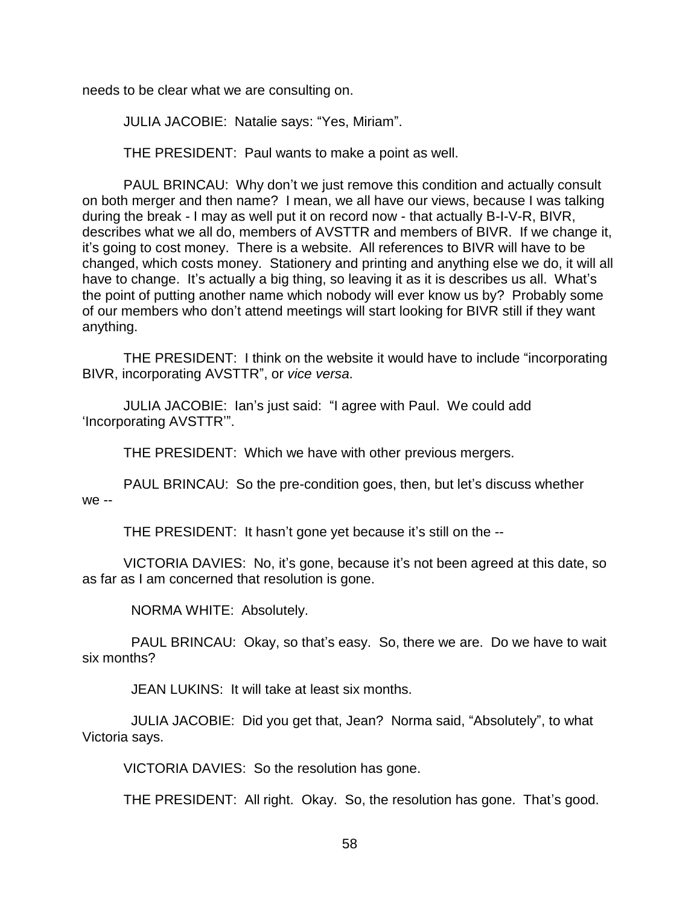needs to be clear what we are consulting on.

JULIA JACOBIE: Natalie says: "Yes, Miriam".

THE PRESIDENT: Paul wants to make a point as well.

PAUL BRINCAU: Why don't we just remove this condition and actually consult on both merger and then name? I mean, we all have our views, because I was talking during the break - I may as well put it on record now - that actually B-I-V-R, BIVR, describes what we all do, members of AVSTTR and members of BIVR. If we change it, it's going to cost money. There is a website. All references to BIVR will have to be changed, which costs money. Stationery and printing and anything else we do, it will all have to change. It's actually a big thing, so leaving it as it is describes us all. What's the point of putting another name which nobody will ever know us by? Probably some of our members who don't attend meetings will start looking for BIVR still if they want anything.

THE PRESIDENT: I think on the website it would have to include "incorporating BIVR, incorporating AVSTTR", or *vice versa*.

JULIA JACOBIE: Ian's just said: "I agree with Paul. We could add 'Incorporating AVSTTR'".

THE PRESIDENT: Which we have with other previous mergers.

PAUL BRINCAU: So the pre-condition goes, then, but let's discuss whether we --

THE PRESIDENT: It hasn't gone yet because it's still on the --

VICTORIA DAVIES: No, it's gone, because it's not been agreed at this date, so as far as I am concerned that resolution is gone.

NORMA WHITE: Absolutely.

PAUL BRINCAU: Okay, so that's easy. So, there we are. Do we have to wait six months?

JEAN LUKINS: It will take at least six months.

JULIA JACOBIE: Did you get that, Jean? Norma said, "Absolutely", to what Victoria says.

VICTORIA DAVIES: So the resolution has gone.

THE PRESIDENT: All right. Okay. So, the resolution has gone. That's good.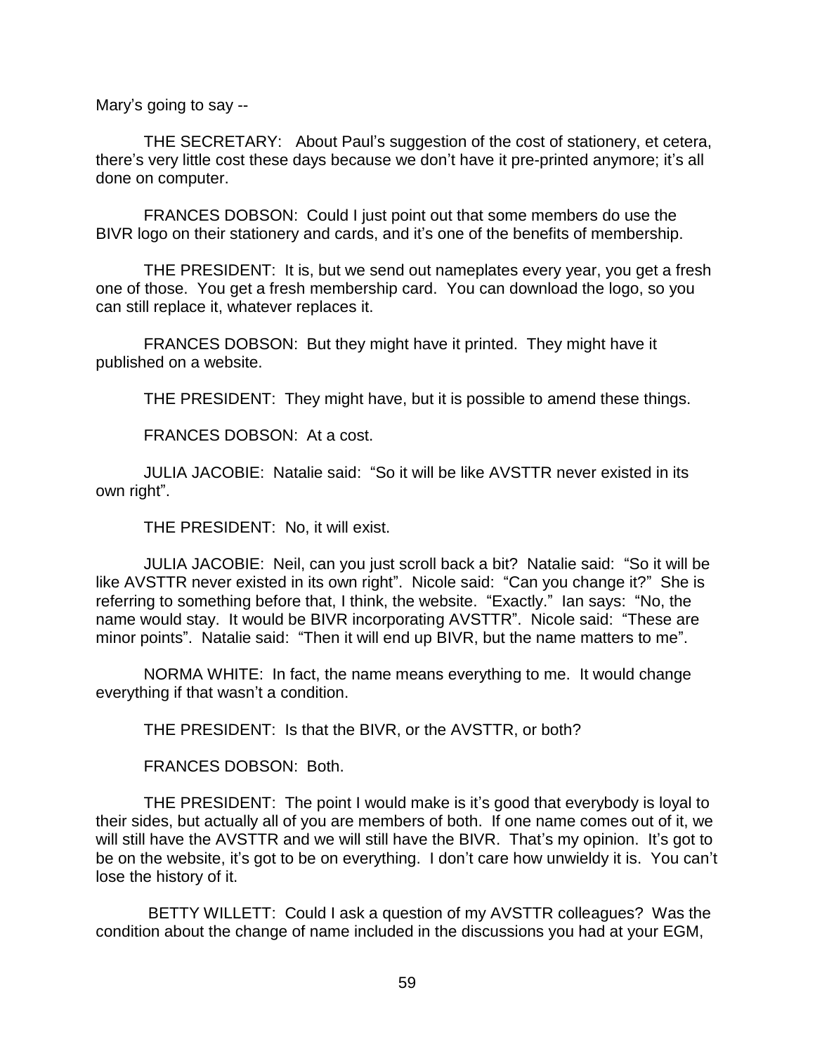Mary's going to say --

THE SECRETARY: About Paul's suggestion of the cost of stationery, et cetera, there's very little cost these days because we don't have it pre-printed anymore; it's all done on computer.

FRANCES DOBSON: Could I just point out that some members do use the BIVR logo on their stationery and cards, and it's one of the benefits of membership.

THE PRESIDENT: It is, but we send out nameplates every year, you get a fresh one of those. You get a fresh membership card. You can download the logo, so you can still replace it, whatever replaces it.

FRANCES DOBSON: But they might have it printed. They might have it published on a website.

THE PRESIDENT: They might have, but it is possible to amend these things.

FRANCES DOBSON: At a cost.

JULIA JACOBIE: Natalie said: "So it will be like AVSTTR never existed in its own right".

THE PRESIDENT: No, it will exist.

JULIA JACOBIE: Neil, can you just scroll back a bit? Natalie said: "So it will be like AVSTTR never existed in its own right". Nicole said: "Can you change it?" She is referring to something before that, I think, the website. "Exactly." Ian says: "No, the name would stay. It would be BIVR incorporating AVSTTR". Nicole said: "These are minor points". Natalie said: "Then it will end up BIVR, but the name matters to me".

NORMA WHITE: In fact, the name means everything to me. It would change everything if that wasn't a condition.

THE PRESIDENT: Is that the BIVR, or the AVSTTR, or both?

FRANCES DOBSON: Both.

THE PRESIDENT: The point I would make is it's good that everybody is loyal to their sides, but actually all of you are members of both. If one name comes out of it, we will still have the AVSTTR and we will still have the BIVR. That's my opinion. It's got to be on the website, it's got to be on everything. I don't care how unwieldy it is. You can't lose the history of it.

BETTY WILLETT: Could I ask a question of my AVSTTR colleagues? Was the condition about the change of name included in the discussions you had at your EGM,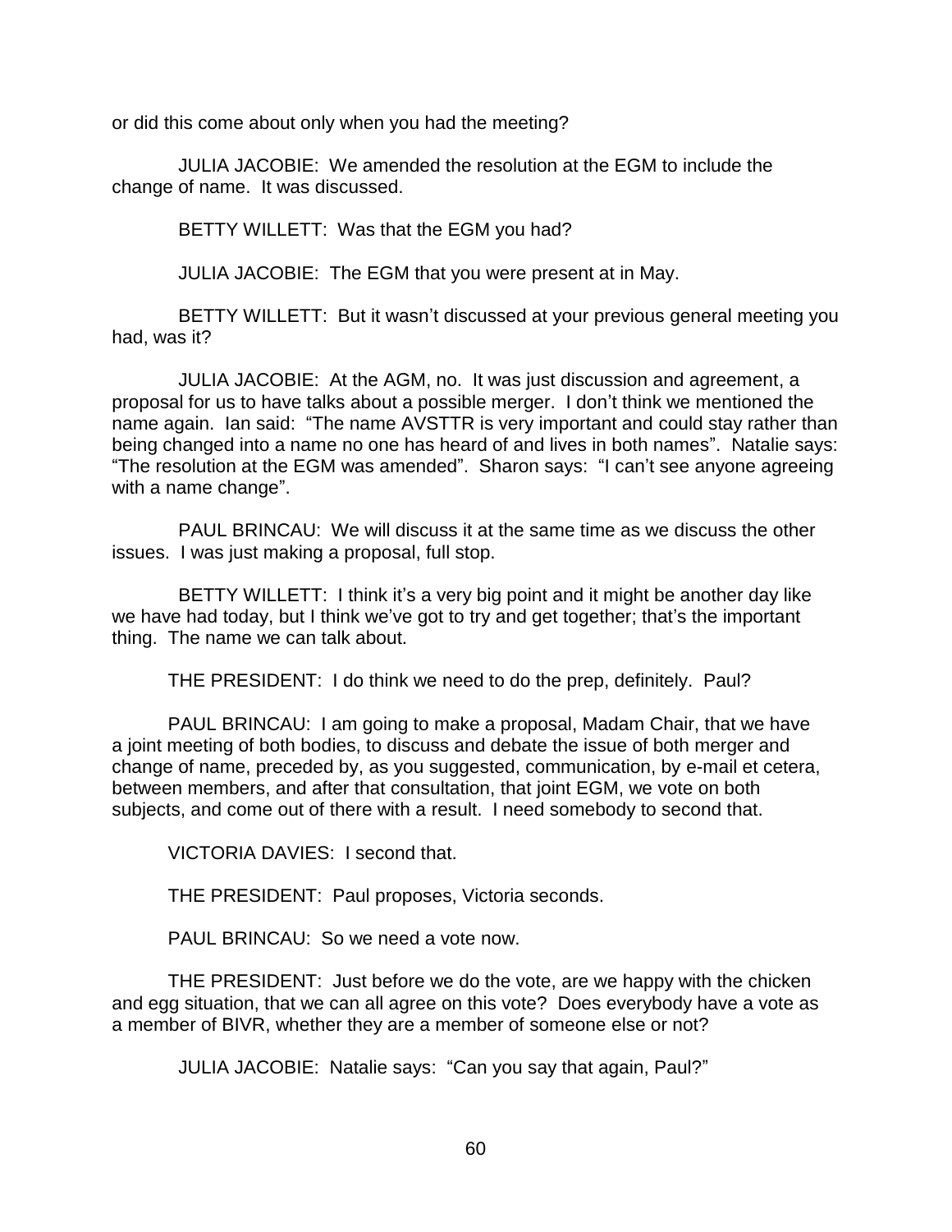or did this come about only when you had the meeting?

JULIA JACOBIE: We amended the resolution at the EGM to include the change of name. It was discussed.

BETTY WILLETT: Was that the EGM you had?

JULIA JACOBIE: The EGM that you were present at in May.

BETTY WILLETT: But it wasn't discussed at your previous general meeting you had, was it?

JULIA JACOBIE: At the AGM, no. It was just discussion and agreement, a proposal for us to have talks about a possible merger. I don't think we mentioned the name again. Ian said: "The name AVSTTR is very important and could stay rather than being changed into a name no one has heard of and lives in both names". Natalie says: "The resolution at the EGM was amended". Sharon says: "I can't see anyone agreeing with a name change".

PAUL BRINCAU: We will discuss it at the same time as we discuss the other issues. I was just making a proposal, full stop.

BETTY WILLETT: I think it's a very big point and it might be another day like we have had today, but I think we've got to try and get together; that's the important thing. The name we can talk about.

THE PRESIDENT: I do think we need to do the prep, definitely. Paul?

PAUL BRINCAU: I am going to make a proposal, Madam Chair, that we have a joint meeting of both bodies, to discuss and debate the issue of both merger and change of name, preceded by, as you suggested, communication, by e-mail et cetera, between members, and after that consultation, that joint EGM, we vote on both subjects, and come out of there with a result. I need somebody to second that.

VICTORIA DAVIES: I second that.

THE PRESIDENT: Paul proposes, Victoria seconds.

PAUL BRINCAU: So we need a vote now.

THE PRESIDENT: Just before we do the vote, are we happy with the chicken and egg situation, that we can all agree on this vote? Does everybody have a vote as a member of BIVR, whether they are a member of someone else or not?

JULIA JACOBIE: Natalie says: "Can you say that again, Paul?"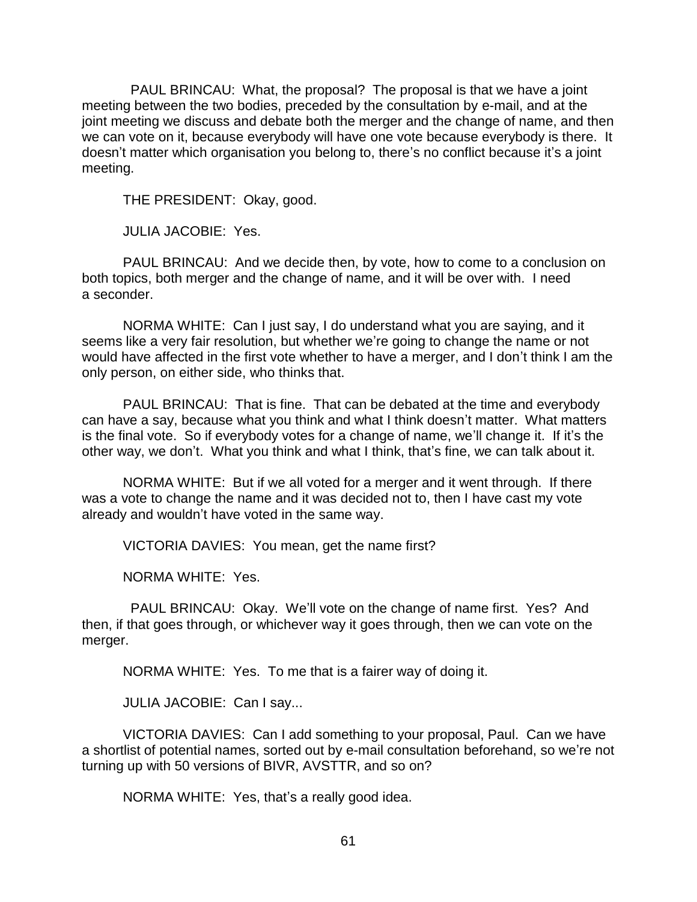PAUL BRINCAU: What, the proposal? The proposal is that we have a joint meeting between the two bodies, preceded by the consultation by e-mail, and at the joint meeting we discuss and debate both the merger and the change of name, and then we can vote on it, because everybody will have one vote because everybody is there. It doesn't matter which organisation you belong to, there's no conflict because it's a joint meeting.

THE PRESIDENT: Okay, good.

JULIA JACOBIE: Yes.

PAUL BRINCAU: And we decide then, by vote, how to come to a conclusion on both topics, both merger and the change of name, and it will be over with. I need a seconder.

NORMA WHITE: Can I just say, I do understand what you are saying, and it seems like a very fair resolution, but whether we're going to change the name or not would have affected in the first vote whether to have a merger, and I don't think I am the only person, on either side, who thinks that.

PAUL BRINCAU: That is fine. That can be debated at the time and everybody can have a say, because what you think and what I think doesn't matter. What matters is the final vote. So if everybody votes for a change of name, we'll change it. If it's the other way, we don't. What you think and what I think, that's fine, we can talk about it.

NORMA WHITE: But if we all voted for a merger and it went through. If there was a vote to change the name and it was decided not to, then I have cast my vote already and wouldn't have voted in the same way.

VICTORIA DAVIES: You mean, get the name first?

NORMA WHITE: Yes.

PAUL BRINCAU: Okay. We'll vote on the change of name first. Yes? And then, if that goes through, or whichever way it goes through, then we can vote on the merger.

NORMA WHITE: Yes. To me that is a fairer way of doing it.

JULIA JACOBIE: Can I say...

VICTORIA DAVIES: Can I add something to your proposal, Paul. Can we have a shortlist of potential names, sorted out by e-mail consultation beforehand, so we're not turning up with 50 versions of BIVR, AVSTTR, and so on?

NORMA WHITE: Yes, that's a really good idea.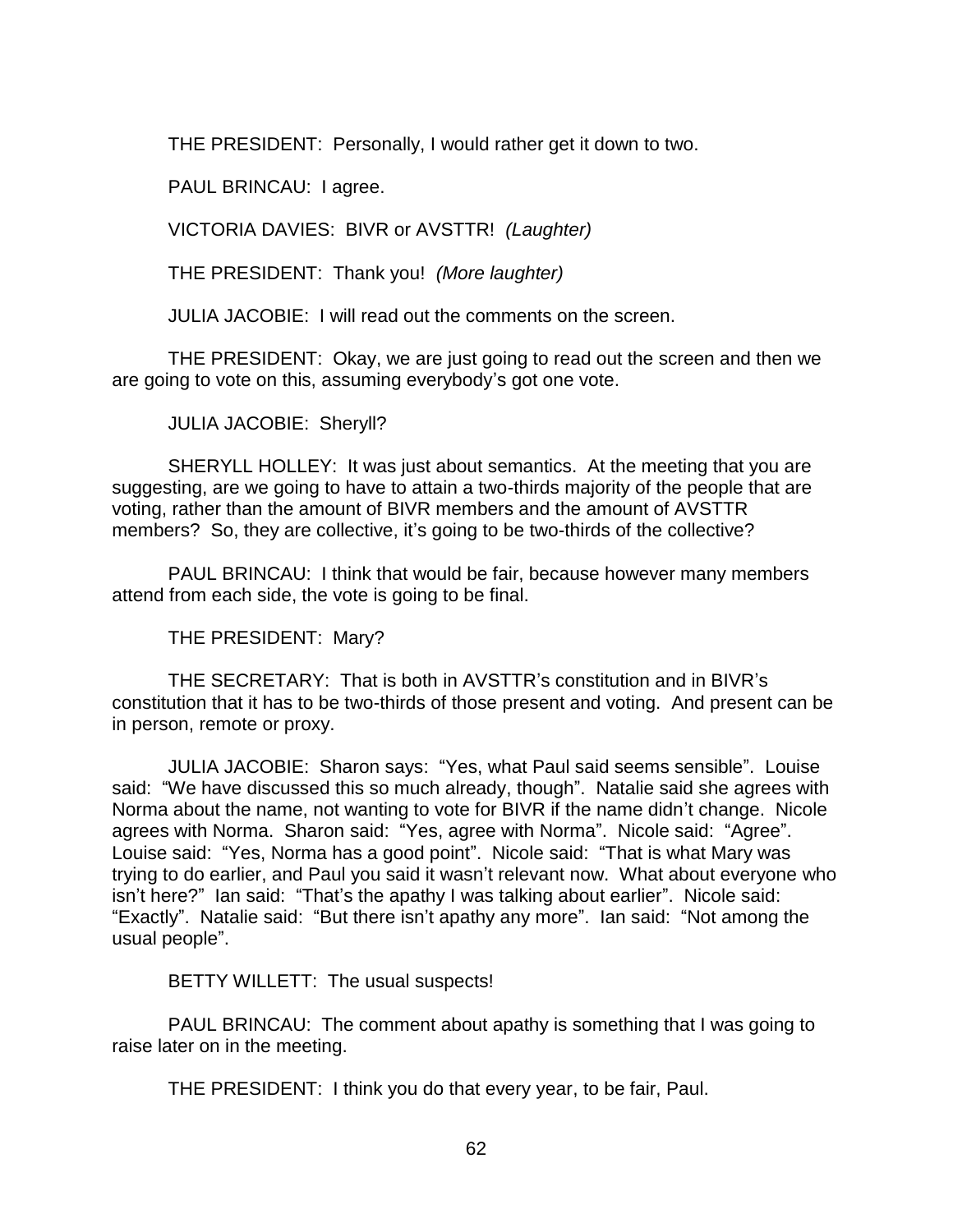THE PRESIDENT: Personally, I would rather get it down to two.

PAUL BRINCAU: I agree.

VICTORIA DAVIES: BIVR or AVSTTR! *(Laughter)*

THE PRESIDENT: Thank you! *(More laughter)*

JULIA JACOBIE: I will read out the comments on the screen.

THE PRESIDENT: Okay, we are just going to read out the screen and then we are going to vote on this, assuming everybody's got one vote.

JULIA JACOBIE: Sheryll?

SHERYLL HOLLEY: It was just about semantics. At the meeting that you are suggesting, are we going to have to attain a two-thirds majority of the people that are voting, rather than the amount of BIVR members and the amount of AVSTTR members? So, they are collective, it's going to be two-thirds of the collective?

PAUL BRINCAU: I think that would be fair, because however many members attend from each side, the vote is going to be final.

THE PRESIDENT: Mary?

THE SECRETARY: That is both in AVSTTR's constitution and in BIVR's constitution that it has to be two-thirds of those present and voting. And present can be in person, remote or proxy.

JULIA JACOBIE: Sharon says: "Yes, what Paul said seems sensible". Louise said: "We have discussed this so much already, though". Natalie said she agrees with Norma about the name, not wanting to vote for BIVR if the name didn't change. Nicole agrees with Norma. Sharon said: "Yes, agree with Norma". Nicole said: "Agree". Louise said: "Yes, Norma has a good point". Nicole said: "That is what Mary was trying to do earlier, and Paul you said it wasn't relevant now. What about everyone who isn't here?" Ian said: "That's the apathy I was talking about earlier". Nicole said: "Exactly". Natalie said: "But there isn't apathy any more". Ian said: "Not among the usual people".

BETTY WILLETT: The usual suspects!

PAUL BRINCAU: The comment about apathy is something that I was going to raise later on in the meeting.

THE PRESIDENT: I think you do that every year, to be fair, Paul.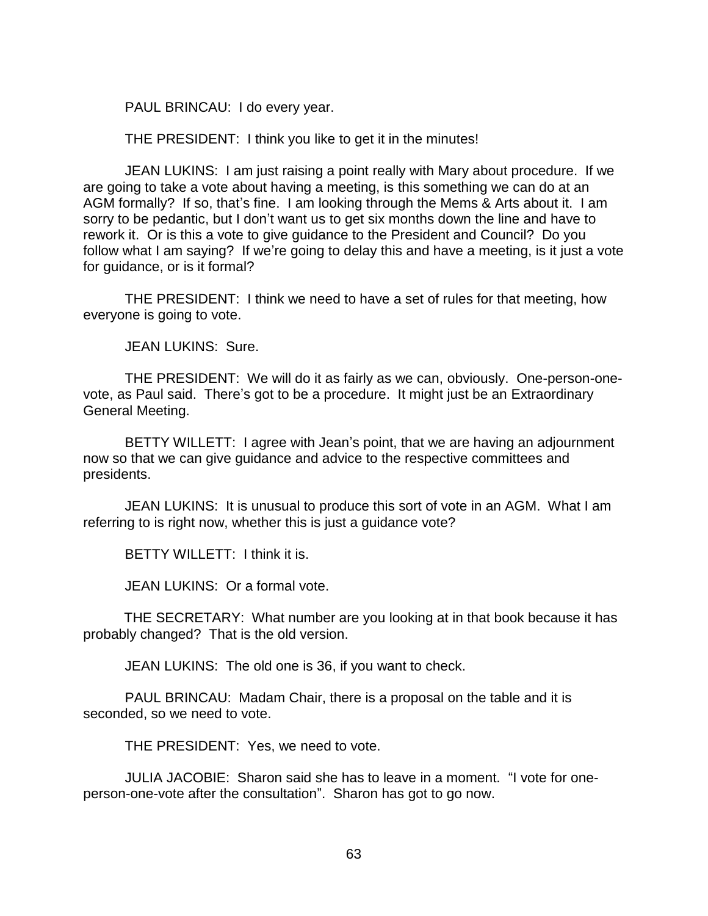PAUL BRINCAU: I do every year.

THE PRESIDENT: I think you like to get it in the minutes!

JEAN LUKINS: I am just raising a point really with Mary about procedure. If we are going to take a vote about having a meeting, is this something we can do at an AGM formally? If so, that's fine. I am looking through the Mems & Arts about it. I am sorry to be pedantic, but I don't want us to get six months down the line and have to rework it. Or is this a vote to give guidance to the President and Council? Do you follow what I am saying? If we're going to delay this and have a meeting, is it just a vote for guidance, or is it formal?

THE PRESIDENT: I think we need to have a set of rules for that meeting, how everyone is going to vote.

JEAN LUKINS: Sure.

THE PRESIDENT: We will do it as fairly as we can, obviously. One-person-one-vote, as Paul said. There's got to be a procedure. It might just be an Extraordinary General Meeting.

BETTY WILLETT: I agree with Jean's point, that we are having an adjournment now so that we can give guidance and advice to the respective committees and presidents.

JEAN LUKINS: It is unusual to produce this sort of vote in an AGM. What I am referring to is right now, whether this is just a guidance vote?

BETTY WILLETT: I think it is.

JEAN LUKINS: Or a formal vote.

THE SECRETARY: What number are you looking at in that book because it has probably changed? That is the old version.

JEAN LUKINS: The old one is 36, if you want to check.

PAUL BRINCAU: Madam Chair, there is a proposal on the table and it is seconded, so we need to vote.

THE PRESIDENT: Yes, we need to vote.

JULIA JACOBIE: Sharon said she has to leave in a moment. "I vote for one-person-one-vote after the consultation". Sharon has got to go now.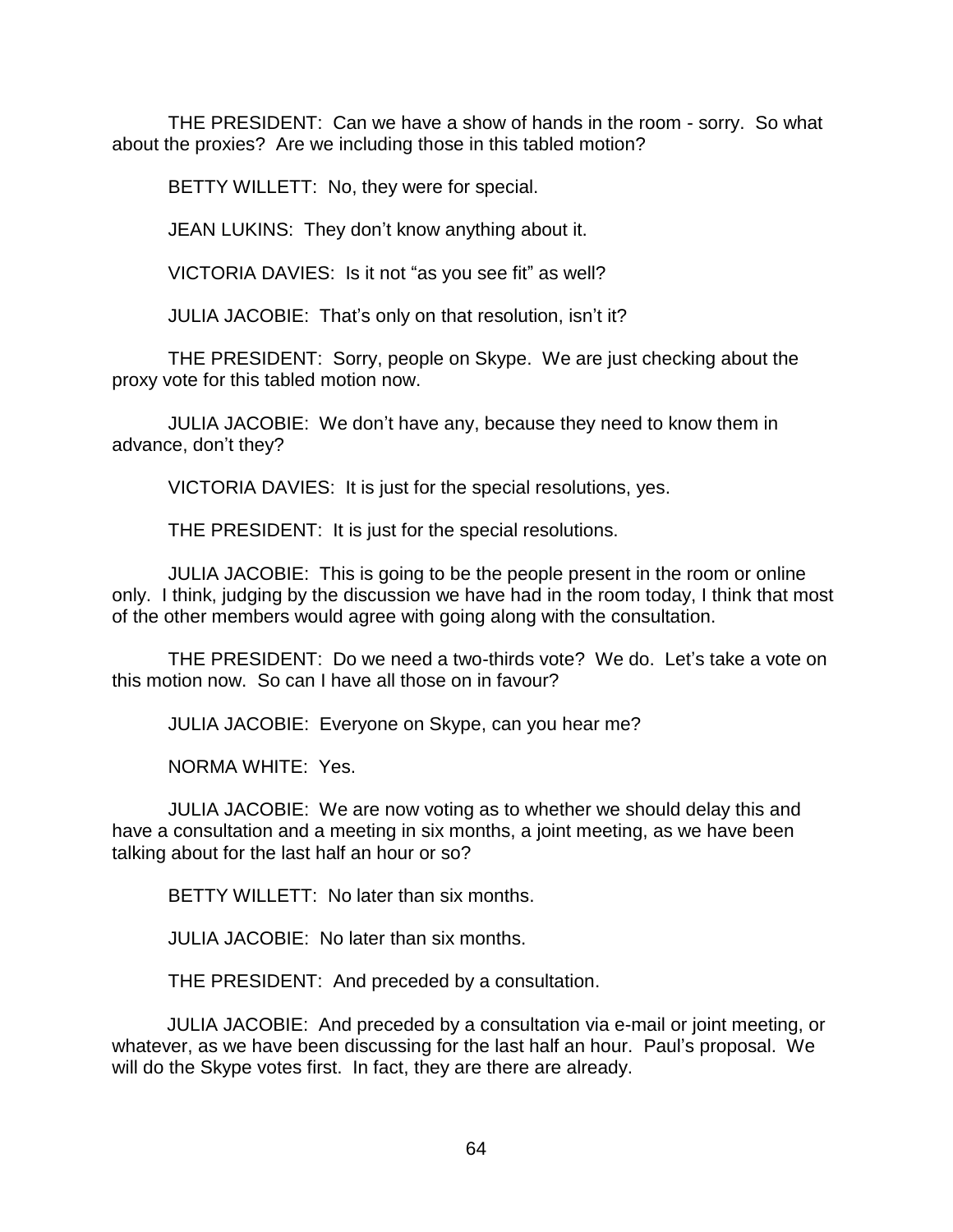THE PRESIDENT: Can we have a show of hands in the room - sorry. So what about the proxies? Are we including those in this tabled motion?

BETTY WILLETT: No, they were for special.

JEAN LUKINS: They don't know anything about it.

VICTORIA DAVIES: Is it not "as you see fit" as well?

JULIA JACOBIE: That's only on that resolution, isn't it?

THE PRESIDENT: Sorry, people on Skype. We are just checking about the proxy vote for this tabled motion now.

JULIA JACOBIE: We don't have any, because they need to know them in advance, don't they?

VICTORIA DAVIES: It is just for the special resolutions, yes.

THE PRESIDENT: It is just for the special resolutions.

JULIA JACOBIE: This is going to be the people present in the room or online only. I think, judging by the discussion we have had in the room today, I think that most of the other members would agree with going along with the consultation.

THE PRESIDENT: Do we need a two-thirds vote? We do. Let's take a vote on this motion now. So can I have all those on in favour?

JULIA JACOBIE: Everyone on Skype, can you hear me?

NORMA WHITE: Yes.

JULIA JACOBIE: We are now voting as to whether we should delay this and have a consultation and a meeting in six months, a joint meeting, as we have been talking about for the last half an hour or so?

BETTY WILLETT: No later than six months.

JULIA JACOBIE: No later than six months.

THE PRESIDENT: And preceded by a consultation.

JULIA JACOBIE: And preceded by a consultation via e-mail or joint meeting, or whatever, as we have been discussing for the last half an hour. Paul's proposal. We will do the Skype votes first. In fact, they are there are already.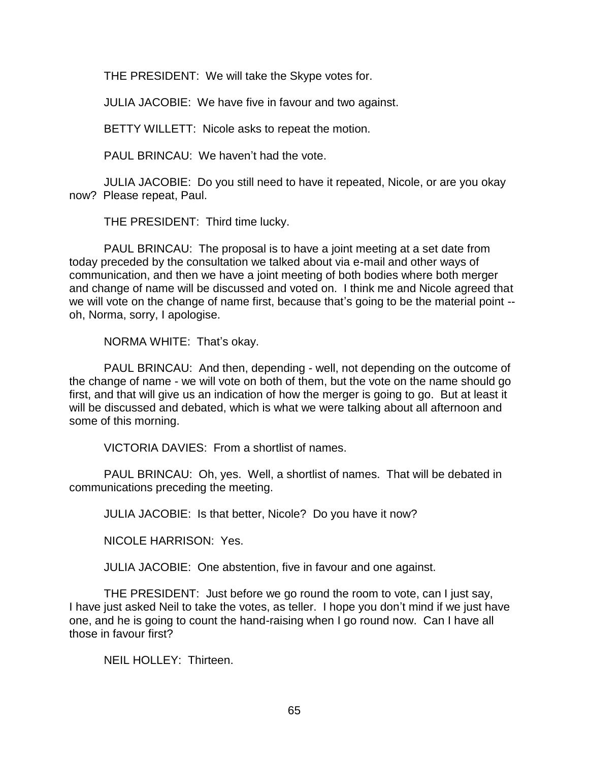THE PRESIDENT: We will take the Skype votes for.

JULIA JACOBIE: We have five in favour and two against.

BETTY WILLETT: Nicole asks to repeat the motion.

PAUL BRINCAU: We haven't had the vote.

JULIA JACOBIE: Do you still need to have it repeated, Nicole, or are you okay now? Please repeat, Paul.

THE PRESIDENT: Third time lucky.

PAUL BRINCAU: The proposal is to have a joint meeting at a set date from today preceded by the consultation we talked about via e-mail and other ways of communication, and then we have a joint meeting of both bodies where both merger and change of name will be discussed and voted on. I think me and Nicole agreed that we will vote on the change of name first, because that's going to be the material point -- oh, Norma, sorry, I apologise.

NORMA WHITE: That's okay.

PAUL BRINCAU: And then, depending - well, not depending on the outcome of the change of name - we will vote on both of them, but the vote on the name should go first, and that will give us an indication of how the merger is going to go. But at least it will be discussed and debated, which is what we were talking about all afternoon and some of this morning.

VICTORIA DAVIES: From a shortlist of names.

PAUL BRINCAU: Oh, yes. Well, a shortlist of names. That will be debated in communications preceding the meeting.

JULIA JACOBIE: Is that better, Nicole? Do you have it now?

NICOLE HARRISON: Yes.

JULIA JACOBIE: One abstention, five in favour and one against.

THE PRESIDENT: Just before we go round the room to vote, can I just say, I have just asked Neil to take the votes, as teller. I hope you don't mind if we just have one, and he is going to count the hand-raising when I go round now. Can I have all those in favour first?

NEIL HOLLEY: Thirteen.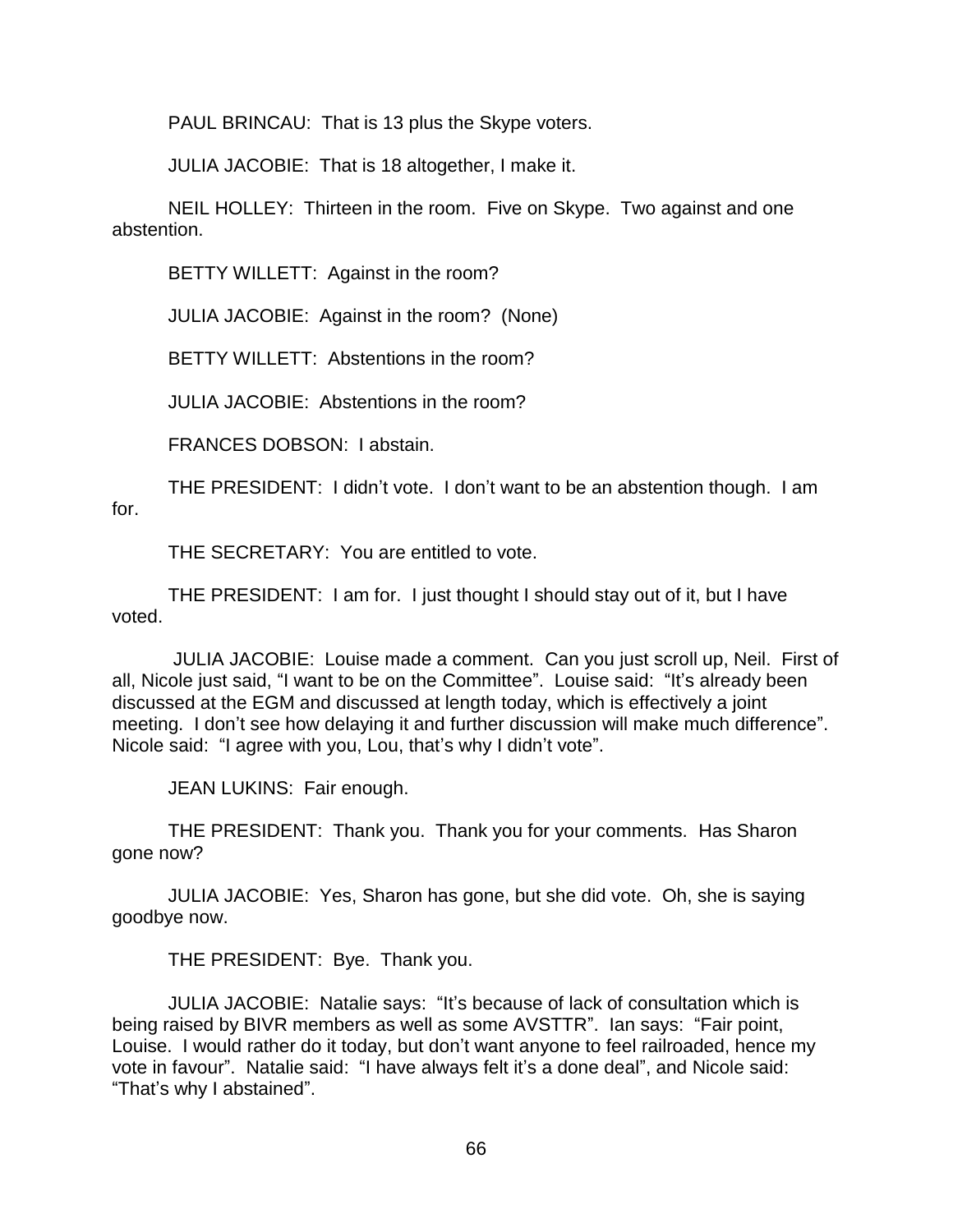PAUL BRINCAU: That is 13 plus the Skype voters.

JULIA JACOBIE: That is 18 altogether, I make it.

NEIL HOLLEY: Thirteen in the room. Five on Skype. Two against and one abstention.

BETTY WILLETT: Against in the room?

JULIA JACOBIE: Against in the room? (None)

BETTY WILLETT: Abstentions in the room?

JULIA JACOBIE: Abstentions in the room?

FRANCES DOBSON: I abstain.

THE PRESIDENT: I didn't vote. I don't want to be an abstention though. I am for.

THE SECRETARY: You are entitled to vote.

THE PRESIDENT: I am for. I just thought I should stay out of it, but I have voted.

JULIA JACOBIE: Louise made a comment. Can you just scroll up, Neil. First of all, Nicole just said, "I want to be on the Committee". Louise said: "It's already been discussed at the EGM and discussed at length today, which is effectively a joint meeting. I don't see how delaying it and further discussion will make much difference". Nicole said: "I agree with you, Lou, that's why I didn't vote".

JEAN LUKINS: Fair enough.

THE PRESIDENT: Thank you. Thank you for your comments. Has Sharon gone now?

JULIA JACOBIE: Yes, Sharon has gone, but she did vote. Oh, she is saying goodbye now.

THE PRESIDENT: Bye. Thank you.

JULIA JACOBIE: Natalie says: "It's because of lack of consultation which is being raised by BIVR members as well as some AVSTTR". Ian says: "Fair point, Louise. I would rather do it today, but don't want anyone to feel railroaded, hence my vote in favour". Natalie said: "I have always felt it's a done deal", and Nicole said: "That's why I abstained".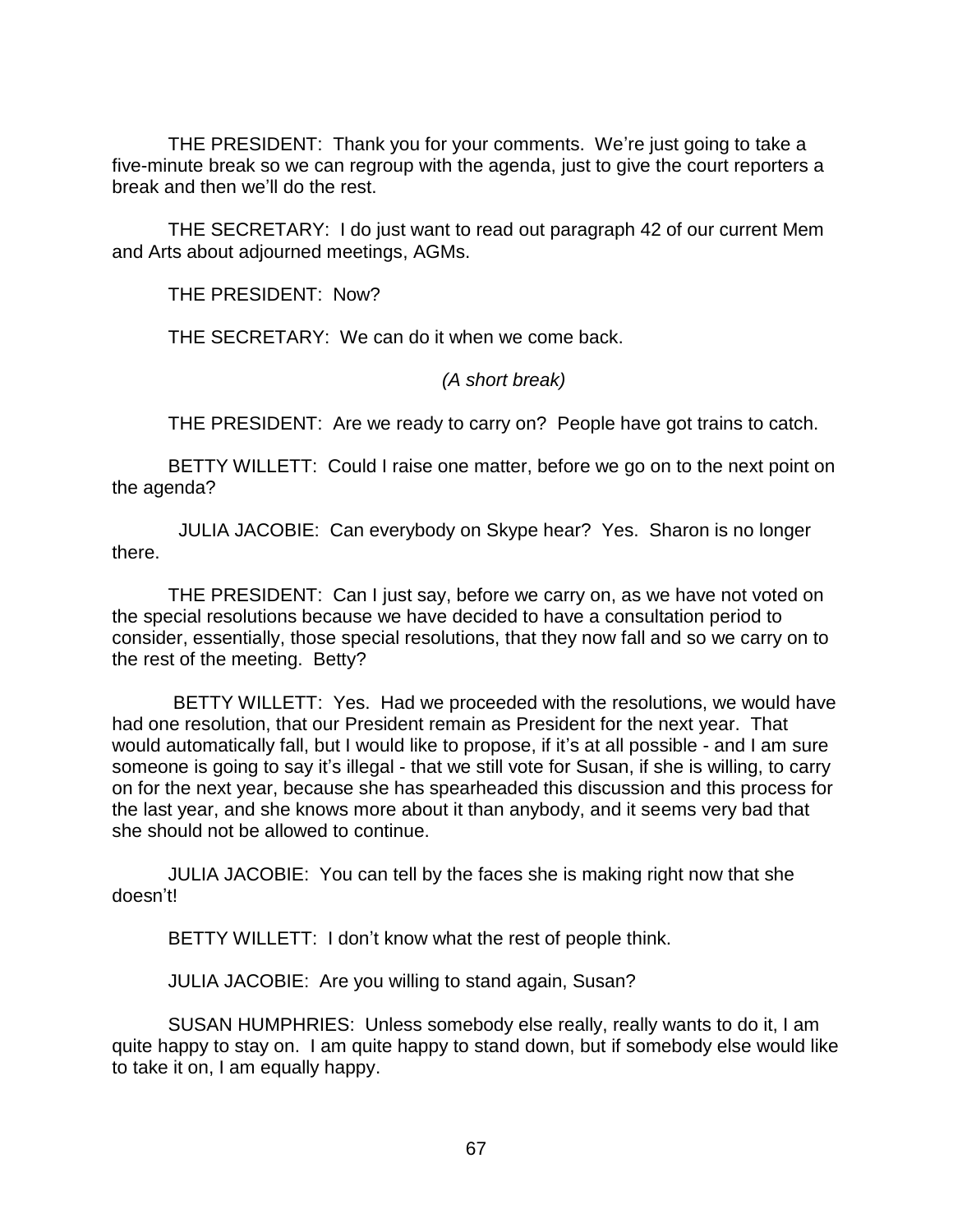THE PRESIDENT: Thank you for your comments. We're just going to take a five-minute break so we can regroup with the agenda, just to give the court reporters a break and then we'll do the rest.

THE SECRETARY: I do just want to read out paragraph 42 of our current Mem and Arts about adjourned meetings, AGMs.

THE PRESIDENT: Now?

THE SECRETARY: We can do it when we come back.

*(A short break)*

THE PRESIDENT: Are we ready to carry on? People have got trains to catch.

BETTY WILLETT: Could I raise one matter, before we go on to the next point on the agenda?

JULIA JACOBIE: Can everybody on Skype hear? Yes. Sharon is no longer there.

THE PRESIDENT: Can I just say, before we carry on, as we have not voted on the special resolutions because we have decided to have a consultation period to consider, essentially, those special resolutions, that they now fall and so we carry on to the rest of the meeting. Betty?

BETTY WILLETT: Yes. Had we proceeded with the resolutions, we would have had one resolution, that our President remain as President for the next year. That would automatically fall, but I would like to propose, if it's at all possible - and I am sure someone is going to say it's illegal - that we still vote for Susan, if she is willing, to carry on for the next year, because she has spearheaded this discussion and this process for the last year, and she knows more about it than anybody, and it seems very bad that she should not be allowed to continue.

JULIA JACOBIE: You can tell by the faces she is making right now that she doesn't!

BETTY WILLETT: I don't know what the rest of people think.

JULIA JACOBIE: Are you willing to stand again, Susan?

SUSAN HUMPHRIES: Unless somebody else really, really wants to do it, I am quite happy to stay on. I am quite happy to stand down, but if somebody else would like to take it on, I am equally happy.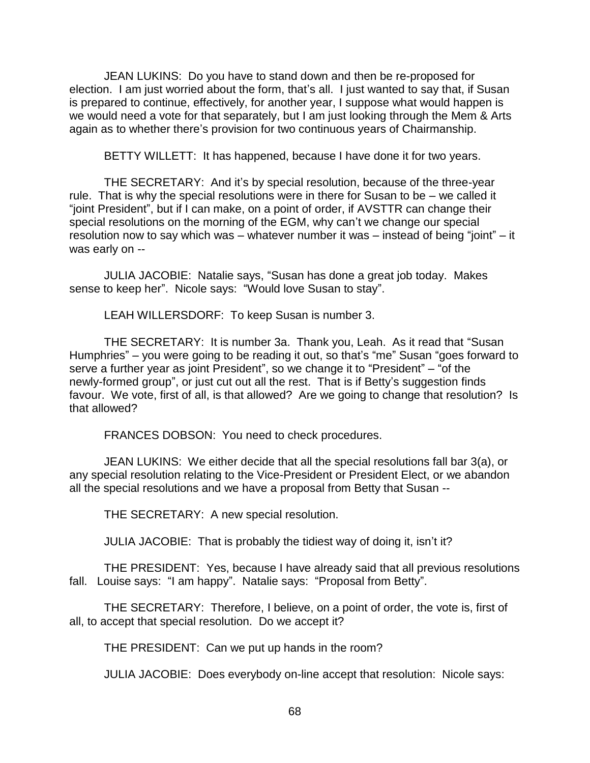JEAN LUKINS: Do you have to stand down and then be re-proposed for election. I am just worried about the form, that's all. I just wanted to say that, if Susan is prepared to continue, effectively, for another year, I suppose what would happen is we would need a vote for that separately, but I am just looking through the Mem & Arts again as to whether there's provision for two continuous years of Chairmanship.

BETTY WILLETT: It has happened, because I have done it for two years.

THE SECRETARY: And it's by special resolution, because of the three-year rule. That is why the special resolutions were in there for Susan to be – we called it "joint President", but if I can make, on a point of order, if AVSTTR can change their special resolutions on the morning of the EGM, why can't we change our special resolution now to say which was – whatever number it was – instead of being "joint" – it was early on --

JULIA JACOBIE: Natalie says, "Susan has done a great job today. Makes sense to keep her". Nicole says: "Would love Susan to stay".

LEAH WILLERSDORF: To keep Susan is number 3.

THE SECRETARY: It is number 3a. Thank you, Leah. As it read that "Susan Humphries" – you were going to be reading it out, so that's "me" Susan "goes forward to serve a further year as joint President", so we change it to "President" – "of the newly-formed group", or just cut out all the rest. That is if Betty's suggestion finds favour. We vote, first of all, is that allowed? Are we going to change that resolution? Is that allowed?

FRANCES DOBSON: You need to check procedures.

JEAN LUKINS: We either decide that all the special resolutions fall bar 3(a), or any special resolution relating to the Vice-President or President Elect, or we abandon all the special resolutions and we have a proposal from Betty that Susan --

THE SECRETARY: A new special resolution.

JULIA JACOBIE: That is probably the tidiest way of doing it, isn't it?

THE PRESIDENT: Yes, because I have already said that all previous resolutions fall. Louise says: "I am happy". Natalie says: "Proposal from Betty".

THE SECRETARY: Therefore, I believe, on a point of order, the vote is, first of all, to accept that special resolution. Do we accept it?

THE PRESIDENT: Can we put up hands in the room?

JULIA JACOBIE: Does everybody on-line accept that resolution: Nicole says: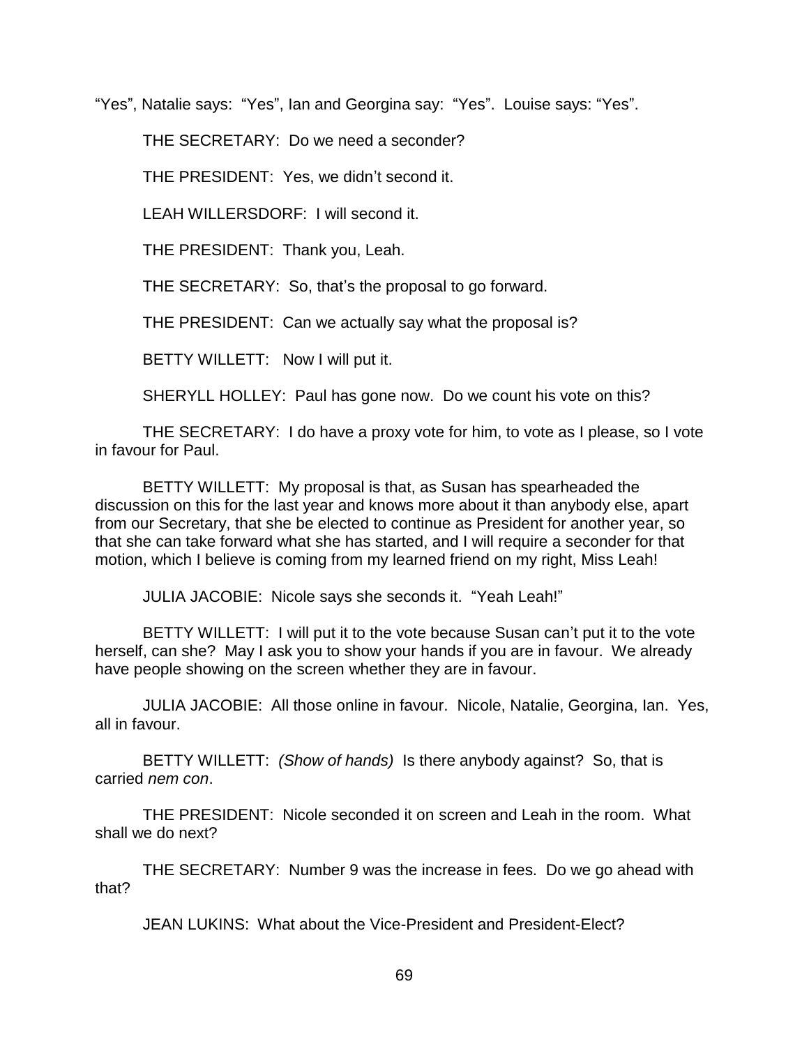"Yes", Natalie says: "Yes", Ian and Georgina say: "Yes". Louise says: "Yes".

THE SECRETARY: Do we need a seconder?

THE PRESIDENT: Yes, we didn't second it.

LEAH WILLERSDORF: I will second it.

THE PRESIDENT: Thank you, Leah.

THE SECRETARY: So, that's the proposal to go forward.

THE PRESIDENT: Can we actually say what the proposal is?

BETTY WILLETT: Now I will put it.

SHERYLL HOLLEY: Paul has gone now. Do we count his vote on this?

THE SECRETARY: I do have a proxy vote for him, to vote as I please, so I vote in favour for Paul.

BETTY WILLETT: My proposal is that, as Susan has spearheaded the discussion on this for the last year and knows more about it than anybody else, apart from our Secretary, that she be elected to continue as President for another year, so that she can take forward what she has started, and I will require a seconder for that motion, which I believe is coming from my learned friend on my right, Miss Leah!

JULIA JACOBIE: Nicole says she seconds it. "Yeah Leah!"

BETTY WILLETT: I will put it to the vote because Susan can't put it to the vote herself, can she? May I ask you to show your hands if you are in favour. We already have people showing on the screen whether they are in favour.

JULIA JACOBIE: All those online in favour. Nicole, Natalie, Georgina, Ian. Yes, all in favour.

BETTY WILLETT: *(Show of hands)* Is there anybody against? So, that is carried *nem con*.

THE PRESIDENT: Nicole seconded it on screen and Leah in the room. What shall we do next?

THE SECRETARY: Number 9 was the increase in fees. Do we go ahead with that?

JEAN LUKINS: What about the Vice-President and President-Elect?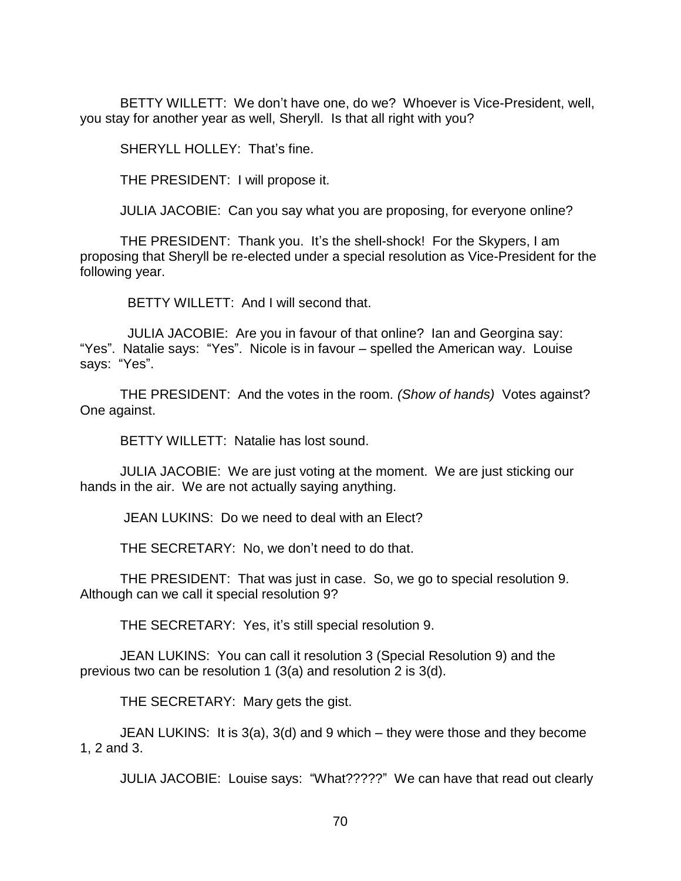BETTY WILLETT: We don't have one, do we? Whoever is Vice-President, well, you stay for another year as well, Sheryll. Is that all right with you?

SHERYLL HOLLEY: That's fine.

THE PRESIDENT: I will propose it.

JULIA JACOBIE: Can you say what you are proposing, for everyone online?

THE PRESIDENT: Thank you. It's the shell-shock! For the Skypers, I am proposing that Sheryll be re-elected under a special resolution as Vice-President for the following year.

BETTY WILLETT: And I will second that.

JULIA JACOBIE: Are you in favour of that online? Ian and Georgina say: "Yes". Natalie says: "Yes". Nicole is in favour – spelled the American way. Louise says: "Yes".

THE PRESIDENT: And the votes in the room. *(Show of hands)* Votes against? One against.

BETTY WILLETT: Natalie has lost sound.

JULIA JACOBIE: We are just voting at the moment. We are just sticking our hands in the air. We are not actually saying anything.

JEAN LUKINS: Do we need to deal with an Elect?

THE SECRETARY: No, we don't need to do that.

THE PRESIDENT: That was just in case. So, we go to special resolution 9. Although can we call it special resolution 9?

THE SECRETARY: Yes, it's still special resolution 9.

JEAN LUKINS: You can call it resolution 3 (Special Resolution 9) and the previous two can be resolution 1 (3(a) and resolution 2 is 3(d).

THE SECRETARY: Mary gets the gist.

JEAN LUKINS: It is 3(a), 3(d) and 9 which – they were those and they become 1, 2 and 3.

JULIA JACOBIE: Louise says: "What?????" We can have that read out clearly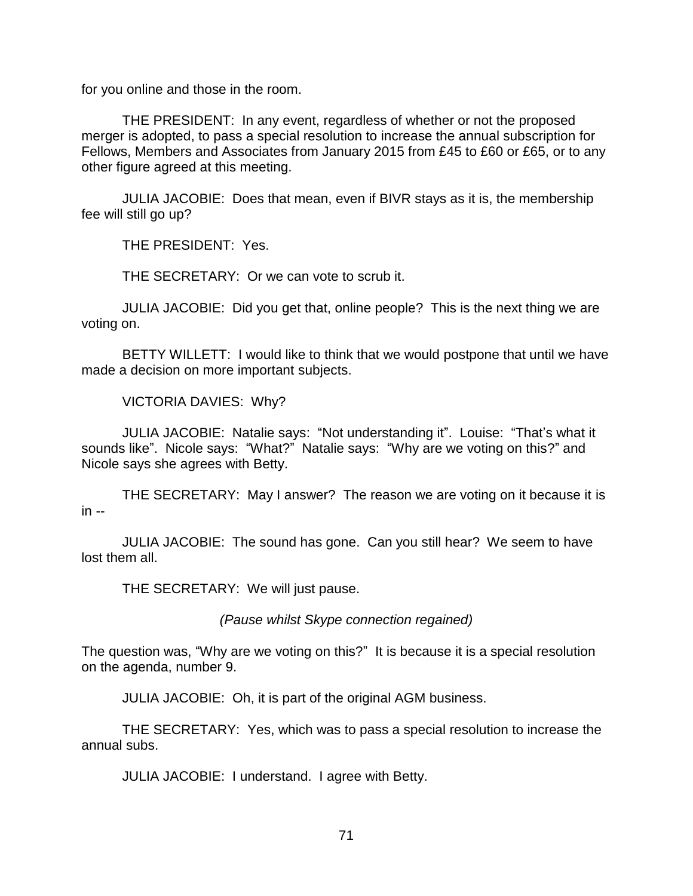for you online and those in the room.

THE PRESIDENT: In any event, regardless of whether or not the proposed merger is adopted, to pass a special resolution to increase the annual subscription for Fellows, Members and Associates from January 2015 from £45 to £60 or £65, or to any other figure agreed at this meeting.

JULIA JACOBIE: Does that mean, even if BIVR stays as it is, the membership fee will still go up?

THE PRESIDENT: Yes.

THE SECRETARY: Or we can vote to scrub it.

JULIA JACOBIE: Did you get that, online people? This is the next thing we are voting on.

BETTY WILLETT: I would like to think that we would postpone that until we have made a decision on more important subjects.

VICTORIA DAVIES: Why?

JULIA JACOBIE: Natalie says: "Not understanding it". Louise: "That's what it sounds like". Nicole says: "What?" Natalie says: "Why are we voting on this?" and Nicole says she agrees with Betty.

THE SECRETARY: May I answer? The reason we are voting on it because it is in --

JULIA JACOBIE: The sound has gone. Can you still hear? We seem to have lost them all.

THE SECRETARY: We will just pause.

*(Pause whilst Skype connection regained)*

The question was, "Why are we voting on this?" It is because it is a special resolution on the agenda, number 9.

JULIA JACOBIE: Oh, it is part of the original AGM business.

THE SECRETARY: Yes, which was to pass a special resolution to increase the annual subs.

JULIA JACOBIE: I understand. I agree with Betty.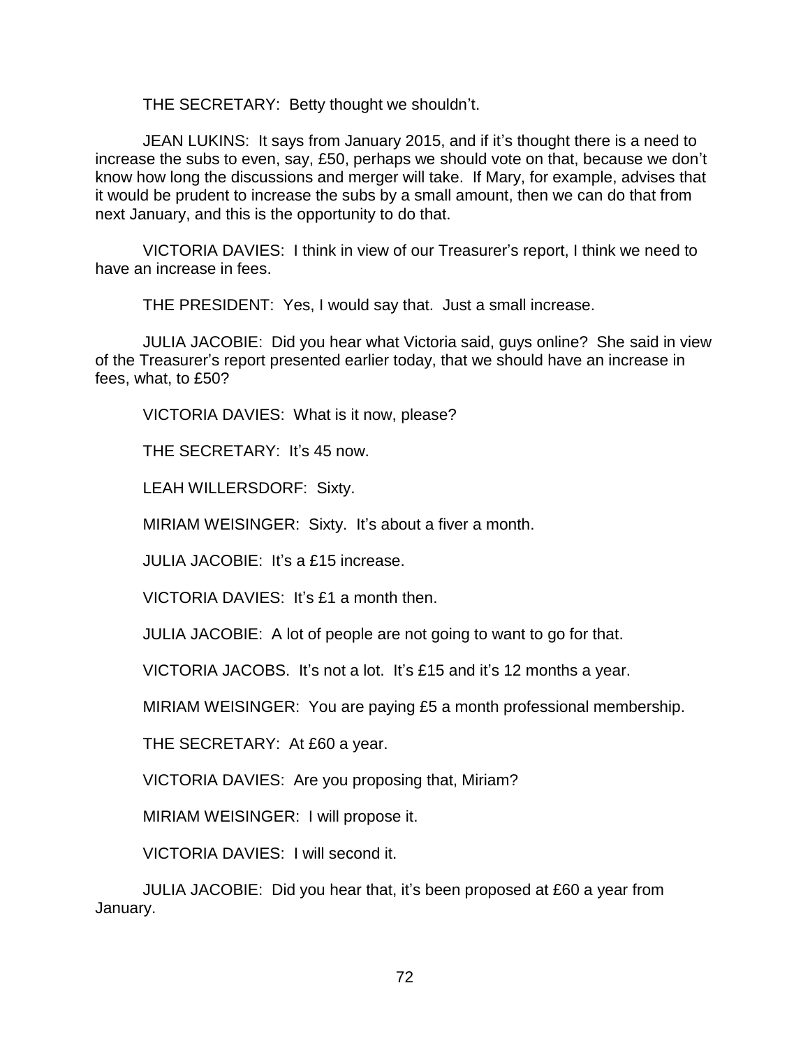THE SECRETARY: Betty thought we shouldn't.

JEAN LUKINS: It says from January 2015, and if it's thought there is a need to increase the subs to even, say, £50, perhaps we should vote on that, because we don't know how long the discussions and merger will take. If Mary, for example, advises that it would be prudent to increase the subs by a small amount, then we can do that from next January, and this is the opportunity to do that.

VICTORIA DAVIES: I think in view of our Treasurer's report, I think we need to have an increase in fees.

THE PRESIDENT: Yes, I would say that. Just a small increase.

JULIA JACOBIE: Did you hear what Victoria said, guys online? She said in view of the Treasurer's report presented earlier today, that we should have an increase in fees, what, to £50?

VICTORIA DAVIES: What is it now, please?

THE SECRETARY: It's 45 now.

LEAH WILLERSDORF: Sixty.

MIRIAM WEISINGER: Sixty. It's about a fiver a month.

JULIA JACOBIE: It's a £15 increase.

VICTORIA DAVIES: It's £1 a month then.

JULIA JACOBIE: A lot of people are not going to want to go for that.

VICTORIA JACOBS. It's not a lot. It's £15 and it's 12 months a year.

MIRIAM WEISINGER: You are paying £5 a month professional membership.

THE SECRETARY: At £60 a year.

VICTORIA DAVIES: Are you proposing that, Miriam?

MIRIAM WEISINGER: I will propose it.

VICTORIA DAVIES: I will second it.

JULIA JACOBIE: Did you hear that, it's been proposed at £60 a year from January.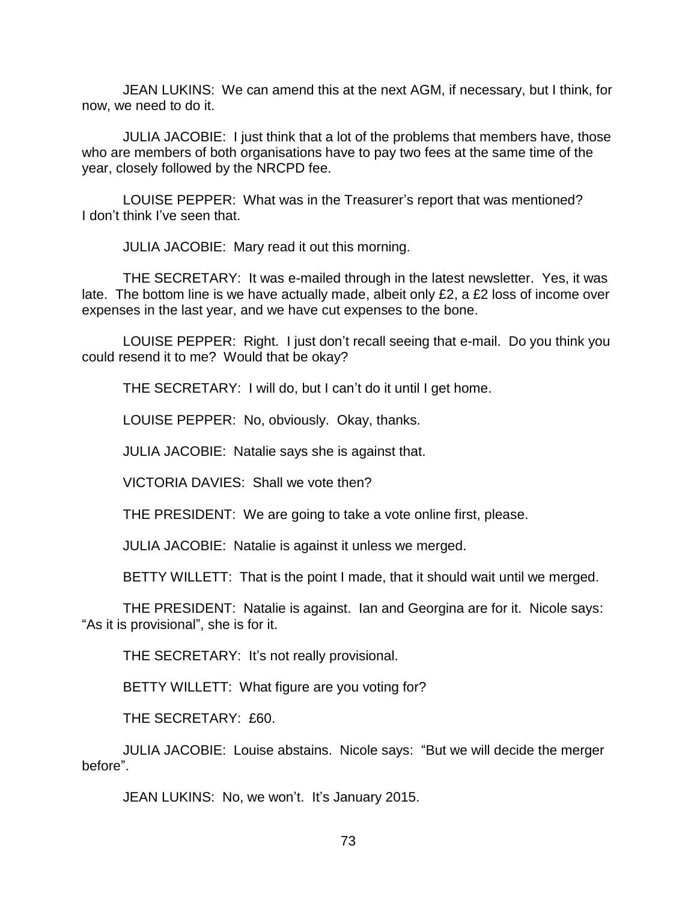JEAN LUKINS: We can amend this at the next AGM, if necessary, but I think, for now, we need to do it.

JULIA JACOBIE: I just think that a lot of the problems that members have, those who are members of both organisations have to pay two fees at the same time of the year, closely followed by the NRCPD fee.

LOUISE PEPPER: What was in the Treasurer's report that was mentioned? I don't think I've seen that.

JULIA JACOBIE: Mary read it out this morning.

THE SECRETARY: It was e-mailed through in the latest newsletter. Yes, it was late. The bottom line is we have actually made, albeit only £2, a £2 loss of income over expenses in the last year, and we have cut expenses to the bone.

LOUISE PEPPER: Right. I just don't recall seeing that e-mail. Do you think you could resend it to me? Would that be okay?

THE SECRETARY: I will do, but I can't do it until I get home.

LOUISE PEPPER: No, obviously. Okay, thanks.

JULIA JACOBIE: Natalie says she is against that.

VICTORIA DAVIES: Shall we vote then?

THE PRESIDENT: We are going to take a vote online first, please.

JULIA JACOBIE: Natalie is against it unless we merged.

BETTY WILLETT: That is the point I made, that it should wait until we merged.

THE PRESIDENT: Natalie is against. Ian and Georgina are for it. Nicole says: "As it is provisional", she is for it.

THE SECRETARY: It's not really provisional.

BETTY WILLETT: What figure are you voting for?

THE SECRETARY: £60.

JULIA JACOBIE: Louise abstains. Nicole says: "But we will decide the merger before".

JEAN LUKINS: No, we won't. It's January 2015.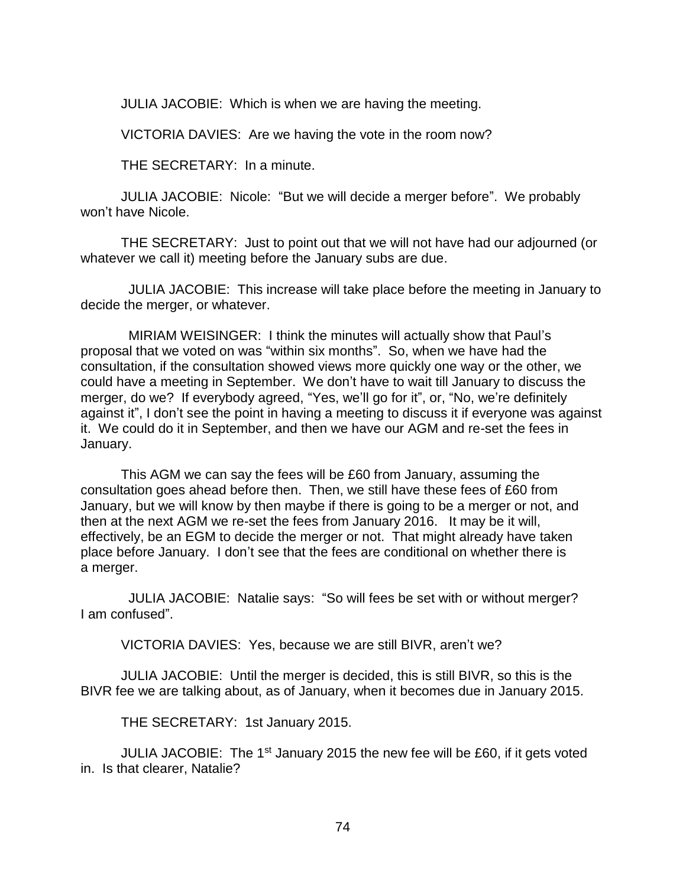JULIA JACOBIE: Which is when we are having the meeting.

VICTORIA DAVIES: Are we having the vote in the room now?

THE SECRETARY: In a minute.

JULIA JACOBIE: Nicole: "But we will decide a merger before". We probably won't have Nicole.

THE SECRETARY: Just to point out that we will not have had our adjourned (or whatever we call it) meeting before the January subs are due.

JULIA JACOBIE: This increase will take place before the meeting in January to decide the merger, or whatever.

MIRIAM WEISINGER: I think the minutes will actually show that Paul's proposal that we voted on was "within six months". So, when we have had the consultation, if the consultation showed views more quickly one way or the other, we could have a meeting in September. We don't have to wait till January to discuss the merger, do we? If everybody agreed, "Yes, we'll go for it", or, "No, we're definitely against it", I don't see the point in having a meeting to discuss it if everyone was against it. We could do it in September, and then we have our AGM and re-set the fees in January.

This AGM we can say the fees will be £60 from January, assuming the consultation goes ahead before then. Then, we still have these fees of £60 from January, but we will know by then maybe if there is going to be a merger or not, and then at the next AGM we re-set the fees from January 2016. It may be it will, effectively, be an EGM to decide the merger or not. That might already have taken place before January. I don't see that the fees are conditional on whether there is a merger.

JULIA JACOBIE: Natalie says: "So will fees be set with or without merger? I am confused".

VICTORIA DAVIES: Yes, because we are still BIVR, aren't we?

JULIA JACOBIE: Until the merger is decided, this is still BIVR, so this is the BIVR fee we are talking about, as of January, when it becomes due in January 2015.

THE SECRETARY: 1st January 2015.

JULIA JACOBIE: The 1st January 2015 the new fee will be £60, if it gets voted in. Is that clearer, Natalie?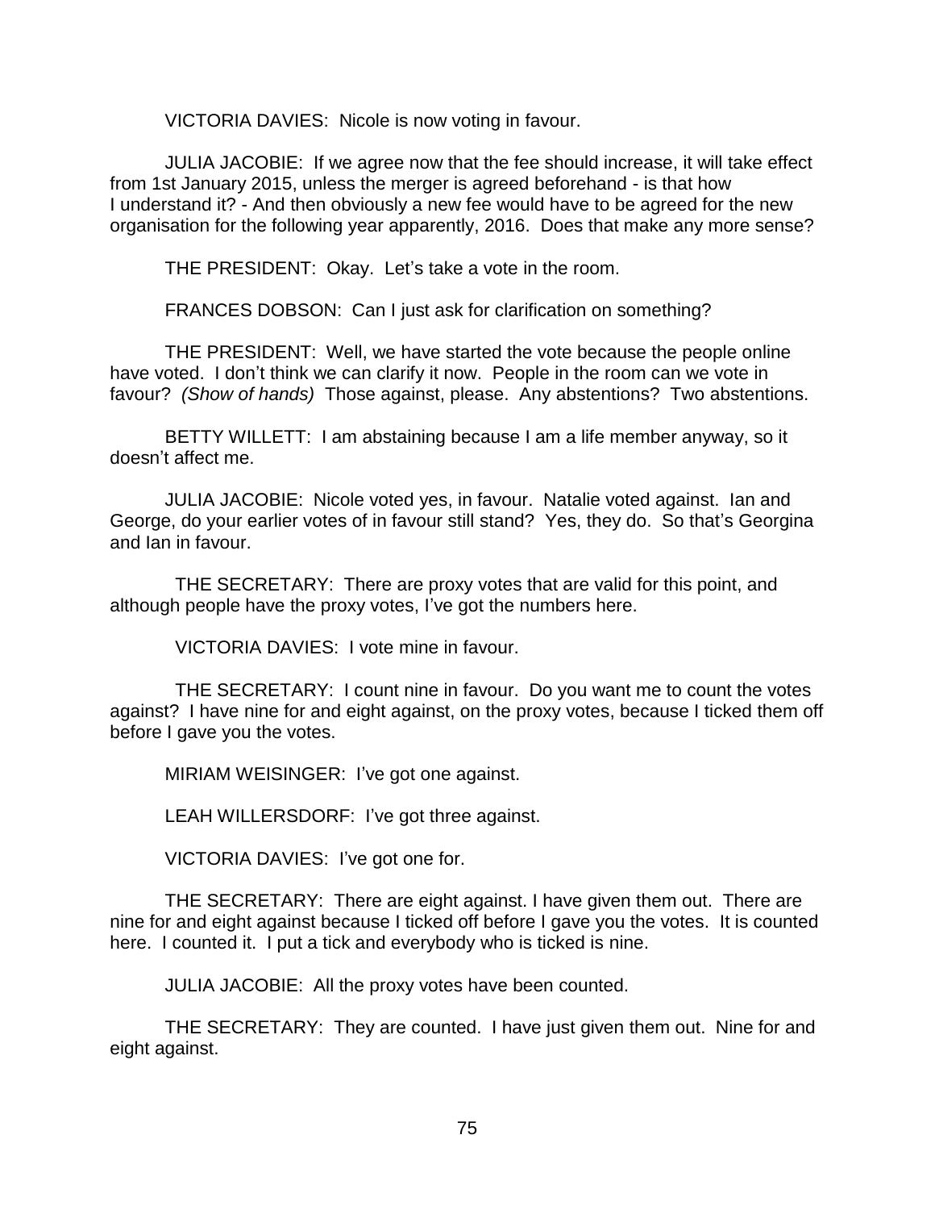VICTORIA DAVIES: Nicole is now voting in favour.

JULIA JACOBIE: If we agree now that the fee should increase, it will take effect from 1st January 2015, unless the merger is agreed beforehand - is that how I understand it? - And then obviously a new fee would have to be agreed for the new organisation for the following year apparently, 2016. Does that make any more sense?

THE PRESIDENT: Okay. Let's take a vote in the room.

FRANCES DOBSON: Can I just ask for clarification on something?

THE PRESIDENT: Well, we have started the vote because the people online have voted. I don't think we can clarify it now. People in the room can we vote in favour? *(Show of hands)* Those against, please. Any abstentions? Two abstentions.

BETTY WILLETT: I am abstaining because I am a life member anyway, so it doesn't affect me.

JULIA JACOBIE: Nicole voted yes, in favour. Natalie voted against. Ian and George, do your earlier votes of in favour still stand? Yes, they do. So that's Georgina and Ian in favour.

THE SECRETARY: There are proxy votes that are valid for this point, and although people have the proxy votes, I've got the numbers here.

VICTORIA DAVIES: I vote mine in favour.

THE SECRETARY: I count nine in favour. Do you want me to count the votes against? I have nine for and eight against, on the proxy votes, because I ticked them off before I gave you the votes.

MIRIAM WEISINGER: I've got one against.

LEAH WILLERSDORF: I've got three against.

VICTORIA DAVIES: I've got one for.

THE SECRETARY: There are eight against. I have given them out. There are nine for and eight against because I ticked off before I gave you the votes. It is counted here. I counted it. I put a tick and everybody who is ticked is nine.

JULIA JACOBIE: All the proxy votes have been counted.

THE SECRETARY: They are counted. I have just given them out. Nine for and eight against.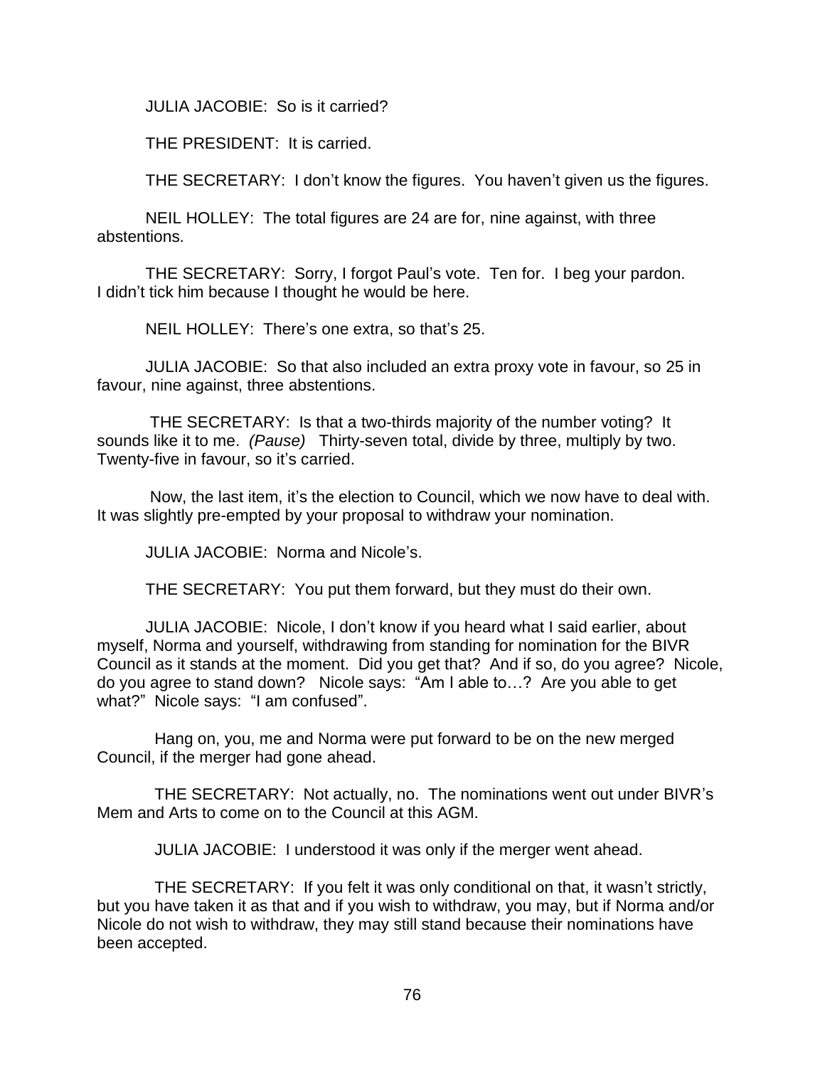JULIA JACOBIE: So is it carried?

THE PRESIDENT: It is carried.

THE SECRETARY: I don't know the figures. You haven't given us the figures.

NEIL HOLLEY: The total figures are 24 are for, nine against, with three abstentions.

THE SECRETARY: Sorry, I forgot Paul's vote. Ten for. I beg your pardon. I didn't tick him because I thought he would be here.

NEIL HOLLEY: There's one extra, so that's 25.

JULIA JACOBIE: So that also included an extra proxy vote in favour, so 25 in favour, nine against, three abstentions.

THE SECRETARY: Is that a two-thirds majority of the number voting? It sounds like it to me. *(Pause)* Thirty-seven total, divide by three, multiply by two. Twenty-five in favour, so it's carried.

Now, the last item, it's the election to Council, which we now have to deal with. It was slightly pre-empted by your proposal to withdraw your nomination.

JULIA JACOBIE: Norma and Nicole's.

THE SECRETARY: You put them forward, but they must do their own.

JULIA JACOBIE: Nicole, I don't know if you heard what I said earlier, about myself, Norma and yourself, withdrawing from standing for nomination for the BIVR Council as it stands at the moment. Did you get that? And if so, do you agree? Nicole, do you agree to stand down? Nicole says: "Am I able to…? Are you able to get what?" Nicole says: "I am confused".

Hang on, you, me and Norma were put forward to be on the new merged Council, if the merger had gone ahead.

THE SECRETARY: Not actually, no. The nominations went out under BIVR's Mem and Arts to come on to the Council at this AGM.

JULIA JACOBIE: I understood it was only if the merger went ahead.

THE SECRETARY: If you felt it was only conditional on that, it wasn't strictly, but you have taken it as that and if you wish to withdraw, you may, but if Norma and/or Nicole do not wish to withdraw, they may still stand because their nominations have been accepted.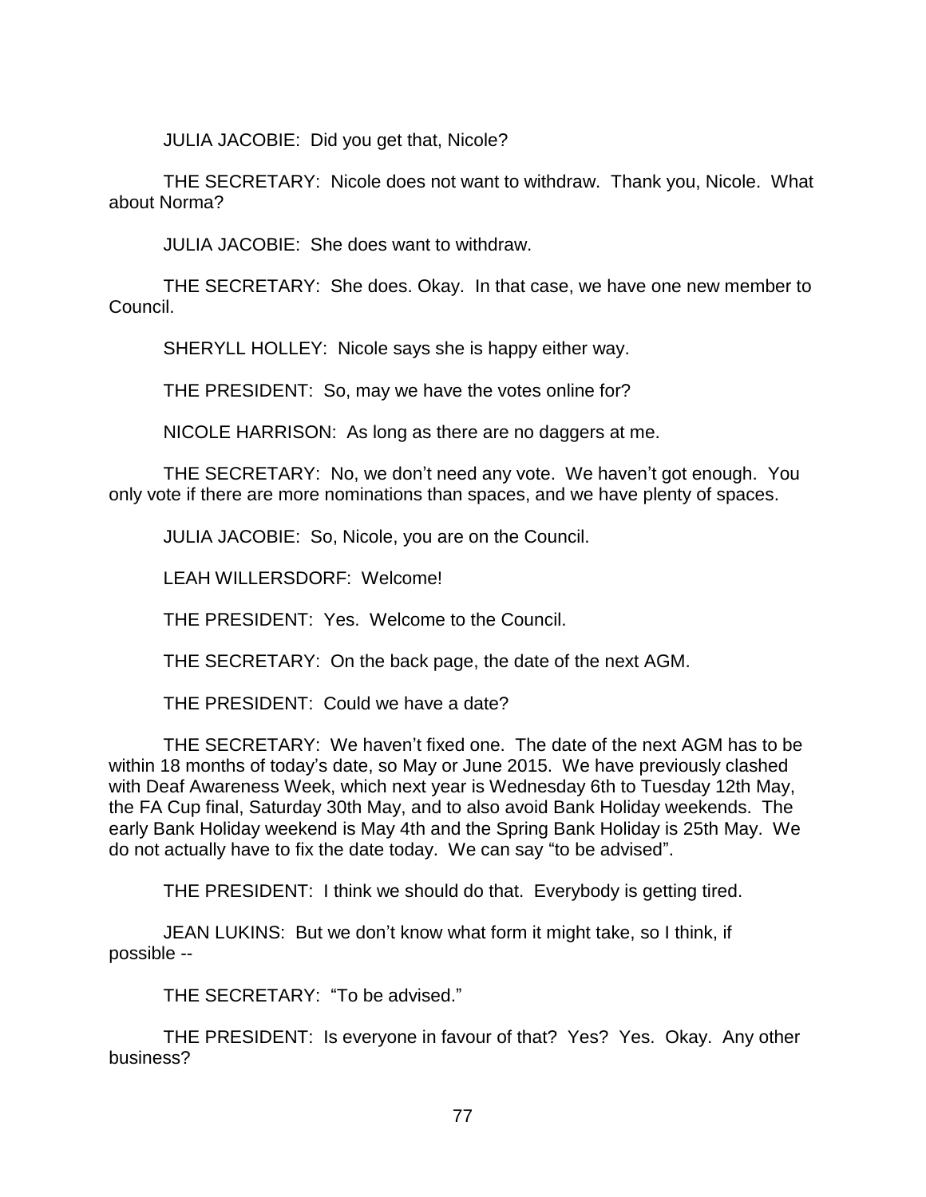JULIA JACOBIE: Did you get that, Nicole?

THE SECRETARY: Nicole does not want to withdraw. Thank you, Nicole. What about Norma?

JULIA JACOBIE: She does want to withdraw.

THE SECRETARY: She does. Okay. In that case, we have one new member to Council.

SHERYLL HOLLEY: Nicole says she is happy either way.

THE PRESIDENT: So, may we have the votes online for?

NICOLE HARRISON: As long as there are no daggers at me.

THE SECRETARY: No, we don't need any vote. We haven't got enough. You only vote if there are more nominations than spaces, and we have plenty of spaces.

JULIA JACOBIE: So, Nicole, you are on the Council.

LEAH WILLERSDORF: Welcome!

THE PRESIDENT: Yes. Welcome to the Council.

THE SECRETARY: On the back page, the date of the next AGM.

THE PRESIDENT: Could we have a date?

THE SECRETARY: We haven't fixed one. The date of the next AGM has to be within 18 months of today's date, so May or June 2015. We have previously clashed with Deaf Awareness Week, which next year is Wednesday 6th to Tuesday 12th May, the FA Cup final, Saturday 30th May, and to also avoid Bank Holiday weekends. The early Bank Holiday weekend is May 4th and the Spring Bank Holiday is 25th May. We do not actually have to fix the date today. We can say "to be advised".

THE PRESIDENT: I think we should do that. Everybody is getting tired.

JEAN LUKINS: But we don't know what form it might take, so I think, if possible --

THE SECRETARY: "To be advised."

THE PRESIDENT: Is everyone in favour of that? Yes? Yes. Okay. Any other business?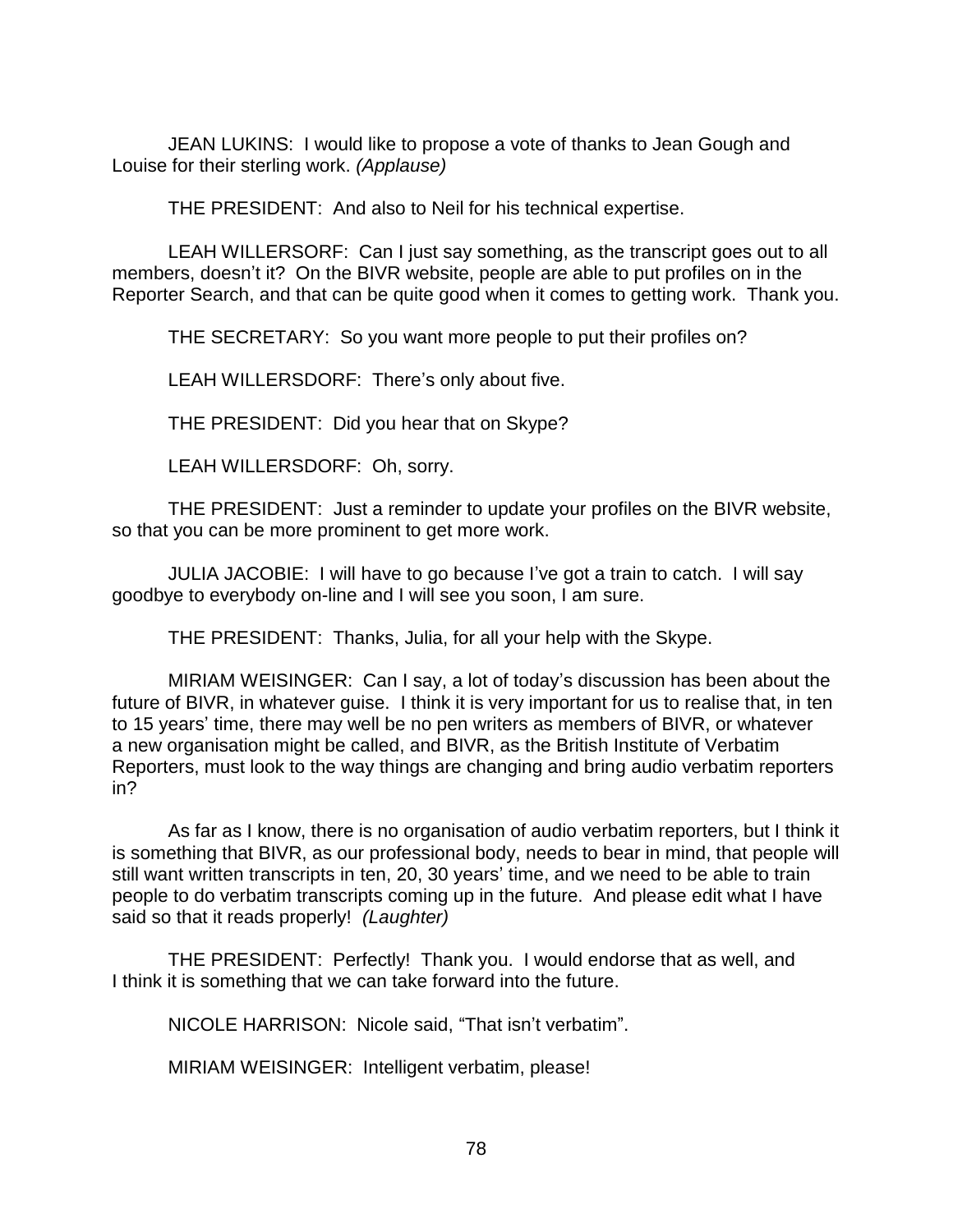JEAN LUKINS: I would like to propose a vote of thanks to Jean Gough and Louise for their sterling work. *(Applause)*

THE PRESIDENT: And also to Neil for his technical expertise.

LEAH WILLERSORF: Can I just say something, as the transcript goes out to all members, doesn't it? On the BIVR website, people are able to put profiles on in the Reporter Search, and that can be quite good when it comes to getting work. Thank you.

THE SECRETARY: So you want more people to put their profiles on?

LEAH WILLERSDORF: There's only about five.

THE PRESIDENT: Did you hear that on Skype?

LEAH WILLERSDORF: Oh, sorry.

THE PRESIDENT: Just a reminder to update your profiles on the BIVR website, so that you can be more prominent to get more work.

JULIA JACOBIE: I will have to go because I've got a train to catch. I will say goodbye to everybody on-line and I will see you soon, I am sure.

THE PRESIDENT: Thanks, Julia, for all your help with the Skype.

MIRIAM WEISINGER: Can I say, a lot of today's discussion has been about the future of BIVR, in whatever guise. I think it is very important for us to realise that, in ten to 15 years' time, there may well be no pen writers as members of BIVR, or whatever a new organisation might be called, and BIVR, as the British Institute of Verbatim Reporters, must look to the way things are changing and bring audio verbatim reporters in?

As far as I know, there is no organisation of audio verbatim reporters, but I think it is something that BIVR, as our professional body, needs to bear in mind, that people will still want written transcripts in ten, 20, 30 years' time, and we need to be able to train people to do verbatim transcripts coming up in the future. And please edit what I have said so that it reads properly! *(Laughter)*

THE PRESIDENT: Perfectly! Thank you. I would endorse that as well, and I think it is something that we can take forward into the future.

NICOLE HARRISON: Nicole said, "That isn't verbatim".

MIRIAM WEISINGER: Intelligent verbatim, please!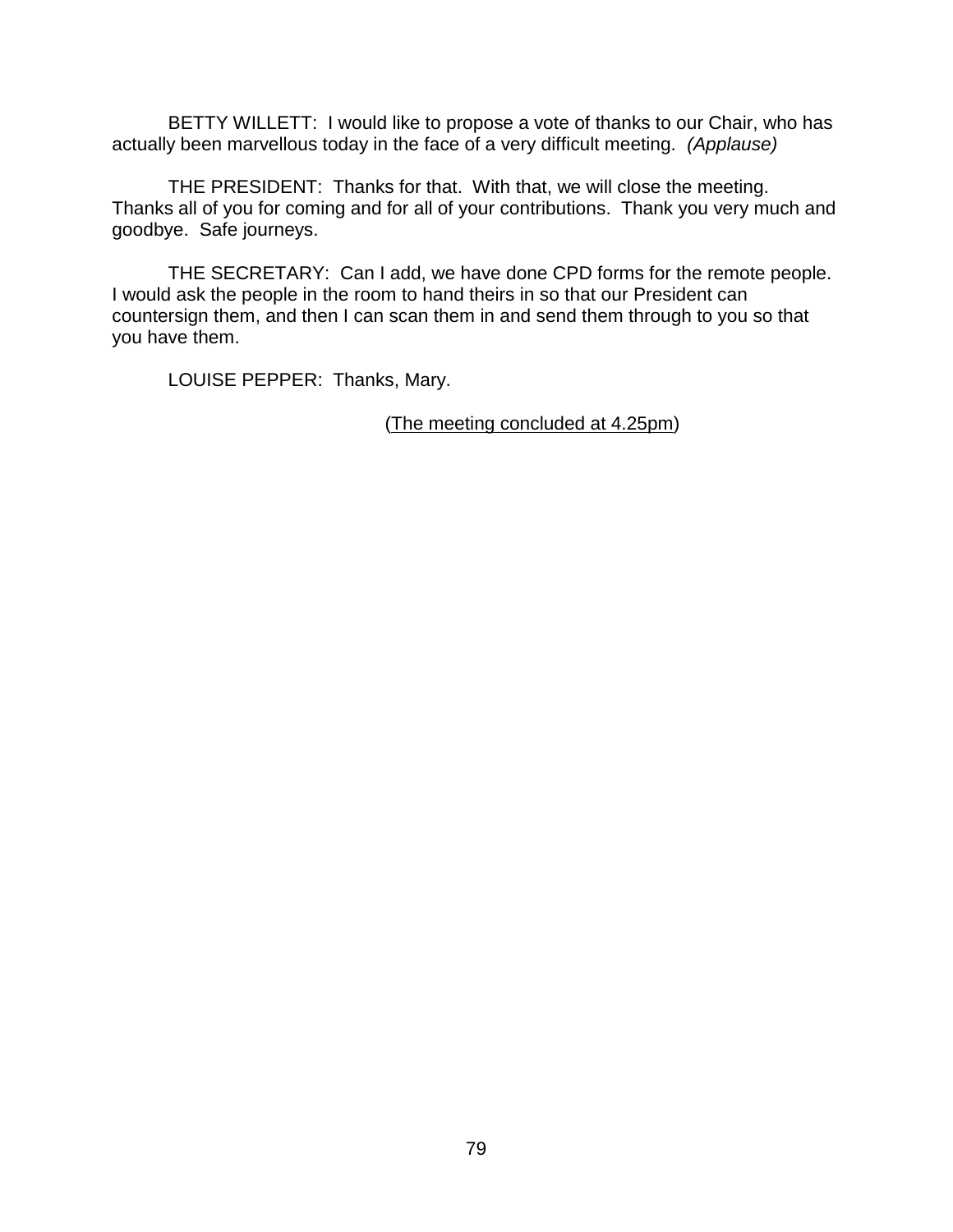BETTY WILLETT: I would like to propose a vote of thanks to our Chair, who has actually been marvellous today in the face of a very difficult meeting. *(Applause)*

THE PRESIDENT: Thanks for that. With that, we will close the meeting. Thanks all of you for coming and for all of your contributions. Thank you very much and goodbye. Safe journeys.

THE SECRETARY: Can I add, we have done CPD forms for the remote people. I would ask the people in the room to hand theirs in so that our President can countersign them, and then I can scan them in and send them through to you so that you have them.

LOUISE PEPPER: Thanks, Mary.

(<u>The meeting concluded at 4.25pm</u>)